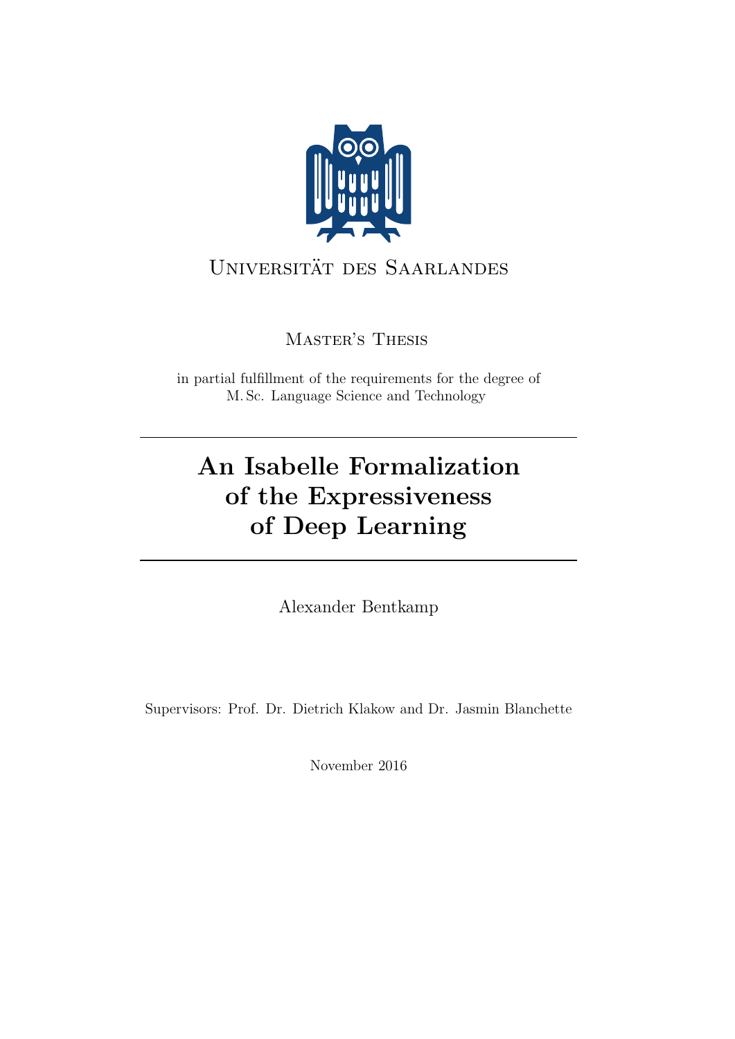Universität des Saarlandes

Master's Thesis

in partial fulfillment of the requirements for the degree of
M. Sc. Language Science and Technology

# An Isabelle Formalization of the Expressiveness of Deep Learning

Alexander Bentkamp

Supervisors: Prof. Dr. Dietrich Klakow and Dr. Jasmin Blanchette

November 2016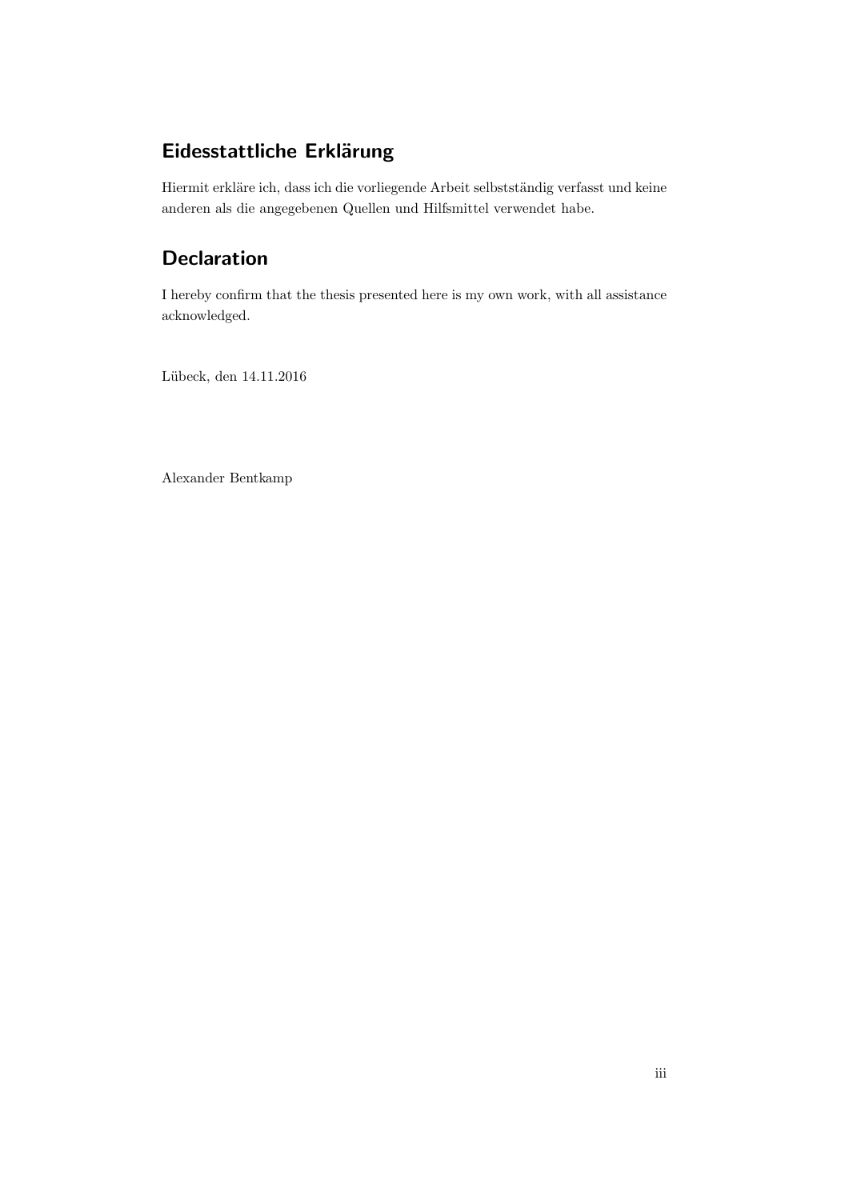## Eidesstattliche Erklärung

Hiermit erkläre ich, dass ich die vorliegende Arbeit selbstständig verfasst und keine anderen als die angegebenen Quellen und Hilfsmittel verwendet habe.

## Declaration

I hereby confirm that the thesis presented here is my own work, with all assistance acknowledged.

Lübeck, den 14.11.2016

Alexander Bentkamp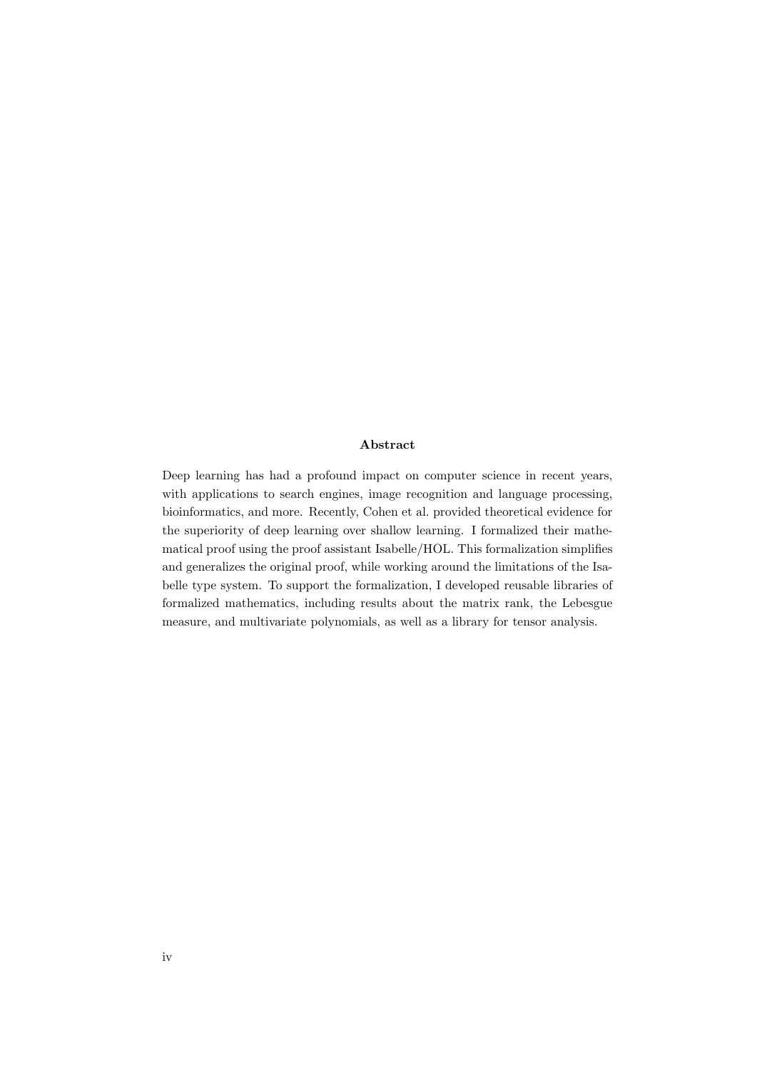# Abstract

Deep learning has had a profound impact on computer science in recent years, with applications to search engines, image recognition and language processing, bioinformatics, and more. Recently, Cohen et al. provided theoretical evidence for the superiority of deep learning over shallow learning. I formalized their mathematical proof using the proof assistant Isabelle/HOL. This formalization simplifies and generalizes the original proof, while working around the limitations of the Isabelle type system. To support the formalization, I developed reusable libraries of formalized mathematics, including results about the matrix rank, the Lebesgue measure, and multivariate polynomials, as well as a library for tensor analysis.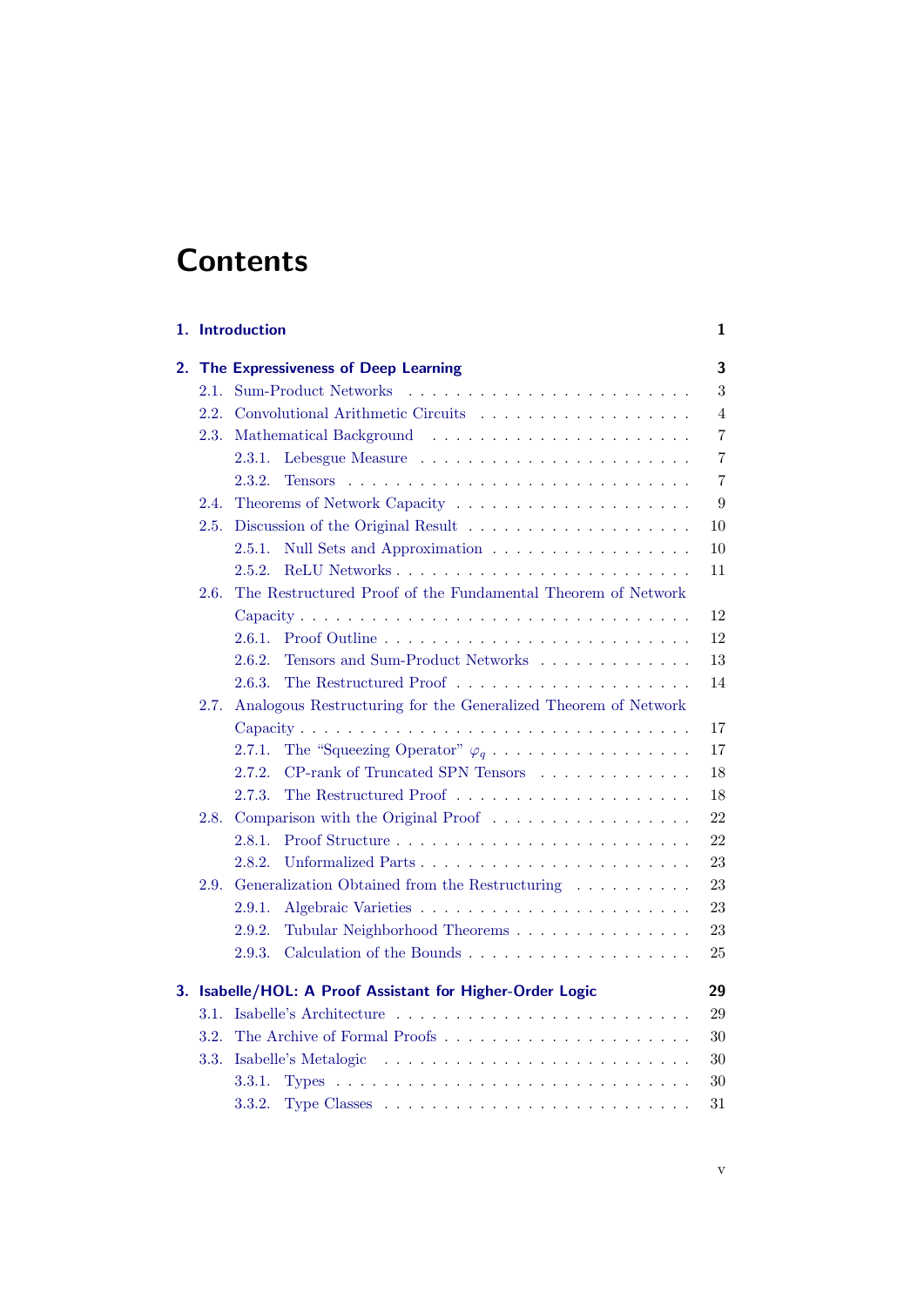# Contents

1. Introduction 1

2. The Expressiveness of Deep Learning 3
   - 2.1. Sum-Product Networks 3
   - 2.2. Convolutional Arithmetic Circuits 4
   - 2.3. Mathematical Background 7
     - 2.3.1. Lebesgue Measure 7
     - 2.3.2. Tensors 7
   - 2.4. Theorems of Network Capacity 9
   - 2.5. Discussion of the Original Result 10
     - 2.5.1. Null Sets and Approximation 10
     - 2.5.2. ReLU Networks 11
   - 2.6. The Restructured Proof of the Fundamental Theorem of Network Capacity 12
     - 2.6.1. Proof Outline 12
     - 2.6.2. Tensors and Sum-Product Networks 13
     - 2.6.3. The Restructured Proof 14
   - 2.7. Analogous Restructuring for the Generalized Theorem of Network Capacity 17
     - 2.7.1. The "Squeezing Operator" $\varphi_q$ 17
     - 2.7.2. CP-rank of Truncated SPN Tensors 18
     - 2.7.3. The Restructured Proof 18
   - 2.8. Comparison with the Original Proof 22
     - 2.8.1. Proof Structure 22
     - 2.8.2. Unformalized Parts 23
   - 2.9. Generalization Obtained from the Restructuring 23
     - 2.9.1. Algebraic Varieties 23
     - 2.9.2. Tubular Neighborhood Theorems 23
     - 2.9.3. Calculation of the Bounds 25

3. Isabelle/HOL: A Proof Assistant for Higher-Order Logic 29
   - 3.1. Isabelle's Architecture 29
   - 3.2. The Archive of Formal Proofs 30
   - 3.3. Isabelle's Metalogic 30
     - 3.3.1. Types 30
     - 3.3.2. Type Classes 31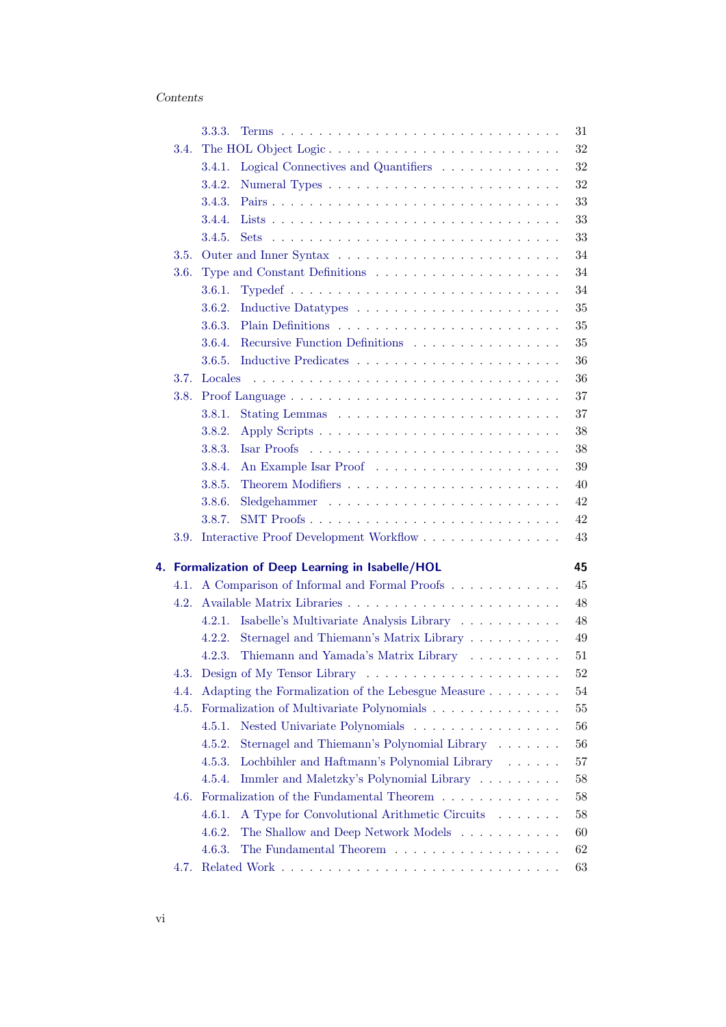3.3.3. Terms . . . . . . . . . . . . . . . . . . . . . . . . . . . . . 31

3.4. The HOL Object Logic . . . . . . . . . . . . . . . . . . . . . . . . 32

3.4.1. Logical Connectives and Quantifiers . . . . . . . . . . . . . 32

3.4.2. Numeral Types . . . . . . . . . . . . . . . . . . . . . . . . 32

3.4.3. Pairs . . . . . . . . . . . . . . . . . . . . . . . . . . . . . 33

3.4.4. Lists . . . . . . . . . . . . . . . . . . . . . . . . . . . . . 33

3.4.5. Sets . . . . . . . . . . . . . . . . . . . . . . . . . . . . . 33

3.5. Outer and Inner Syntax . . . . . . . . . . . . . . . . . . . . . . . 34

3.6. Type and Constant Definitions . . . . . . . . . . . . . . . . . . . 34

3.6.1. Typedef . . . . . . . . . . . . . . . . . . . . . . . . . . . . 34

3.6.2. Inductive Datatypes . . . . . . . . . . . . . . . . . . . . . 35

3.6.3. Plain Definitions . . . . . . . . . . . . . . . . . . . . . . . 35

3.6.4. Recursive Function Definitions . . . . . . . . . . . . . . . 35

3.6.5. Inductive Predicates . . . . . . . . . . . . . . . . . . . . . 36

3.7. Locales . . . . . . . . . . . . . . . . . . . . . . . . . . . . . . . 36

3.8. Proof Language . . . . . . . . . . . . . . . . . . . . . . . . . . . 37

3.8.1. Stating Lemmas . . . . . . . . . . . . . . . . . . . . . . . 37

3.8.2. Apply Scripts . . . . . . . . . . . . . . . . . . . . . . . . . 38

3.8.3. Isar Proofs . . . . . . . . . . . . . . . . . . . . . . . . . . 38

3.8.4. An Example Isar Proof . . . . . . . . . . . . . . . . . . . 39

3.8.5. Theorem Modifiers . . . . . . . . . . . . . . . . . . . . . . 40

3.8.6. Sledgehammer . . . . . . . . . . . . . . . . . . . . . . . . 42

3.8.7. SMT Proofs . . . . . . . . . . . . . . . . . . . . . . . . . . 42

3.9. Interactive Proof Development Workflow . . . . . . . . . . . . . . 43

**4. Formalization of Deep Learning in Isabelle/HOL** **45**

4.1. A Comparison of Informal and Formal Proofs . . . . . . . . . . . 45

4.2. Available Matrix Libraries . . . . . . . . . . . . . . . . . . . . . . 48

4.2.1. Isabelle's Multivariate Analysis Library . . . . . . . . . . . 48

4.2.2. Sternagel and Thiemann's Matrix Library . . . . . . . . . . 49

4.2.3. Thiemann and Yamada's Matrix Library . . . . . . . . . . 51

4.3. Design of My Tensor Library . . . . . . . . . . . . . . . . . . . . 52

4.4. Adapting the Formalization of the Lebesgue Measure . . . . . . . . 54

4.5. Formalization of Multivariate Polynomials . . . . . . . . . . . . . . 55

4.5.1. Nested Univariate Polynomials . . . . . . . . . . . . . . . 56

4.5.2. Sternagel and Thiemann's Polynomial Library . . . . . . . 56

4.5.3. Lochbihler and Haftmann's Polynomial Library . . . . . . 57

4.5.4. Immler and Maletzky's Polynomial Library . . . . . . . . . 58

4.6. Formalization of the Fundamental Theorem . . . . . . . . . . . . . 58

4.6.1. A Type for Convolutional Arithmetic Circuits . . . . . . . 58

4.6.2. The Shallow and Deep Network Models . . . . . . . . . . . 60

4.6.3. The Fundamental Theorem . . . . . . . . . . . . . . . . . . 62

4.7. Related Work . . . . . . . . . . . . . . . . . . . . . . . . . . . . . 63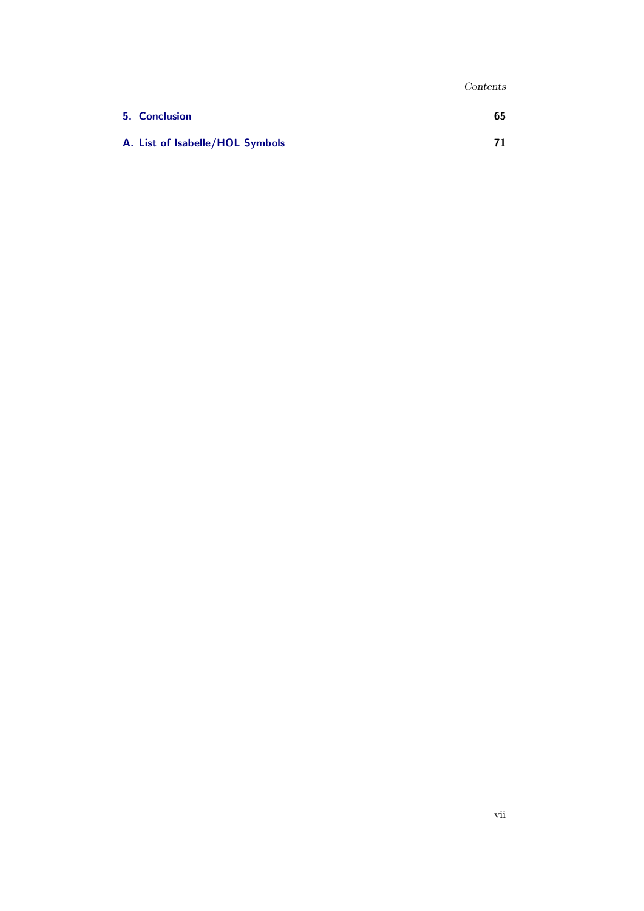5. **Conclusion** **65**

A. **List of Isabelle/HOL Symbols** **71**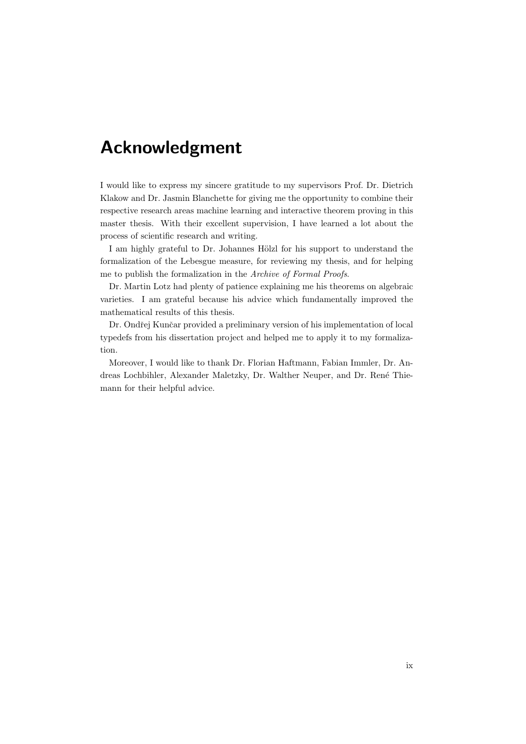# Acknowledgment

I would like to express my sincere gratitude to my supervisors Prof. Dr. Dietrich Klakow and Dr. Jasmin Blanchette for giving me the opportunity to combine their respective research areas machine learning and interactive theorem proving in this master thesis. With their excellent supervision, I have learned a lot about the process of scientific research and writing.

I am highly grateful to Dr. Johannes Hölzl for his support to understand the formalization of the Lebesgue measure, for reviewing my thesis, and for helping me to publish the formalization in the *Archive of Formal Proofs*.

Dr. Martin Lotz had plenty of patience explaining me his theorems on algebraic varieties. I am grateful because his advice which fundamentally improved the mathematical results of this thesis.

Dr. Ondřej Kunčar provided a preliminary version of his implementation of local typedefs from his dissertation project and helped me to apply it to my formalization.

Moreover, I would like to thank Dr. Florian Haftmann, Fabian Immler, Dr. Andreas Lochbihler, Alexander Maletzky, Dr. Walther Neuper, and Dr. René Thiemann for their helpful advice.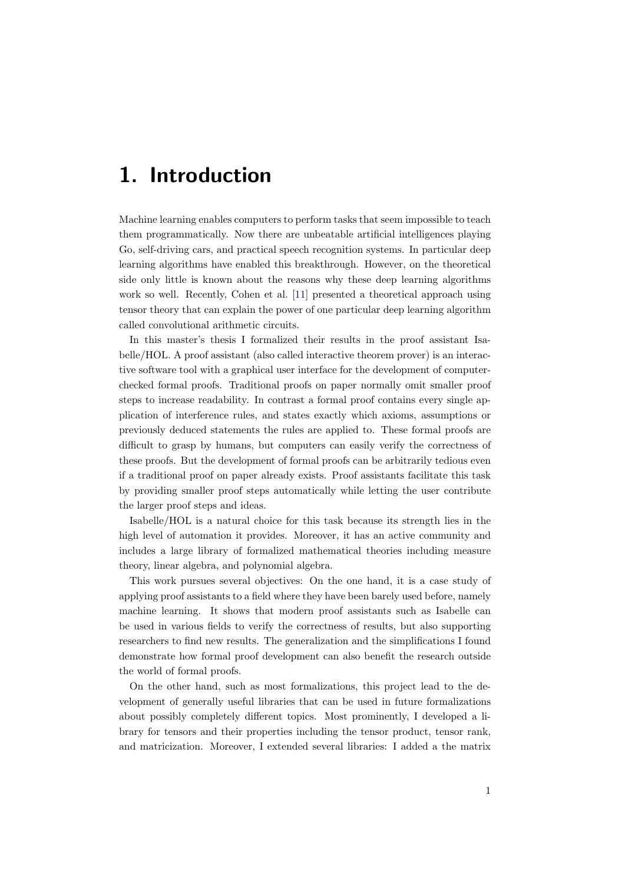# 1. Introduction

Machine learning enables computers to perform tasks that seem impossible to teach them programmatically. Now there are unbeatable artificial intelligences playing Go, self-driving cars, and practical speech recognition systems. In particular deep learning algorithms have enabled this breakthrough. However, on the theoretical side only little is known about the reasons why these deep learning algorithms work so well. Recently, Cohen et al. [11] presented a theoretical approach using tensor theory that can explain the power of one particular deep learning algorithm called convolutional arithmetic circuits.

In this master's thesis I formalized their results in the proof assistant Isabelle/HOL. A proof assistant (also called interactive theorem prover) is an interactive software tool with a graphical user interface for the development of computer-checked formal proofs. Traditional proofs on paper normally omit smaller proof steps to increase readability. In contrast a formal proof contains every single application of interference rules, and states exactly which axioms, assumptions or previously deduced statements the rules are applied to. These formal proofs are difficult to grasp by humans, but computers can easily verify the correctness of these proofs. But the development of formal proofs can be arbitrarily tedious even if a traditional proof on paper already exists. Proof assistants facilitate this task by providing smaller proof steps automatically while letting the user contribute the larger proof steps and ideas.

Isabelle/HOL is a natural choice for this task because its strength lies in the high level of automation it provides. Moreover, it has an active community and includes a large library of formalized mathematical theories including measure theory, linear algebra, and polynomial algebra.

This work pursues several objectives: On the one hand, it is a case study of applying proof assistants to a field where they have been barely used before, namely machine learning. It shows that modern proof assistants such as Isabelle can be used in various fields to verify the correctness of results, but also supporting researchers to find new results. The generalization and the simplifications I found demonstrate how formal proof development can also benefit the research outside the world of formal proofs.

On the other hand, such as most formalizations, this project lead to the development of generally useful libraries that can be used in future formalizations about possibly completely different topics. Most prominently, I developed a library for tensors and their properties including the tensor product, tensor rank, and matricization. Moreover, I extended several libraries: I added a the matrix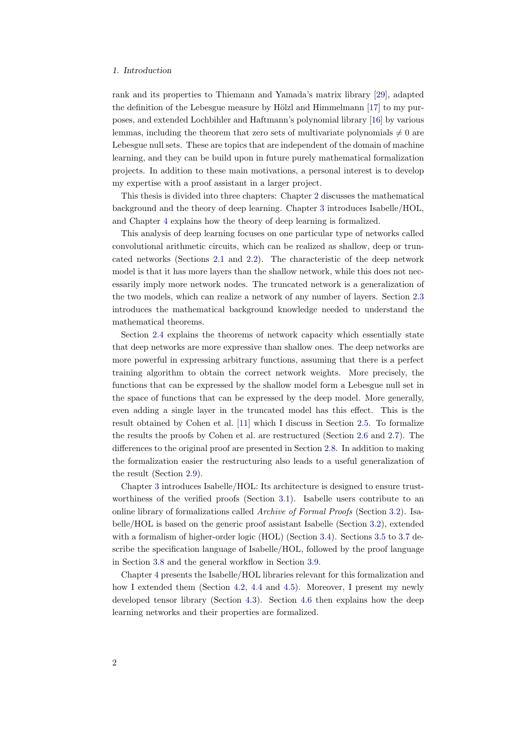rank and its properties to Thiemann and Yamada's matrix library [29], adapted the definition of the Lebesgue measure by Hölzl and Himmelmann [17] to my purposes, and extended Lochbihler and Haftmann's polynomial library [16] by various lemmas, including the theorem that zero sets of multivariate polynomials $\neq 0$ are Lebesgue null sets. These are topics that are independent of the domain of machine learning, and they can be build upon in future purely mathematical formalization projects. In addition to these main motivations, a personal interest is to develop my expertise with a proof assistant in a larger project.

This thesis is divided into three chapters: Chapter 2 discusses the mathematical background and the theory of deep learning. Chapter 3 introduces Isabelle/HOL, and Chapter 4 explains how the theory of deep learning is formalized.

This analysis of deep learning focuses on one particular type of networks called convolutional arithmetic circuits, which can be realized as shallow, deep or truncated networks (Sections 2.1 and 2.2). The characteristic of the deep network model is that it has more layers than the shallow network, while this does not necessarily imply more network nodes. The truncated network is a generalization of the two models, which can realize a network of any number of layers. Section 2.3 introduces the mathematical background knowledge needed to understand the mathematical theorems.

Section 2.4 explains the theorems of network capacity which essentially state that deep networks are more expressive than shallow ones. The deep networks are more powerful in expressing arbitrary functions, assuming that there is a perfect training algorithm to obtain the correct network weights. More precisely, the functions that can be expressed by the shallow model form a Lebesgue null set in the space of functions that can be expressed by the deep model. More generally, even adding a single layer in the truncated model has this effect. This is the result obtained by Cohen et al. [11] which I discuss in Section 2.5. To formalize the results the proofs by Cohen et al. are restructured (Section 2.6 and 2.7). The differences to the original proof are presented in Section 2.8. In addition to making the formalization easier the restructuring also leads to a useful generalization of the result (Section 2.9).

Chapter 3 introduces Isabelle/HOL: Its architecture is designed to ensure trustworthiness of the verified proofs (Section 3.1). Isabelle users contribute to an online library of formalizations called *Archive of Formal Proofs* (Section 3.2). Isabelle/HOL is based on the generic proof assistant Isabelle (Section 3.2), extended with a formalism of higher-order logic (HOL) (Section 3.4). Sections 3.5 to 3.7 describe the specification language of Isabelle/HOL, followed by the proof language in Section 3.8 and the general workflow in Section 3.9.

Chapter 4 presents the Isabelle/HOL libraries relevant for this formalization and how I extended them (Section 4.2, 4.4 and 4.5). Moreover, I present my newly developed tensor library (Section 4.3). Section 4.6 then explains how the deep learning networks and their properties are formalized.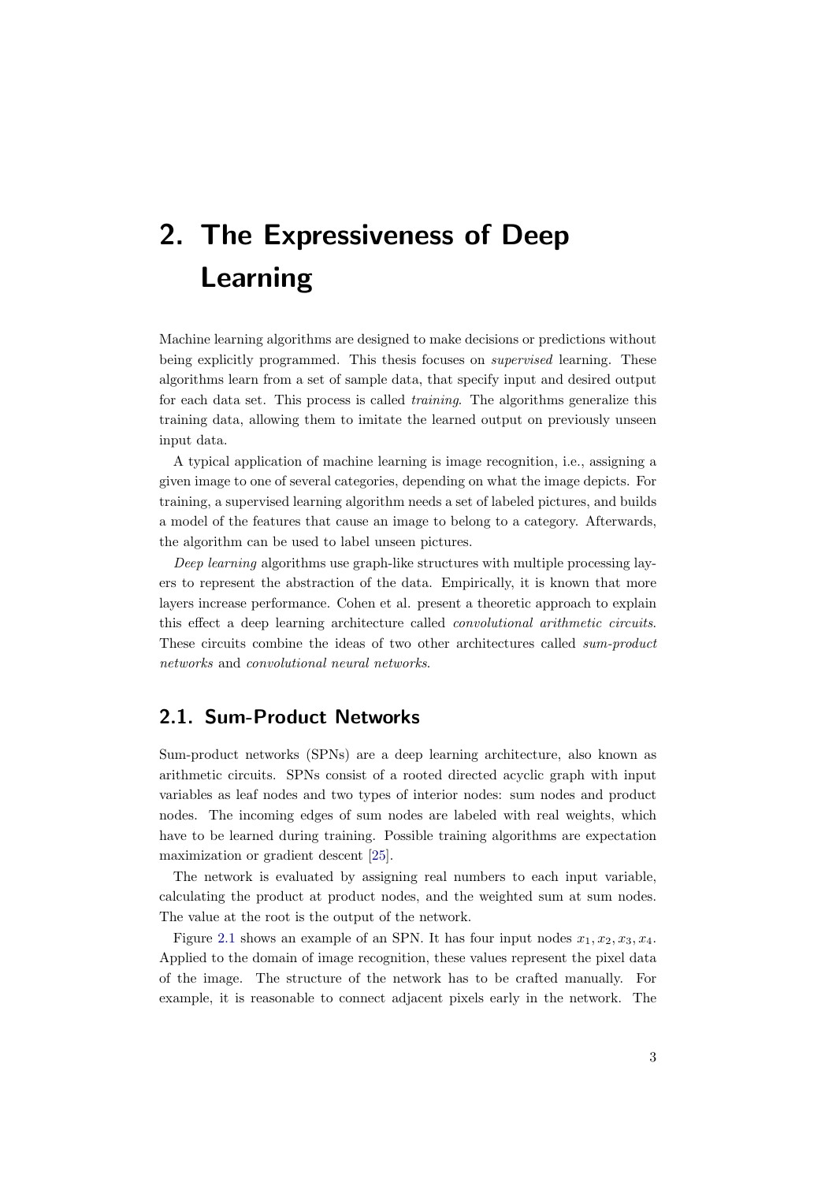# 2. The Expressiveness of Deep Learning

Machine learning algorithms are designed to make decisions or predictions without being explicitly programmed. This thesis focuses on *supervised* learning. These algorithms learn from a set of sample data, that specify input and desired output for each data set. This process is called *training*. The algorithms generalize this training data, allowing them to imitate the learned output on previously unseen input data.

A typical application of machine learning is image recognition, i.e., assigning a given image to one of several categories, depending on what the image depicts. For training, a supervised learning algorithm needs a set of labeled pictures, and builds a model of the features that cause an image to belong to a category. Afterwards, the algorithm can be used to label unseen pictures.

*Deep learning* algorithms use graph-like structures with multiple processing layers to represent the abstraction of the data. Empirically, it is known that more layers increase performance. Cohen et al. present a theoretic approach to explain this effect a deep learning architecture called *convolutional arithmetic circuits*. These circuits combine the ideas of two other architectures called *sum-product networks* and *convolutional neural networks*.

## 2.1. Sum-Product Networks

Sum-product networks (SPNs) are a deep learning architecture, also known as arithmetic circuits. SPNs consist of a rooted directed acyclic graph with input variables as leaf nodes and two types of interior nodes: sum nodes and product nodes. The incoming edges of sum nodes are labeled with real weights, which have to be learned during training. Possible training algorithms are expectation maximization or gradient descent [25].

The network is evaluated by assigning real numbers to each input variable, calculating the product at product nodes, and the weighted sum at sum nodes. The value at the root is the output of the network.

Figure 2.1 shows an example of an SPN. It has four input nodes $x_1, x_2, x_3, x_4$. Applied to the domain of image recognition, these values represent the pixel data of the image. The structure of the network has to be crafted manually. For example, it is reasonable to connect adjacent pixels early in the network. The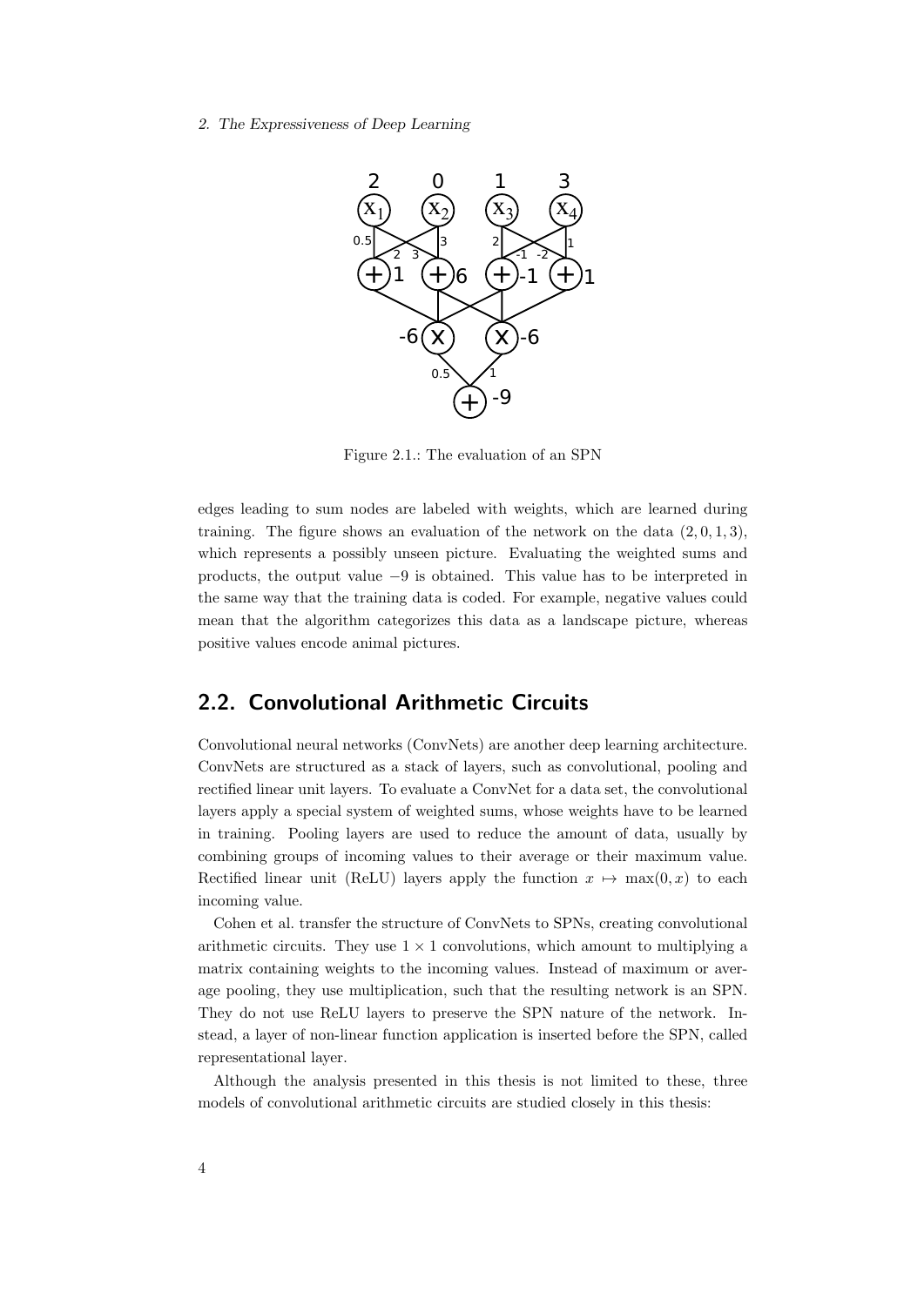Figure 2.1.: The evaluation of an SPN

edges leading to sum nodes are labeled with weights, which are learned during training. The figure shows an evaluation of the network on the data $(2, 0, 1, 3)$, which represents a possibly unseen picture. Evaluating the weighted sums and products, the output value $-9$ is obtained. This value has to be interpreted in the same way that the training data is coded. For example, negative values could mean that the algorithm categorizes this data as a landscape picture, whereas positive values encode animal pictures.

## 2.2. Convolutional Arithmetic Circuits

Convolutional neural networks (ConvNets) are another deep learning architecture. ConvNets are structured as a stack of layers, such as convolutional, pooling and rectified linear unit layers. To evaluate a ConvNet for a data set, the convolutional layers apply a special system of weighted sums, whose weights have to be learned in training. Pooling layers are used to reduce the amount of data, usually by combining groups of incoming values to their average or their maximum value. Rectified linear unit (ReLU) layers apply the function $x \mapsto \max(0, x)$ to each incoming value.

Cohen et al. transfer the structure of ConvNets to SPNs, creating convolutional arithmetic circuits. They use $1 \times 1$ convolutions, which amount to multiplying a matrix containing weights to the incoming values. Instead of maximum or average pooling, they use multiplication, such that the resulting network is an SPN. They do not use ReLU layers to preserve the SPN nature of the network. Instead, a layer of non-linear function application is inserted before the SPN, called representational layer.

Although the analysis presented in this thesis is not limited to these, three models of convolutional arithmetic circuits are studied closely in this thesis: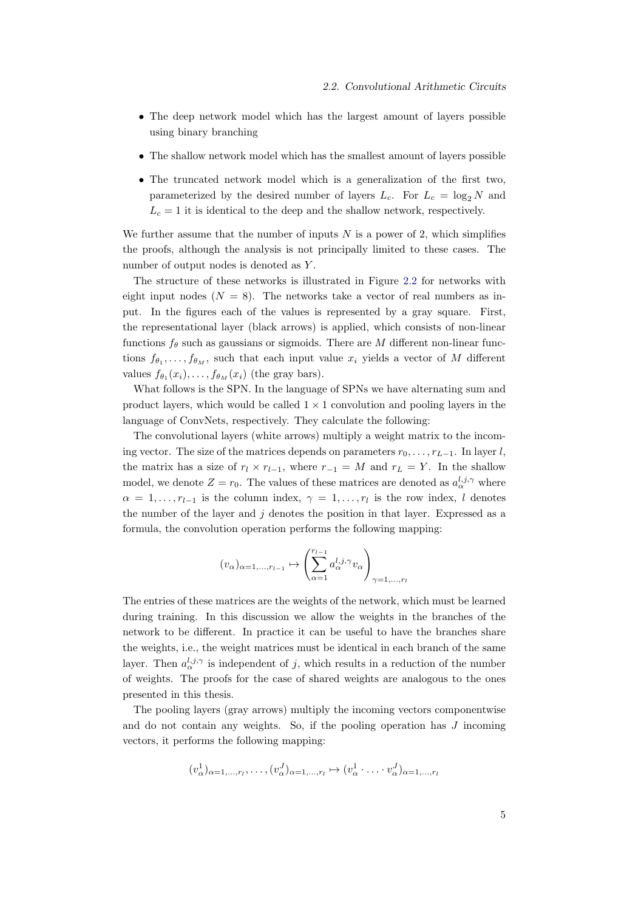- The deep network model which has the largest amount of layers possible using binary branching
- The shallow network model which has the smallest amount of layers possible
- The truncated network model which is a generalization of the first two, parameterized by the desired number of layers $L_c$. For $L_c = \log_2 N$ and $L_c = 1$ it is identical to the deep and the shallow network, respectively.

We further assume that the number of inputs $N$ is a power of 2, which simplifies the proofs, although the analysis is not principally limited to these cases. The number of output nodes is denoted as $Y$.

The structure of these networks is illustrated in Figure 2.2 for networks with eight input nodes ($N = 8$). The networks take a vector of real numbers as input. In the figures each of the values is represented by a gray square. First, the representational layer (black arrows) is applied, which consists of non-linear functions $f_\theta$ such as gaussians or sigmoids. There are $M$ different non-linear functions $f_{\theta_1}, \ldots, f_{\theta_M}$, such that each input value $x_i$ yields a vector of $M$ different values $f_{\theta_1}(x_i), \ldots, f_{\theta_M}(x_i)$ (the gray bars).

What follows is the SPN. In the language of SPNs we have alternating sum and product layers, which would be called $1 \times 1$ convolution and pooling layers in the language of ConvNets, respectively. They calculate the following:

The convolutional layers (white arrows) multiply a weight matrix to the incoming vector. The size of the matrices depends on parameters $r_0, \ldots, r_{L-1}$. In layer $l$, the matrix has a size of $r_l \times r_{l-1}$, where $r_{-1} = M$ and $r_L = Y$. In the shallow model, we denote $Z = r_0$. The values of these matrices are denoted as $a_\alpha^{l,j,\gamma}$ where $\alpha = 1, \ldots, r_{l-1}$ is the column index, $\gamma = 1, \ldots, r_l$ is the row index, $l$ denotes the number of the layer and $j$ denotes the position in that layer. Expressed as a formula, the convolution operation performs the following mapping:

$$(v_\alpha)_{\alpha=1,\ldots,r_{l-1}} \mapsto \left( \sum_{\alpha=1}^{r_{l-1}} a_\alpha^{l,j,\gamma} v_\alpha \right)_{\gamma=1,\ldots,r_l}$$

The entries of these matrices are the weights of the network, which must be learned during training. In this discussion we allow the weights in the branches of the network to be different. In practice it can be useful to have the branches share the weights, i.e., the weight matrices must be identical in each branch of the same layer. Then $a_\alpha^{l,j,\gamma}$ is independent of $j$, which results in a reduction of the number of weights. The proofs for the case of shared weights are analogous to the ones presented in this thesis.

The pooling layers (gray arrows) multiply the incoming vectors componentwise and do not contain any weights. So, if the pooling operation has $J$ incoming vectors, it performs the following mapping:

$$(v_\alpha^1)_{\alpha=1,\ldots,r_l}, \ldots, (v_\alpha^J)_{\alpha=1,\ldots,r_l} \mapsto (v_\alpha^1 \cdot \ldots \cdot v_\alpha^J)_{\alpha=1,\ldots,r_l}$$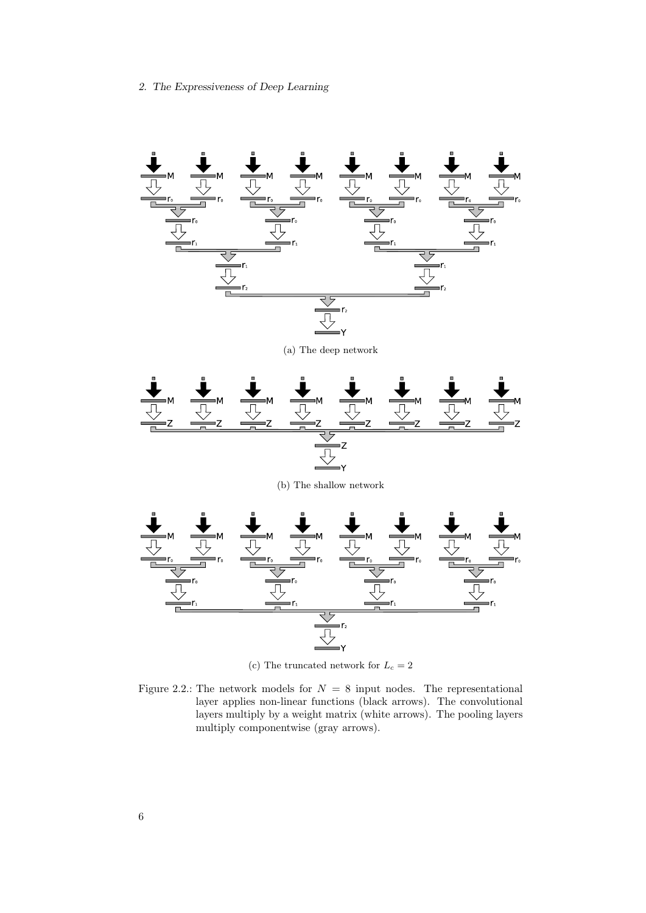(a) The deep network

(b) The shallow network

(c) The truncated network for $L_c = 2$

Figure 2.2.: The network models for $N = 8$ input nodes. The representational layer applies non-linear functions (black arrows). The convolutional layers multiply by a weight matrix (white arrows). The pooling layers multiply componentwise (gray arrows).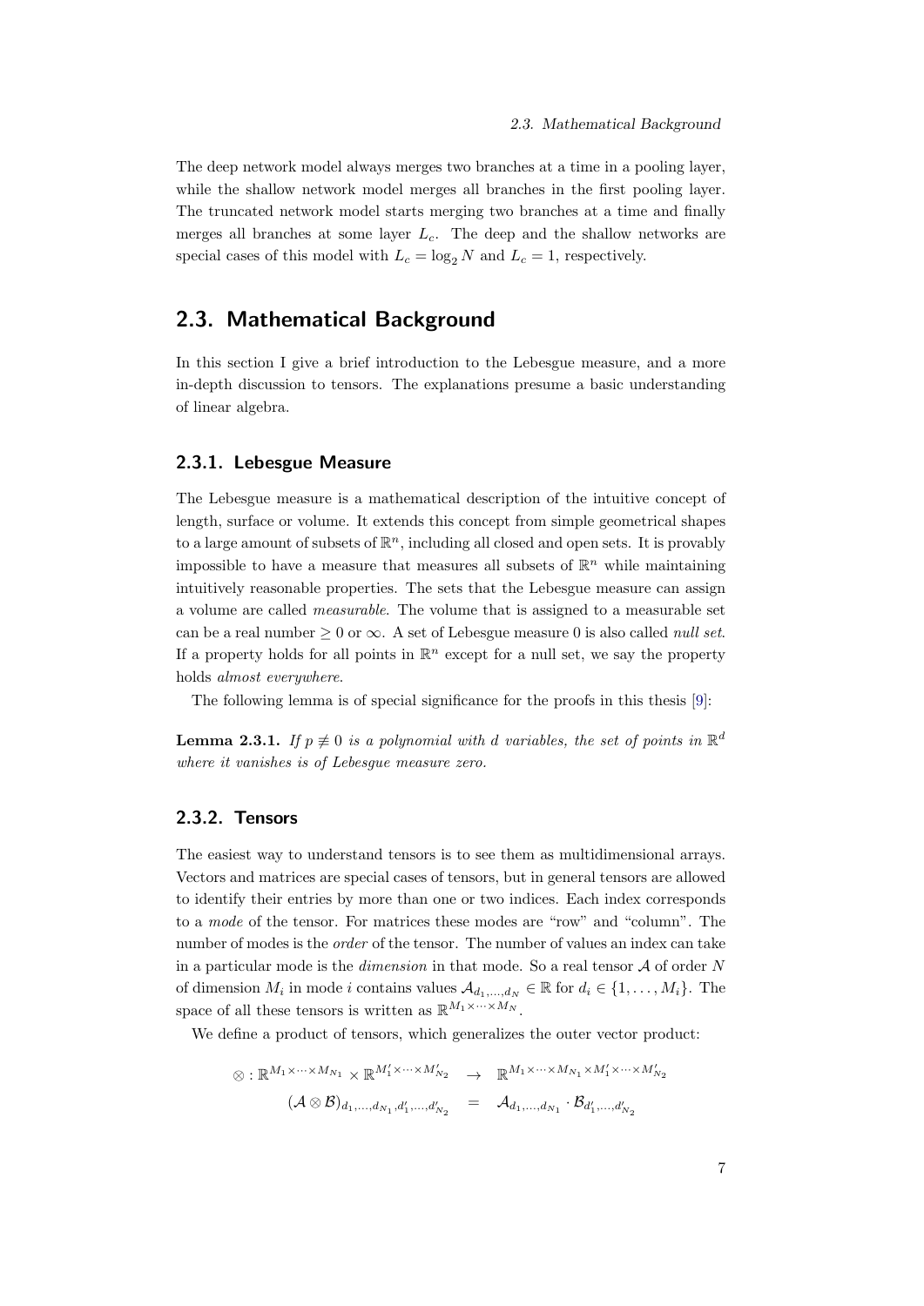The deep network model always merges two branches at a time in a pooling layer, while the shallow network model merges all branches in the first pooling layer. The truncated network model starts merging two branches at a time and finally merges all branches at some layer $L_c$. The deep and the shallow networks are special cases of this model with $L_c = \log_2 N$ and $L_c = 1$, respectively.

## 2.3. Mathematical Background

In this section I give a brief introduction to the Lebesgue measure, and a more in-depth discussion to tensors. The explanations presume a basic understanding of linear algebra.

### 2.3.1. Lebesgue Measure

The Lebesgue measure is a mathematical description of the intuitive concept of length, surface or volume. It extends this concept from simple geometrical shapes to a large amount of subsets of $\mathbb{R}^n$, including all closed and open sets. It is provably impossible to have a measure that measures all subsets of $\mathbb{R}^n$ while maintaining intuitively reasonable properties. The sets that the Lebesgue measure can assign a volume are called *measurable*. The volume that is assigned to a measurable set can be a real number $\geq 0$ or $\infty$. A set of Lebesgue measure 0 is also called *null set*. If a property holds for all points in $\mathbb{R}^n$ except for a null set, we say the property holds *almost everywhere*.

The following lemma is of special significance for the proofs in this thesis [9]:

**Lemma 2.3.1.** *If $p \not\equiv 0$ is a polynomial with $d$ variables, the set of points in $\mathbb{R}^d$ where it vanishes is of Lebesgue measure zero.*

### 2.3.2. Tensors

The easiest way to understand tensors is to see them as multidimensional arrays. Vectors and matrices are special cases of tensors, but in general tensors are allowed to identify their entries by more than one or two indices. Each index corresponds to a *mode* of the tensor. For matrices these modes are "row" and "column". The number of modes is the *order* of the tensor. The number of values an index can take in a particular mode is the *dimension* in that mode. So a real tensor $\mathcal{A}$ of order $N$ of dimension $M_i$ in mode $i$ contains values $\mathcal{A}_{d_1,\ldots,d_N} \in \mathbb{R}$ for $d_i \in \{1, \ldots, M_i\}$. The space of all these tensors is written as $\mathbb{R}^{M_1 \times \cdots \times M_N}$.

We define a product of tensors, which generalizes the outer vector product:

$$
\begin{aligned}
\otimes : \mathbb{R}^{M_1 \times \cdots \times M_{N_1}} \times \mathbb{R}^{M'_1 \times \cdots \times M'_{N_2}} \quad &\rightarrow \quad \mathbb{R}^{M_1 \times \cdots \times M_{N_1} \times M'_1 \times \cdots \times M'_{N_2}} \\
(\mathcal{A} \otimes \mathcal{B})_{d_1,\ldots,d_{N_1},d'_1,\ldots,d'_{N_2}} \quad &= \quad \mathcal{A}_{d_1,\ldots,d_{N_1}} \cdot \mathcal{B}_{d'_1,\ldots,d'_{N_2}}
\end{aligned}
$$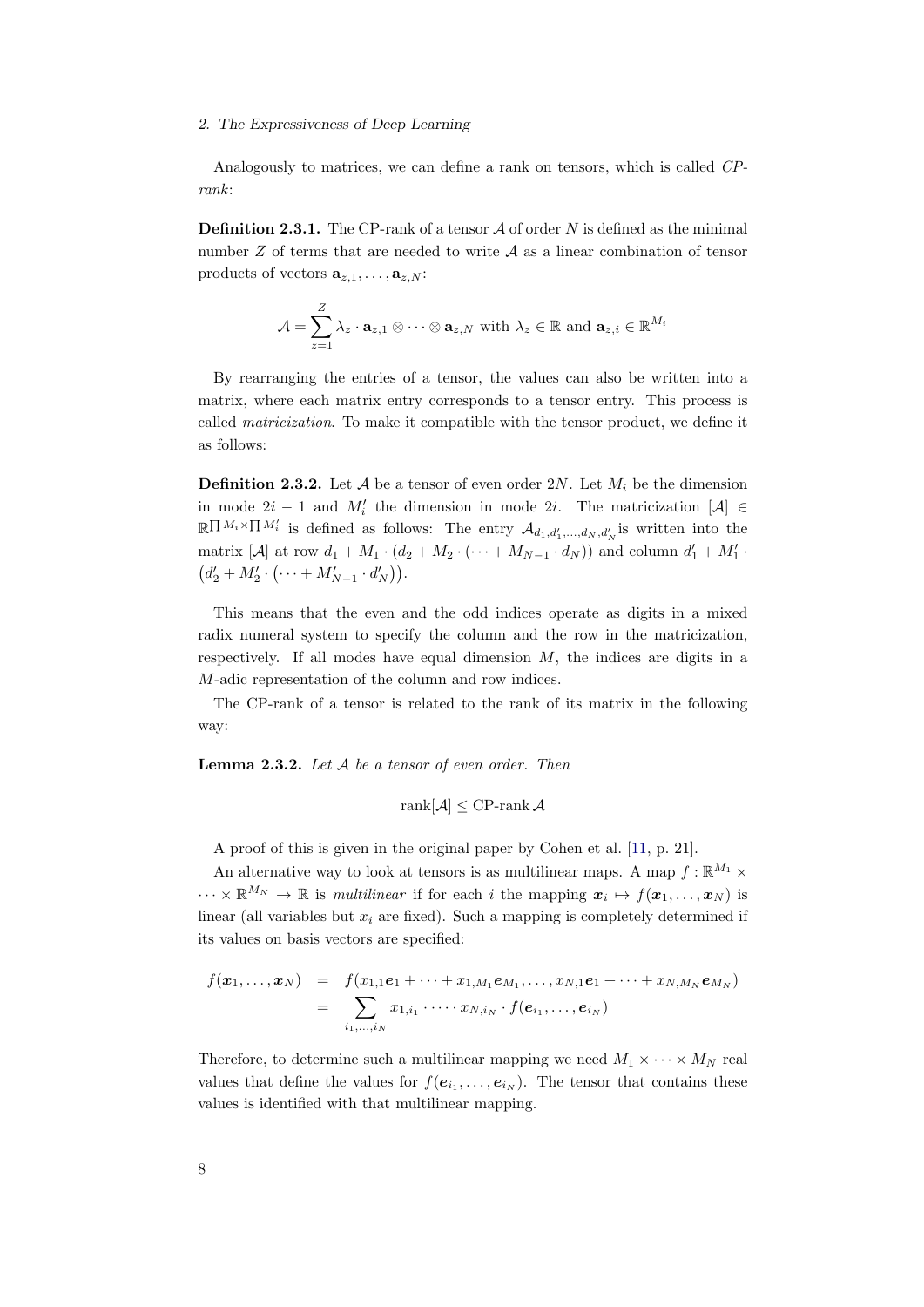Analogously to matrices, we can define a rank on tensors, which is called *CP-rank*:

**Definition 2.3.1.** The CP-rank of a tensor $\mathcal{A}$ of order $N$ is defined as the minimal number $Z$ of terms that are needed to write $\mathcal{A}$ as a linear combination of tensor products of vectors $\mathbf{a}_{z,1}, \dots, \mathbf{a}_{z,N}$:

$$\mathcal{A} = \sum_{z=1}^{Z} \lambda_z \cdot \mathbf{a}_{z,1} \otimes \cdots \otimes \mathbf{a}_{z,N} \text{ with } \lambda_z \in \mathbb{R} \text{ and } \mathbf{a}_{z,i} \in \mathbb{R}^{M_i}$$

By rearranging the entries of a tensor, the values can also be written into a matrix, where each matrix entry corresponds to a tensor entry. This process is called *matricization*. To make it compatible with the tensor product, we define it as follows:

**Definition 2.3.2.** Let $\mathcal{A}$ be a tensor of even order $2N$. Let $M_i$ be the dimension in mode $2i-1$ and $M_i'$ the dimension in mode $2i$. The matricization $[\mathcal{A}] \in \mathbb{R}^{\prod M_i \times \prod M_i'}$ is defined as follows: The entry $\mathcal{A}_{d_1,d_1',\dots,d_N,d_N'}$ is written into the matrix $[\mathcal{A}]$ at row $d_1 + M_1 \cdot (d_2 + M_2 \cdot (\cdots + M_{N-1} \cdot d_N))$ and column $d_1' + M_1' \cdot \left(d_2' + M_2' \cdot \left(\cdots + M_{N-1}' \cdot d_N'\right)\right)$.

This means that the even and the odd indices operate as digits in a mixed radix numeral system to specify the column and the row in the matricization, respectively. If all modes have equal dimension $M$, the indices are digits in a $M$-adic representation of the column and row indices.

The CP-rank of a tensor is related to the rank of its matrix in the following way:

**Lemma 2.3.2.** *Let $\mathcal{A}$ be a tensor of even order. Then*

$$\operatorname{rank}[\mathcal{A}] \leq \text{CP-rank}\,\mathcal{A}$$

A proof of this is given in the original paper by Cohen et al. [11, p. 21].

An alternative way to look at tensors is as multilinear maps. A map $f : \mathbb{R}^{M_1} \times \cdots \times \mathbb{R}^{M_N} \to \mathbb{R}$ is *multilinear* if for each $i$ the mapping $\boldsymbol{x}_i \mapsto f(\boldsymbol{x}_1, \dots, \boldsymbol{x}_N)$ is linear (all variables but $x_i$ are fixed). Such a mapping is completely determined if its values on basis vectors are specified:

$$\begin{aligned} f(\boldsymbol{x}_1, \dots, \boldsymbol{x}_N) &= f(x_{1,1}\boldsymbol{e}_1 + \cdots + x_{1,M_1}\boldsymbol{e}_{M_1}, \dots, x_{N,1}\boldsymbol{e}_1 + \cdots + x_{N,M_N}\boldsymbol{e}_{M_N}) \\ &= \sum_{i_1,\dots,i_N} x_{1,i_1} \cdot \cdots \cdot x_{N,i_N} \cdot f(\boldsymbol{e}_{i_1}, \dots, \boldsymbol{e}_{i_N}) \end{aligned}$$

Therefore, to determine such a multilinear mapping we need $M_1 \times \cdots \times M_N$ real values that define the values for $f(\boldsymbol{e}_{i_1}, \dots, \boldsymbol{e}_{i_N})$. The tensor that contains these values is identified with that multilinear mapping.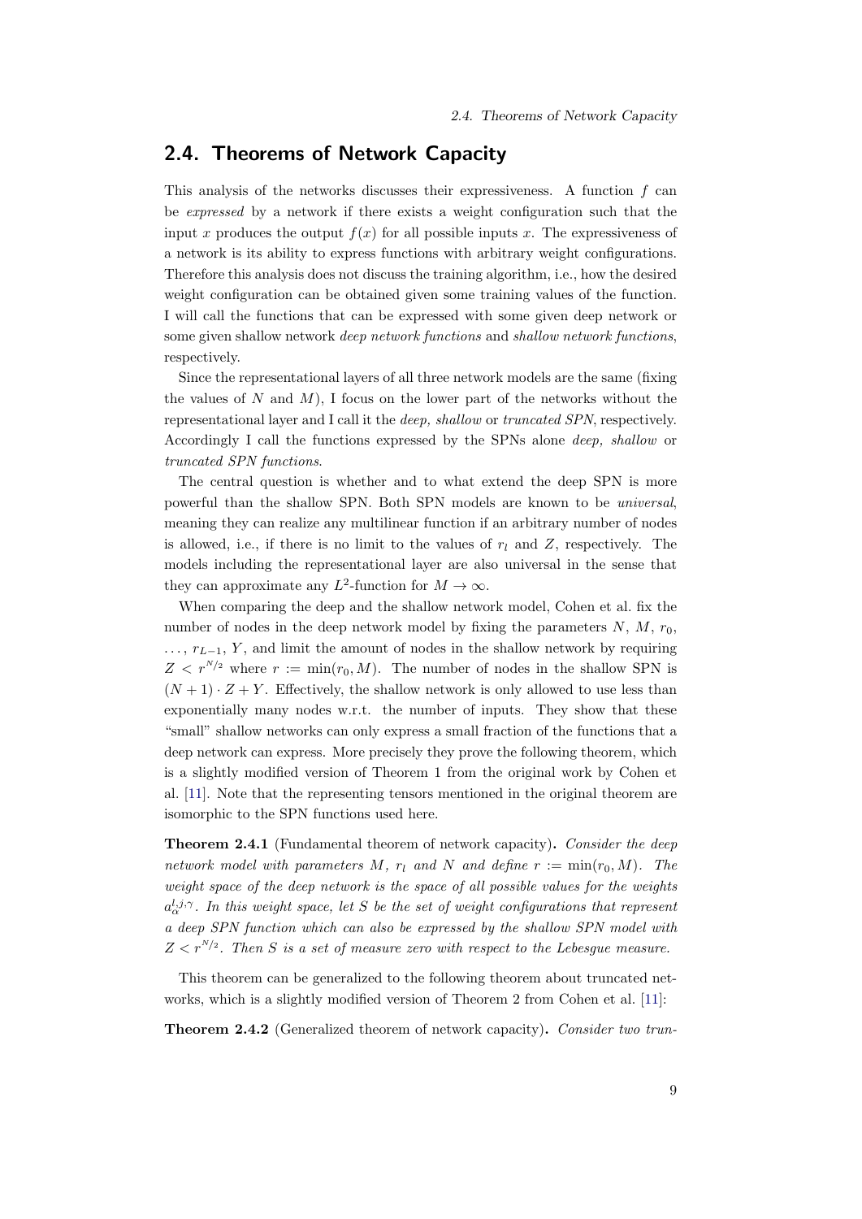## 2.4. Theorems of Network Capacity

This analysis of the networks discusses their expressiveness. A function $f$ can be *expressed* by a network if there exists a weight configuration such that the input $x$ produces the output $f(x)$ for all possible inputs $x$. The expressiveness of a network is its ability to express functions with arbitrary weight configurations. Therefore this analysis does not discuss the training algorithm, i.e., how the desired weight configuration can be obtained given some training values of the function. I will call the functions that can be expressed with some given deep network or some given shallow network *deep network functions* and *shallow network functions*, respectively.

Since the representational layers of all three network models are the same (fixing the values of $N$ and $M$), I focus on the lower part of the networks without the representational layer and I call it the *deep, shallow* or *truncated SPN*, respectively. Accordingly I call the functions expressed by the SPNs alone *deep, shallow* or *truncated SPN functions*.

The central question is whether and to what extend the deep SPN is more powerful than the shallow SPN. Both SPN models are known to be *universal*, meaning they can realize any multilinear function if an arbitrary number of nodes is allowed, i.e., if there is no limit to the values of $r_l$ and $Z$, respectively. The models including the representational layer are also universal in the sense that they can approximate any $L^2$-function for $M \to \infty$.

When comparing the deep and the shallow network model, Cohen et al. fix the number of nodes in the deep network model by fixing the parameters $N$, $M$, $r_0$, $\ldots$, $r_{L-1}$, $Y$, and limit the amount of nodes in the shallow network by requiring $Z < r^{N/2}$ where $r := \min(r_0, M)$. The number of nodes in the shallow SPN is $(N+1) \cdot Z + Y$. Effectively, the shallow network is only allowed to use less than exponentially many nodes w.r.t. the number of inputs. They show that these "small" shallow networks can only express a small fraction of the functions that a deep network can express. More precisely they prove the following theorem, which is a slightly modified version of Theorem 1 from the original work by Cohen et al. [11]. Note that the representing tensors mentioned in the original theorem are isomorphic to the SPN functions used here.

**Theorem 2.4.1** (Fundamental theorem of network capacity)**.** *Consider the deep network model with parameters $M$, $r_l$ and $N$ and define $r := \min(r_0, M)$. The weight space of the deep network is the space of all possible values for the weights $a_\alpha^{l,j,\gamma}$. In this weight space, let $S$ be the set of weight configurations that represent a deep SPN function which can also be expressed by the shallow SPN model with $Z < r^{N/2}$. Then $S$ is a set of measure zero with respect to the Lebesgue measure.*

This theorem can be generalized to the following theorem about truncated networks, which is a slightly modified version of Theorem 2 from Cohen et al. [11]:

**Theorem 2.4.2** (Generalized theorem of network capacity)**.** *Consider two trun-*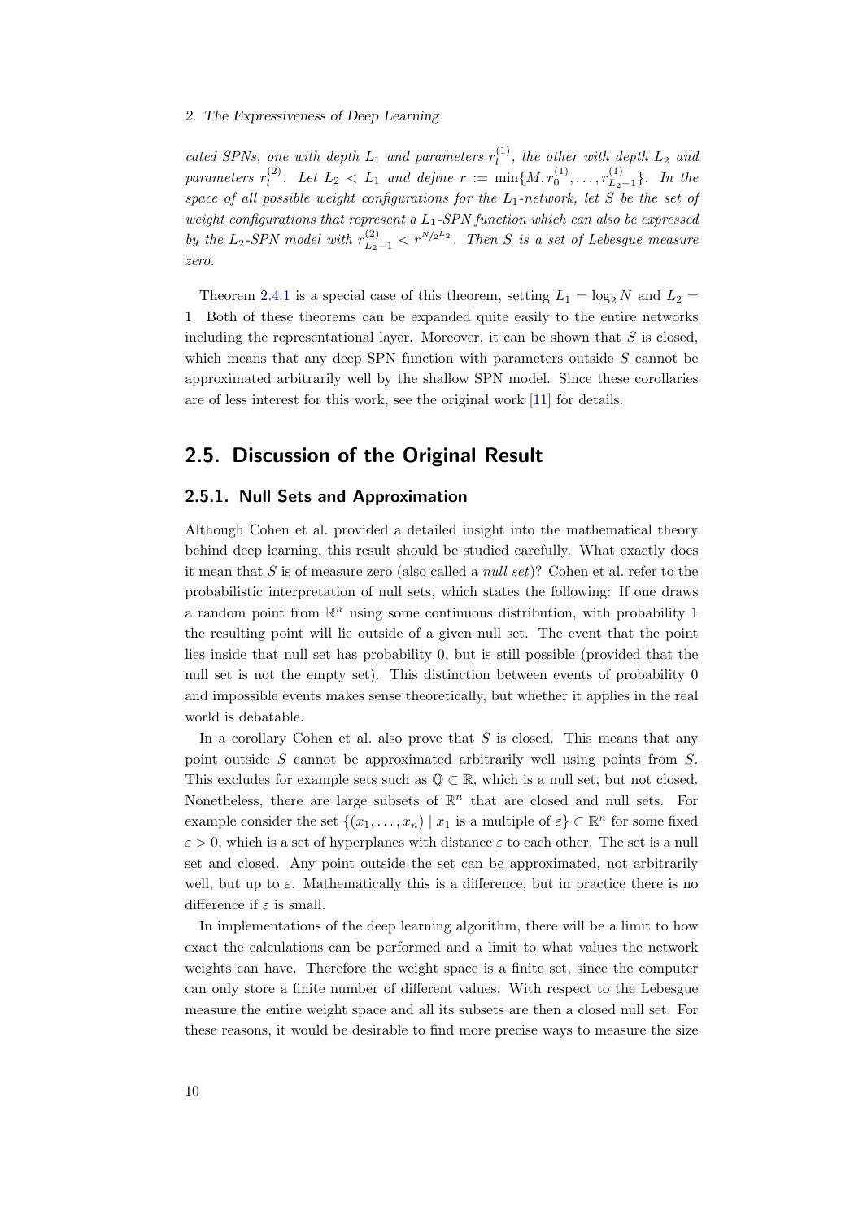*cated SPNs, one with depth $L_1$ and parameters $r_l^{(1)}$, the other with depth $L_2$ and parameters $r_l^{(2)}$. Let $L_2 < L_1$ and define $r := \min\{M, r_0^{(1)}, \ldots, r_{L_2-1}^{(1)}\}$. In the space of all possible weight configurations for the $L_1$-network, let $S$ be the set of weight configurations that represent a $L_1$-SPN function which can also be expressed by the $L_2$-SPN model with $r_{L_2-1}^{(2)} < r^{N/2^{L_2}}$. Then $S$ is a set of Lebesgue measure zero.*

Theorem 2.4.1 is a special case of this theorem, setting $L_1 = \log_2 N$ and $L_2 = 1$. Both of these theorems can be expanded quite easily to the entire networks including the representational layer. Moreover, it can be shown that $S$ is closed, which means that any deep SPN function with parameters outside $S$ cannot be approximated arbitrarily well by the shallow SPN model. Since these corollaries are of less interest for this work, see the original work [11] for details.

## 2.5. Discussion of the Original Result

### 2.5.1. Null Sets and Approximation

Although Cohen et al. provided a detailed insight into the mathematical theory behind deep learning, this result should be studied carefully. What exactly does it mean that $S$ is of measure zero (also called a *null set*)? Cohen et al. refer to the probabilistic interpretation of null sets, which states the following: If one draws a random point from $\mathbb{R}^n$ using some continuous distribution, with probability 1 the resulting point will lie outside of a given null set. The event that the point lies inside that null set has probability 0, but is still possible (provided that the null set is not the empty set). This distinction between events of probability 0 and impossible events makes sense theoretically, but whether it applies in the real world is debatable.

In a corollary Cohen et al. also prove that $S$ is closed. This means that any point outside $S$ cannot be approximated arbitrarily well using points from $S$. This excludes for example sets such as $\mathbb{Q} \subset \mathbb{R}$, which is a null set, but not closed. Nonetheless, there are large subsets of $\mathbb{R}^n$ that are closed and null sets. For example consider the set $\{(x_1, \ldots, x_n) \mid x_1 \text{ is a multiple of } \varepsilon\} \subset \mathbb{R}^n$ for some fixed $\varepsilon > 0$, which is a set of hyperplanes with distance $\varepsilon$ to each other. The set is a null set and closed. Any point outside the set can be approximated, not arbitrarily well, but up to $\varepsilon$. Mathematically this is a difference, but in practice there is no difference if $\varepsilon$ is small.

In implementations of the deep learning algorithm, there will be a limit to how exact the calculations can be performed and a limit to what values the network weights can have. Therefore the weight space is a finite set, since the computer can only store a finite number of different values. With respect to the Lebesgue measure the entire weight space and all its subsets are then a closed null set. For these reasons, it would be desirable to find more precise ways to measure the size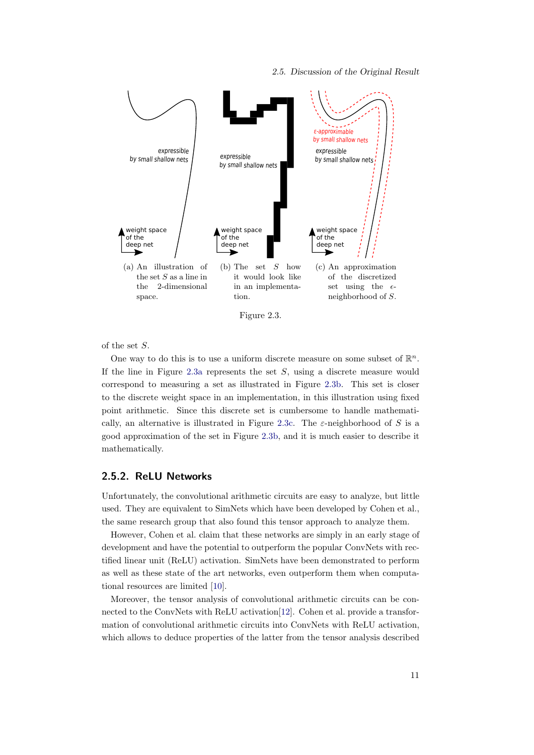(a) An illustration of the set $S$ as a line in the 2-dimensional space.

(b) The set $S$ how it would look like in an implementation.

(c) An approximation of the discretized set using the $\epsilon$-neighborhood of $S$.

Figure 2.3.

of the set $S$.

One way to do this is to use a uniform discrete measure on some subset of $\mathbb{R}^n$. If the line in Figure 2.3a represents the set $S$, using a discrete measure would correspond to measuring a set as illustrated in Figure 2.3b. This set is closer to the discrete weight space in an implementation, in this illustration using fixed point arithmetic. Since this discrete set is cumbersome to handle mathematically, an alternative is illustrated in Figure 2.3c. The $\varepsilon$-neighborhood of $S$ is a good approximation of the set in Figure 2.3b, and it is much easier to describe it mathematically.

### 2.5.2. ReLU Networks

Unfortunately, the convolutional arithmetic circuits are easy to analyze, but little used. They are equivalent to SimNets which have been developed by Cohen et al., the same research group that also found this tensor approach to analyze them.

However, Cohen et al. claim that these networks are simply in an early stage of development and have the potential to outperform the popular ConvNets with rectified linear unit (ReLU) activation. SimNets have been demonstrated to perform as well as these state of the art networks, even outperform them when computational resources are limited [10].

Moreover, the tensor analysis of convolutional arithmetic circuits can be connected to the ConvNets with ReLU activation[12]. Cohen et al. provide a transformation of convolutional arithmetic circuits into ConvNets with ReLU activation, which allows to deduce properties of the latter from the tensor analysis described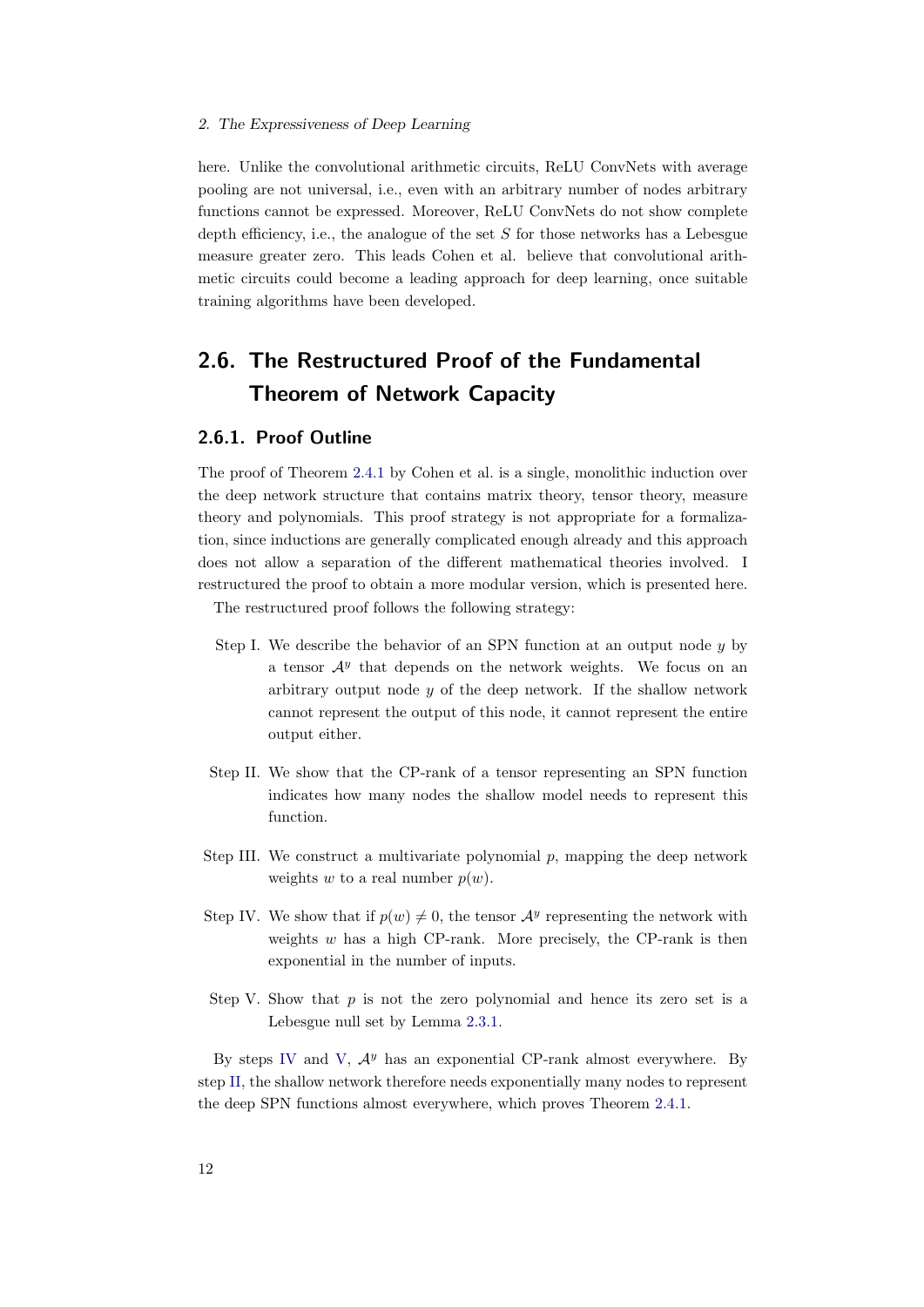here. Unlike the convolutional arithmetic circuits, ReLU ConvNets with average pooling are not universal, i.e., even with an arbitrary number of nodes arbitrary functions cannot be expressed. Moreover, ReLU ConvNets do not show complete depth efficiency, i.e., the analogue of the set $S$ for those networks has a Lebesgue measure greater zero. This leads Cohen et al. believe that convolutional arithmetic circuits could become a leading approach for deep learning, once suitable training algorithms have been developed.

## 2.6. The Restructured Proof of the Fundamental Theorem of Network Capacity

### 2.6.1. Proof Outline

The proof of Theorem 2.4.1 by Cohen et al. is a single, monolithic induction over the deep network structure that contains matrix theory, tensor theory, measure theory and polynomials. This proof strategy is not appropriate for a formalization, since inductions are generally complicated enough already and this approach does not allow a separation of the different mathematical theories involved. I restructured the proof to obtain a more modular version, which is presented here.

The restructured proof follows the following strategy:

- Step I. We describe the behavior of an SPN function at an output node $y$ by a tensor $\mathcal{A}^y$ that depends on the network weights. We focus on an arbitrary output node $y$ of the deep network. If the shallow network cannot represent the output of this node, it cannot represent the entire output either.
- Step II. We show that the CP-rank of a tensor representing an SPN function indicates how many nodes the shallow model needs to represent this function.
- Step III. We construct a multivariate polynomial $p$, mapping the deep network weights $w$ to a real number $p(w)$.
- Step IV. We show that if $p(w) \neq 0$, the tensor $\mathcal{A}^y$ representing the network with weights $w$ has a high CP-rank. More precisely, the CP-rank is then exponential in the number of inputs.
- Step V. Show that $p$ is not the zero polynomial and hence its zero set is a Lebesgue null set by Lemma 2.3.1.

By steps IV and V, $\mathcal{A}^y$ has an exponential CP-rank almost everywhere. By step II, the shallow network therefore needs exponentially many nodes to represent the deep SPN functions almost everywhere, which proves Theorem 2.4.1.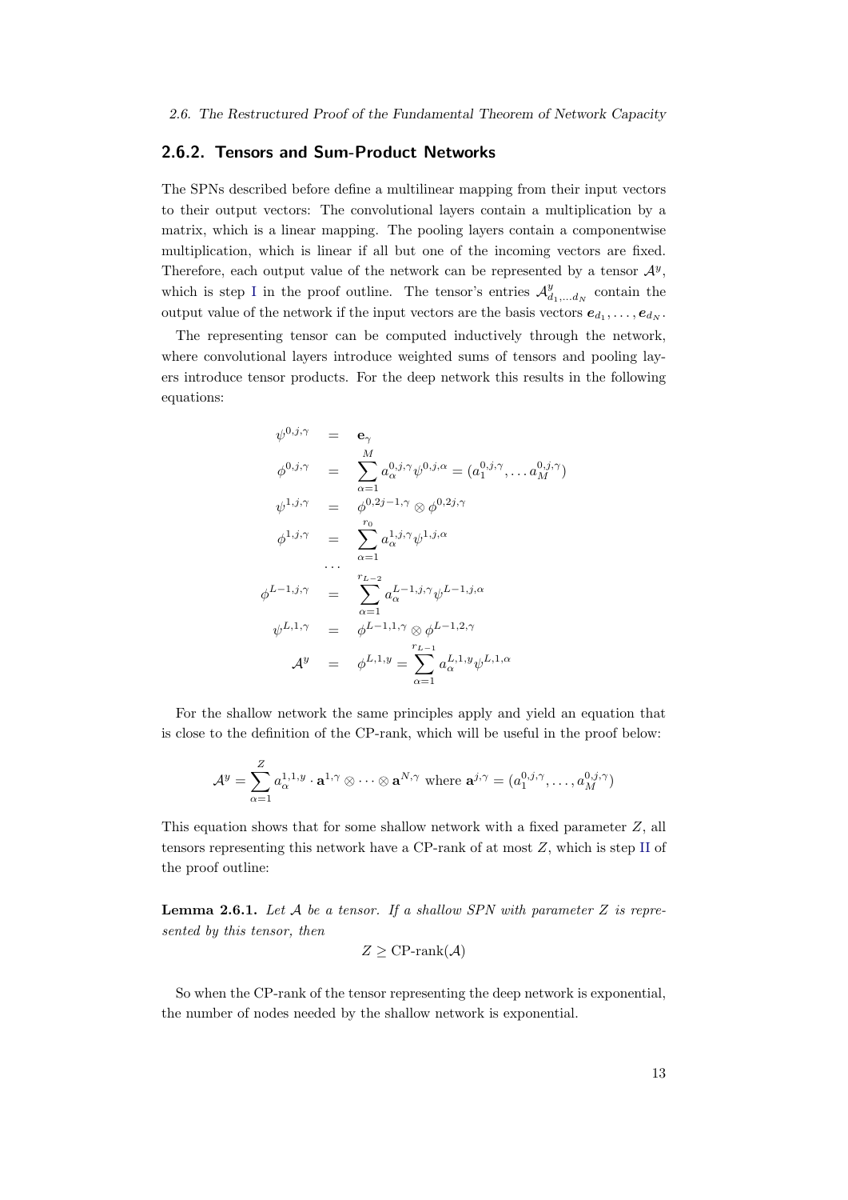### 2.6.2. Tensors and Sum-Product Networks

The SPNs described before define a multilinear mapping from their input vectors to their output vectors: The convolutional layers contain a multiplication by a matrix, which is a linear mapping. The pooling layers contain a componentwise multiplication, which is linear if all but one of the incoming vectors are fixed. Therefore, each output value of the network can be represented by a tensor $\mathcal{A}^y$, which is step I in the proof outline. The tensor's entries $\mathcal{A}^y_{d_1,\ldots d_N}$ contain the output value of the network if the input vectors are the basis vectors $\boldsymbol{e}_{d_1}, \ldots, \boldsymbol{e}_{d_N}$.

The representing tensor can be computed inductively through the network, where convolutional layers introduce weighted sums of tensors and pooling layers introduce tensor products. For the deep network this results in the following equations:

$$
\begin{aligned}
\psi^{0,j,\gamma} &= \mathbf{e}_\gamma \\
\phi^{0,j,\gamma} &= \sum_{\alpha=1}^{M} a_\alpha^{0,j,\gamma} \psi^{0,j,\alpha} = (a_1^{0,j,\gamma}, \ldots a_M^{0,j,\gamma}) \\
\psi^{1,j,\gamma} &= \phi^{0,2j-1,\gamma} \otimes \phi^{0,2j,\gamma} \\
\phi^{1,j,\gamma} &= \sum_{\alpha=1}^{r_0} a_\alpha^{1,j,\gamma} \psi^{1,j,\alpha} \\
&\cdots \\
\phi^{L-1,j,\gamma} &= \sum_{\alpha=1}^{r_{L-2}} a_\alpha^{L-1,j,\gamma} \psi^{L-1,j,\alpha} \\
\psi^{L,1,\gamma} &= \phi^{L-1,1,\gamma} \otimes \phi^{L-1,2,\gamma} \\
\mathcal{A}^y &= \phi^{L,1,y} = \sum_{\alpha=1}^{r_{L-1}} a_\alpha^{L,1,y} \psi^{L,1,\alpha}
\end{aligned}
$$

For the shallow network the same principles apply and yield an equation that is close to the definition of the CP-rank, which will be useful in the proof below:

$$
\mathcal{A}^y = \sum_{\alpha=1}^{Z} a_\alpha^{1,1,y} \cdot \mathbf{a}^{1,\gamma} \otimes \cdots \otimes \mathbf{a}^{N,\gamma} \text{ where } \mathbf{a}^{j,\gamma} = (a_1^{0,j,\gamma}, \ldots, a_M^{0,j,\gamma})
$$

This equation shows that for some shallow network with a fixed parameter $Z$, all tensors representing this network have a CP-rank of at most $Z$, which is step II of the proof outline:

**Lemma 2.6.1.** *Let $\mathcal{A}$ be a tensor. If a shallow SPN with parameter $Z$ is represented by this tensor, then*

$$
Z \geq \text{CP-rank}(\mathcal{A})
$$

So when the CP-rank of the tensor representing the deep network is exponential, the number of nodes needed by the shallow network is exponential.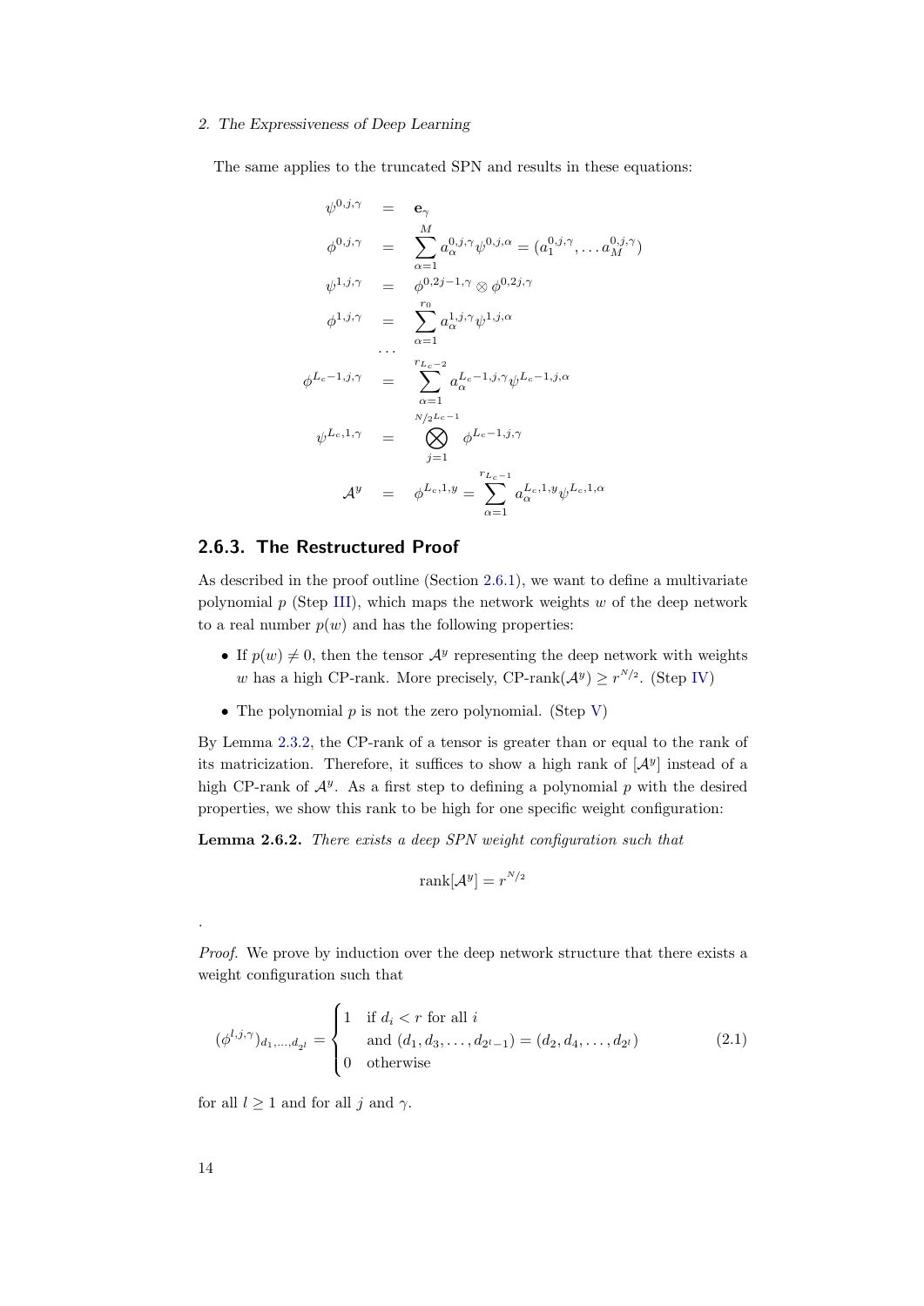The same applies to the truncated SPN and results in these equations:

$$
\begin{aligned}
\psi^{0,j,\gamma} &= \mathbf{e}_\gamma \\
\phi^{0,j,\gamma} &= \sum_{\alpha=1}^{M} a_\alpha^{0,j,\gamma} \psi^{0,j,\alpha} = (a_1^{0,j,\gamma}, \dots a_M^{0,j,\gamma}) \\
\psi^{1,j,\gamma} &= \phi^{0,2j-1,\gamma} \otimes \phi^{0,2j,\gamma} \\
\phi^{1,j,\gamma} &= \sum_{\alpha=1}^{r_0} a_\alpha^{1,j,\gamma} \psi^{1,j,\alpha} \\
&\dots \\
\phi^{L_c-1,j,\gamma} &= \sum_{\alpha=1}^{r_{L_c-2}} a_\alpha^{L_c-1,j,\gamma} \psi^{L_c-1,j,\alpha} \\
\psi^{L_c,1,\gamma} &= \bigotimes_{j=1}^{N/2^{L_c-1}} \phi^{L_c-1,j,\gamma} \\
\mathcal{A}^y &= \phi^{L_c,1,y} = \sum_{\alpha=1}^{r_{L_c-1}} a_\alpha^{L_c,1,y} \psi^{L_c,1,\alpha}
\end{aligned}
$$

### 2.6.3. The Restructured Proof

As described in the proof outline (Section 2.6.1), we want to define a multivariate polynomial $p$ (Step III), which maps the network weights $w$ of the deep network to a real number $p(w)$ and has the following properties:

- If $p(w) \neq 0$, then the tensor $\mathcal{A}^y$ representing the deep network with weights $w$ has a high CP-rank. More precisely, CP-rank$(\mathcal{A}^y) \geq r^{N/2}$. (Step IV)
- The polynomial $p$ is not the zero polynomial. (Step V)

By Lemma 2.3.2, the CP-rank of a tensor is greater than or equal to the rank of its matricization. Therefore, it suffices to show a high rank of $[\mathcal{A}^y]$ instead of a high CP-rank of $\mathcal{A}^y$. As a first step to defining a polynomial $p$ with the desired properties, we show this rank to be high for one specific weight configuration:

**Lemma 2.6.2.** *There exists a deep SPN weight configuration such that*

$$\text{rank}[\mathcal{A}^y] = r^{N/2}$$

.

*Proof.* We prove by induction over the deep network structure that there exists a weight configuration such that

$$
(\phi^{l,j,\gamma})_{d_1,\dots,d_{2^l}} = \begin{cases} 1 & \text{if } d_i < r \text{ for all } i \\ & \text{and } (d_1, d_3, \dots, d_{2^l-1}) = (d_2, d_4, \dots, d_{2^l}) \\ 0 & \text{otherwise} \end{cases} \tag{2.1}
$$

for all $l \geq 1$ and for all $j$ and $\gamma$.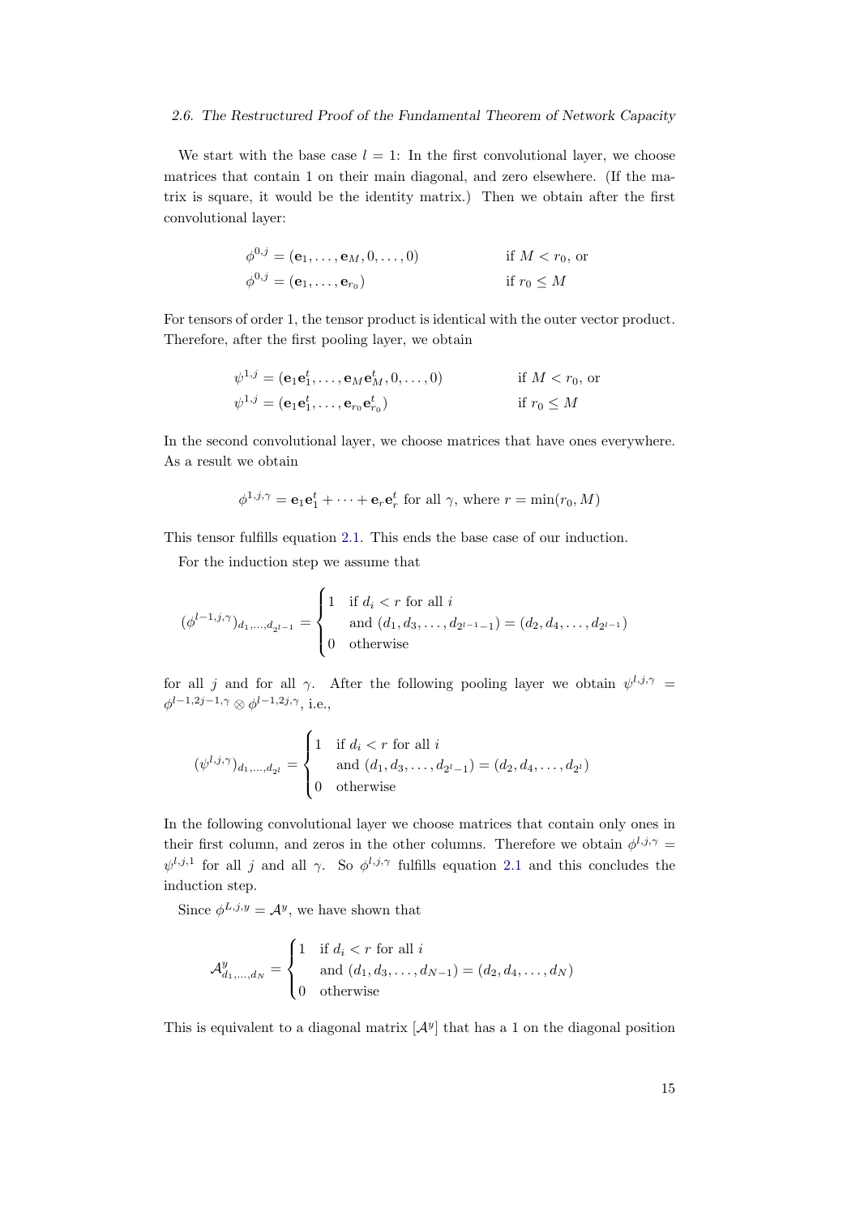We start with the base case $l = 1$: In the first convolutional layer, we choose matrices that contain 1 on their main diagonal, and zero elsewhere. (If the matrix is square, it would be the identity matrix.) Then we obtain after the first convolutional layer:

$$
\begin{aligned}
\phi^{0,j} &= (\mathbf{e}_1, \ldots, \mathbf{e}_M, 0, \ldots, 0) && \text{if } M < r_0, \text{ or} \\
\phi^{0,j} &= (\mathbf{e}_1, \ldots, \mathbf{e}_{r_0}) && \text{if } r_0 \leq M
\end{aligned}
$$

For tensors of order 1, the tensor product is identical with the outer vector product. Therefore, after the first pooling layer, we obtain

$$
\begin{aligned}
\psi^{1,j} &= (\mathbf{e}_1\mathbf{e}_1^t, \ldots, \mathbf{e}_M\mathbf{e}_M^t, 0, \ldots, 0) && \text{if } M < r_0, \text{ or} \\
\psi^{1,j} &= (\mathbf{e}_1\mathbf{e}_1^t, \ldots, \mathbf{e}_{r_0}\mathbf{e}_{r_0}^t) && \text{if } r_0 \leq M
\end{aligned}
$$

In the second convolutional layer, we choose matrices that have ones everywhere. As a result we obtain

$$
\phi^{1,j,\gamma} = \mathbf{e}_1\mathbf{e}_1^t + \cdots + \mathbf{e}_r\mathbf{e}_r^t \text{ for all } \gamma, \text{ where } r = \min(r_0, M)
$$

This tensor fulfills equation 2.1. This ends the base case of our induction.

For the induction step we assume that

$$
(\phi^{l-1,j,\gamma})_{d_1,\ldots,d_{2^{l-1}}} = \begin{cases} 1 & \text{if } d_i < r \text{ for all } i \\ & \text{and } (d_1, d_3, \ldots, d_{2^{l-1}-1}) = (d_2, d_4, \ldots, d_{2^{l-1}}) \\ 0 & \text{otherwise} \end{cases}
$$

for all $j$ and for all $\gamma$. After the following pooling layer we obtain $\psi^{l,j,\gamma} = \phi^{l-1,2j-1,\gamma} \otimes \phi^{l-1,2j,\gamma}$, i.e.,

$$
(\psi^{l,j,\gamma})_{d_1,\ldots,d_{2^l}} = \begin{cases} 1 & \text{if } d_i < r \text{ for all } i \\ & \text{and } (d_1, d_3, \ldots, d_{2^l-1}) = (d_2, d_4, \ldots, d_{2^l}) \\ 0 & \text{otherwise} \end{cases}
$$

In the following convolutional layer we choose matrices that contain only ones in their first column, and zeros in the other columns. Therefore we obtain $\phi^{l,j,\gamma} = \psi^{l,j,1}$ for all $j$ and all $\gamma$. So $\phi^{l,j,\gamma}$ fulfills equation 2.1 and this concludes the induction step.

Since $\phi^{L,j,y} = \mathcal{A}^y$, we have shown that

$$
\mathcal{A}^y_{d_1,\ldots,d_N} = \begin{cases} 1 & \text{if } d_i < r \text{ for all } i \\ & \text{and } (d_1, d_3, \ldots, d_{N-1}) = (d_2, d_4, \ldots, d_N) \\ 0 & \text{otherwise} \end{cases}
$$

This is equivalent to a diagonal matrix $[\mathcal{A}^y]$ that has a 1 on the diagonal position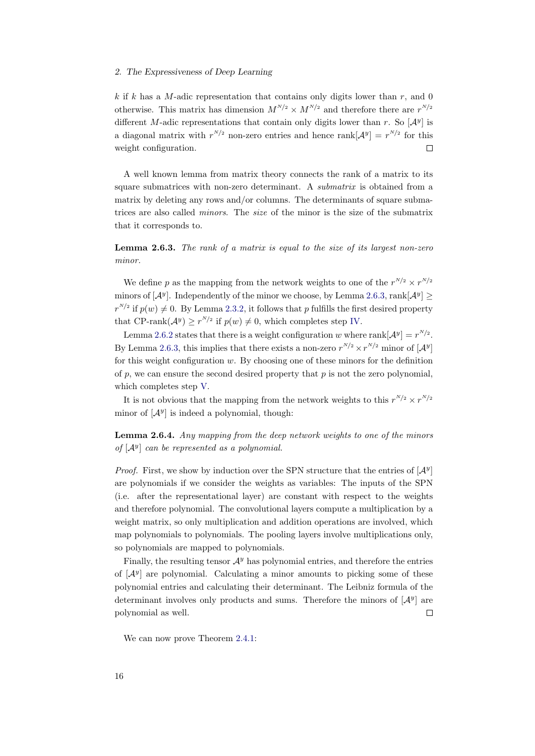$k$ if $k$ has a $M$-adic representation that contains only digits lower than $r$, and 0 otherwise. This matrix has dimension $M^{N/2} \times M^{N/2}$ and therefore there are $r^{N/2}$ different $M$-adic representations that contain only digits lower than $r$. So $[\mathcal{A}^y]$ is a diagonal matrix with $r^{N/2}$ non-zero entries and hence $\text{rank}[\mathcal{A}^y] = r^{N/2}$ for this weight configuration. $\square$

A well known lemma from matrix theory connects the rank of a matrix to its square submatrices with non-zero determinant. A *submatrix* is obtained from a matrix by deleting any rows and/or columns. The determinants of square submatrices are also called *minors*. The *size* of the minor is the size of the submatrix that it corresponds to.

**Lemma 2.6.3.** *The rank of a matrix is equal to the size of its largest non-zero minor.*

We define $p$ as the mapping from the network weights to one of the $r^{N/2} \times r^{N/2}$ minors of $[\mathcal{A}^y]$. Independently of the minor we choose, by Lemma 2.6.3, $\text{rank}[\mathcal{A}^y] \geq r^{N/2}$ if $p(w) \neq 0$. By Lemma 2.3.2, it follows that $p$ fulfills the first desired property that $\text{CP-rank}(\mathcal{A}^y) \geq r^{N/2}$ if $p(w) \neq 0$, which completes step IV.

Lemma 2.6.2 states that there is a weight configuration $w$ where $\text{rank}[\mathcal{A}^y] = r^{N/2}$. By Lemma 2.6.3, this implies that there exists a non-zero $r^{N/2} \times r^{N/2}$ minor of $[\mathcal{A}^y]$ for this weight configuration $w$. By choosing one of these minors for the definition of $p$, we can ensure the second desired property that $p$ is not the zero polynomial, which completes step V.

It is not obvious that the mapping from the network weights to this $r^{N/2} \times r^{N/2}$ minor of $[\mathcal{A}^y]$ is indeed a polynomial, though:

**Lemma 2.6.4.** *Any mapping from the deep network weights to one of the minors of $[\mathcal{A}^y]$ can be represented as a polynomial.*

*Proof.* First, we show by induction over the SPN structure that the entries of $[\mathcal{A}^y]$ are polynomials if we consider the weights as variables: The inputs of the SPN (i.e. after the representational layer) are constant with respect to the weights and therefore polynomial. The convolutional layers compute a multiplication by a weight matrix, so only multiplication and addition operations are involved, which map polynomials to polynomials. The pooling layers involve multiplications only, so polynomials are mapped to polynomials.

Finally, the resulting tensor $\mathcal{A}^y$ has polynomial entries, and therefore the entries of $[\mathcal{A}^y]$ are polynomial. Calculating a minor amounts to picking some of these polynomial entries and calculating their determinant. The Leibniz formula of the determinant involves only products and sums. Therefore the minors of $[\mathcal{A}^y]$ are polynomial as well. $\square$

We can now prove Theorem 2.4.1: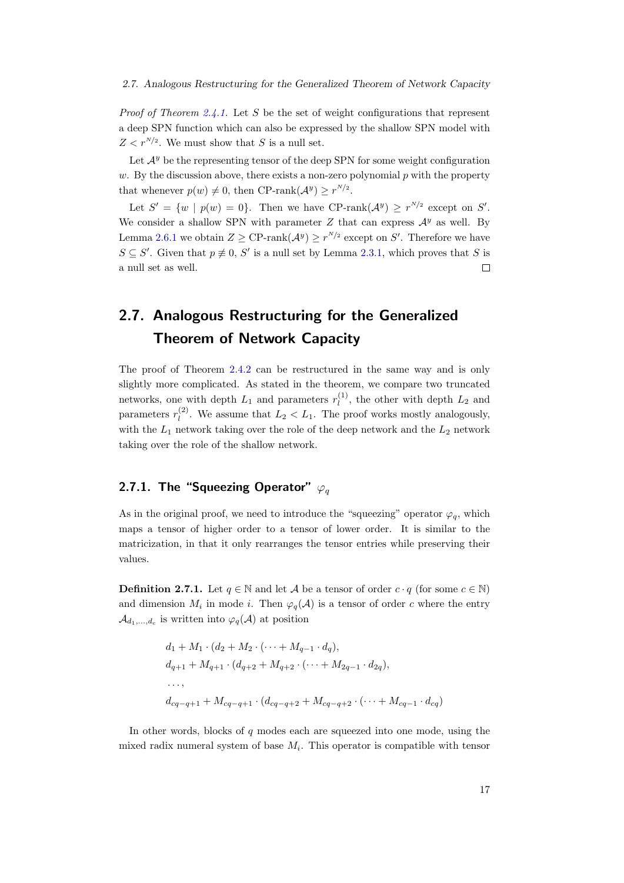*Proof of Theorem 2.4.1.* Let $S$ be the set of weight configurations that represent a deep SPN function which can also be expressed by the shallow SPN model with $Z < r^{N/2}$. We must show that $S$ is a null set.

Let $\mathcal{A}^y$ be the representing tensor of the deep SPN for some weight configuration $w$. By the discussion above, there exists a non-zero polynomial $p$ with the property that whenever $p(w) \neq 0$, then CP-rank$(\mathcal{A}^y) \geq r^{N/2}$.

Let $S' = \{w \mid p(w) = 0\}$. Then we have CP-rank$(\mathcal{A}^y) \geq r^{N/2}$ except on $S'$. We consider a shallow SPN with parameter $Z$ that can express $\mathcal{A}^y$ as well. By Lemma 2.6.1 we obtain $Z \geq$ CP-rank$(\mathcal{A}^y) \geq r^{N/2}$ except on $S'$. Therefore we have $S \subseteq S'$. Given that $p \not\equiv 0$, $S'$ is a null set by Lemma 2.3.1, which proves that $S$ is a null set as well. □

## 2.7. Analogous Restructuring for the Generalized Theorem of Network Capacity

The proof of Theorem 2.4.2 can be restructured in the same way and is only slightly more complicated. As stated in the theorem, we compare two truncated networks, one with depth $L_1$ and parameters $r_l^{(1)}$, the other with depth $L_2$ and parameters $r_l^{(2)}$. We assume that $L_2 < L_1$. The proof works mostly analogously, with the $L_1$ network taking over the role of the deep network and the $L_2$ network taking over the role of the shallow network.

### 2.7.1. The "Squeezing Operator" $\varphi_q$

As in the original proof, we need to introduce the "squeezing" operator $\varphi_q$, which maps a tensor of higher order to a tensor of lower order. It is similar to the matricization, in that it only rearranges the tensor entries while preserving their values.

**Definition 2.7.1.** Let $q \in \mathbb{N}$ and let $\mathcal{A}$ be a tensor of order $c \cdot q$ (for some $c \in \mathbb{N}$) and dimension $M_i$ in mode $i$. Then $\varphi_q(\mathcal{A})$ is a tensor of order $c$ where the entry $\mathcal{A}_{d_1,\ldots,d_c}$ is written into $\varphi_q(\mathcal{A})$ at position

$$
\begin{aligned}
&d_1 + M_1 \cdot (d_2 + M_2 \cdot (\cdots + M_{q-1} \cdot d_q)),\\
&d_{q+1} + M_{q+1} \cdot (d_{q+2} + M_{q+2} \cdot (\cdots + M_{2q-1} \cdot d_{2q}),\\
&\ldots,\\
&d_{cq-q+1} + M_{cq-q+1} \cdot (d_{cq-q+2} + M_{cq-q+2} \cdot (\cdots + M_{cq-1} \cdot d_{cq})
\end{aligned}
$$

In other words, blocks of $q$ modes each are squeezed into one mode, using the mixed radix numeral system of base $M_i$. This operator is compatible with tensor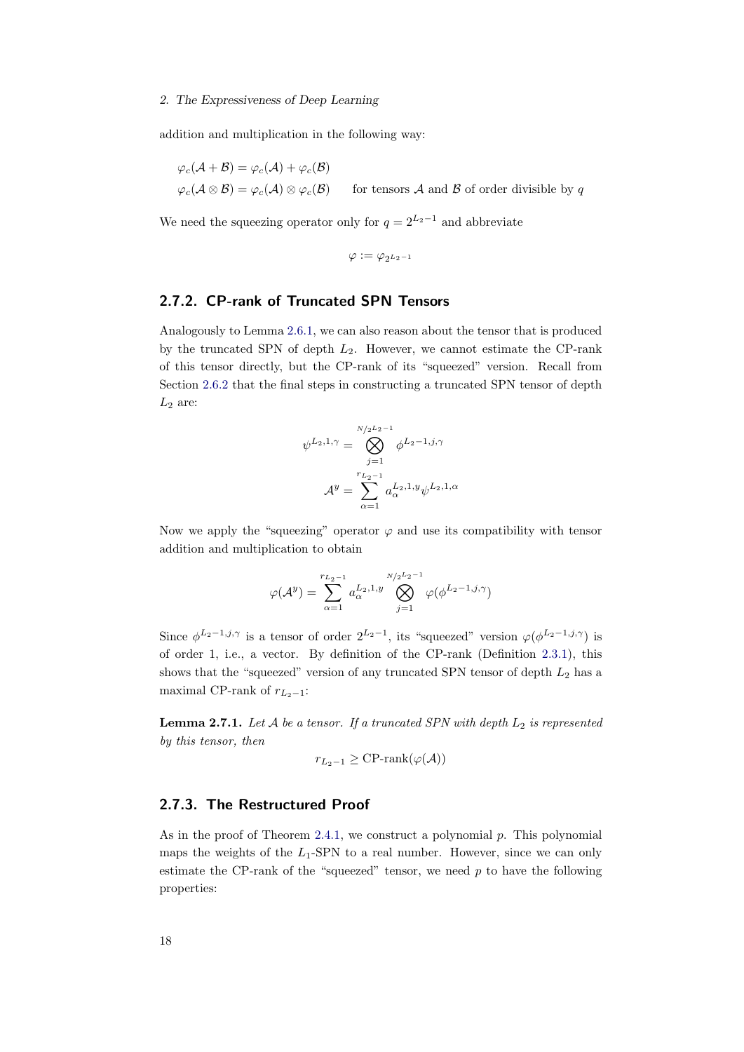addition and multiplication in the following way:

$$\varphi_c(\mathcal{A} + \mathcal{B}) = \varphi_c(\mathcal{A}) + \varphi_c(\mathcal{B})$$

$$\varphi_c(\mathcal{A} \otimes \mathcal{B}) = \varphi_c(\mathcal{A}) \otimes \varphi_c(\mathcal{B}) \qquad \text{for tensors } \mathcal{A} \text{ and } \mathcal{B} \text{ of order divisible by } q$$

We need the squeezing operator only for $q = 2^{L_2 - 1}$ and abbreviate

$$\varphi := \varphi_{2^{L_2-1}}$$

## 2.7.2. CP-rank of Truncated SPN Tensors

Analogously to Lemma 2.6.1, we can also reason about the tensor that is produced by the truncated SPN of depth $L_2$. However, we cannot estimate the CP-rank of this tensor directly, but the CP-rank of its "squeezed" version. Recall from Section 2.6.2 that the final steps in constructing a truncated SPN tensor of depth $L_2$ are:

$$\psi^{L_2,1,\gamma} = \bigotimes_{j=1}^{N/2^{L_2-1}} \phi^{L_2-1,j,\gamma}$$

$$\mathcal{A}^y = \sum_{\alpha=1}^{r_{L_2-1}} a_\alpha^{L_2,1,y} \psi^{L_2,1,\alpha}$$

Now we apply the "squeezing" operator $\varphi$ and use its compatibility with tensor addition and multiplication to obtain

$$\varphi(\mathcal{A}^y) = \sum_{\alpha=1}^{r_{L_2-1}} a_\alpha^{L_2,1,y} \bigotimes_{j=1}^{N/2^{L_2-1}} \varphi(\phi^{L_2-1,j,\gamma})$$

Since $\phi^{L_2-1,j,\gamma}$ is a tensor of order $2^{L_2-1}$, its "squeezed" version $\varphi(\phi^{L_2-1,j,\gamma})$ is of order 1, i.e., a vector. By definition of the CP-rank (Definition 2.3.1), this shows that the "squeezed" version of any truncated SPN tensor of depth $L_2$ has a maximal CP-rank of $r_{L_2-1}$:

**Lemma 2.7.1.** *Let $\mathcal{A}$ be a tensor. If a truncated SPN with depth $L_2$ is represented by this tensor, then*

$$r_{L_2-1} \geq \text{CP-rank}(\varphi(\mathcal{A}))$$

## 2.7.3. The Restructured Proof

As in the proof of Theorem 2.4.1, we construct a polynomial $p$. This polynomial maps the weights of the $L_1$-SPN to a real number. However, since we can only estimate the CP-rank of the "squeezed" tensor, we need $p$ to have the following properties: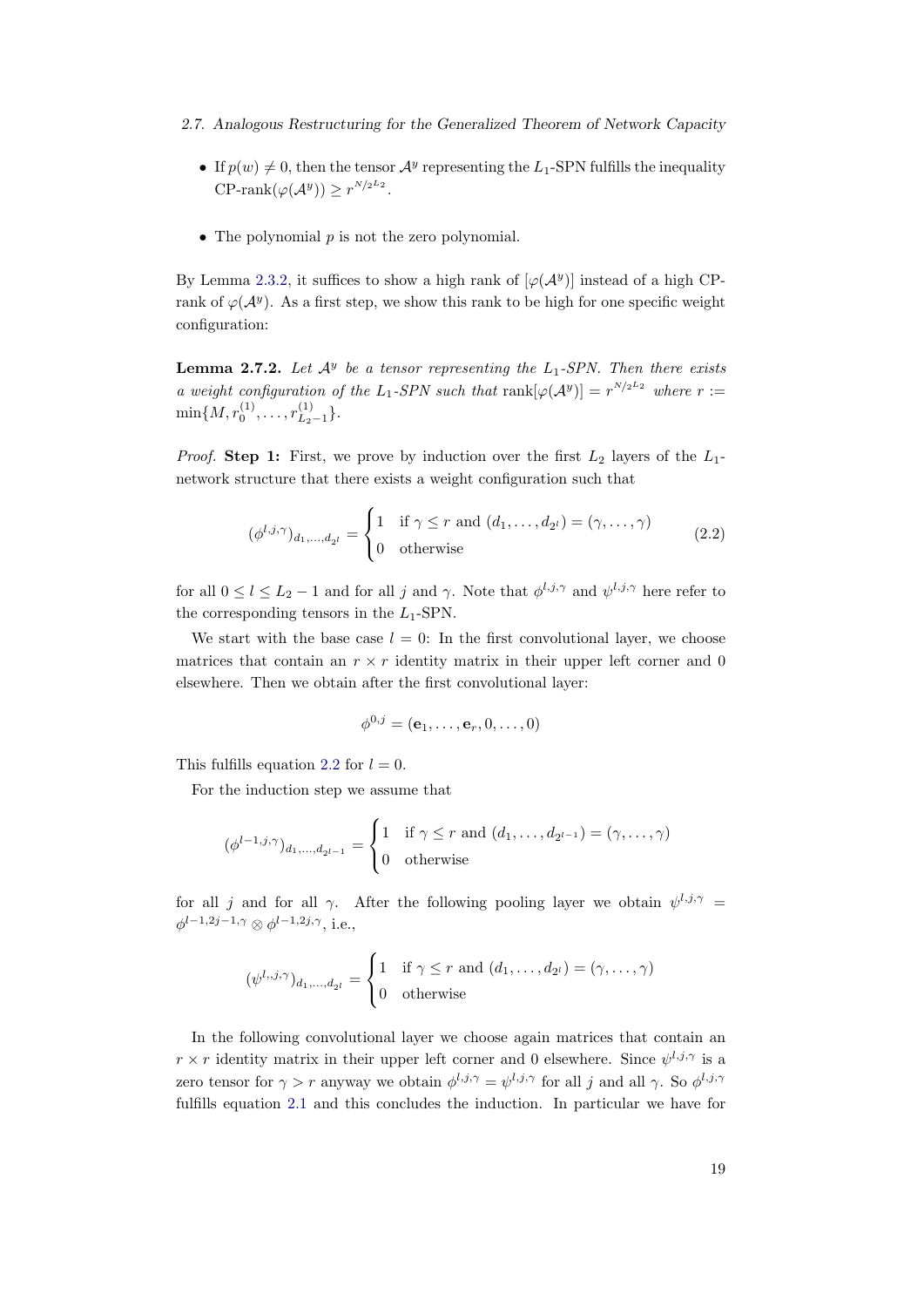- If $p(w) \neq 0$, then the tensor $\mathcal{A}^y$ representing the $L_1$-SPN fulfills the inequality CP-rank$(\varphi(\mathcal{A}^y)) \geq r^{N/2^{L_2}}$.

- The polynomial $p$ is not the zero polynomial.

By Lemma 2.3.2, it suffices to show a high rank of $[\varphi(\mathcal{A}^y)]$ instead of a high CP-rank of $\varphi(\mathcal{A}^y)$. As a first step, we show this rank to be high for one specific weight configuration:

**Lemma 2.7.2.** *Let $\mathcal{A}^y$ be a tensor representing the $L_1$-SPN. Then there exists a weight configuration of the $L_1$-SPN such that* $\text{rank}[\varphi(\mathcal{A}^y)] = r^{N/2^{L_2}}$ *where* $r := \min\{M, r_0^{(1)}, \ldots, r_{L_2-1}^{(1)}\}$.

*Proof.* **Step 1:** First, we prove by induction over the first $L_2$ layers of the $L_1$-network structure that there exists a weight configuration such that

$$(\phi^{l,j,\gamma})_{d_1,\ldots,d_{2^l}} = \begin{cases} 1 & \text{if } \gamma \leq r \text{ and } (d_1, \ldots, d_{2^l}) = (\gamma, \ldots, \gamma) \\ 0 & \text{otherwise} \end{cases} \tag{2.2}$$

for all $0 \leq l \leq L_2 - 1$ and for all $j$ and $\gamma$. Note that $\phi^{l,j,\gamma}$ and $\psi^{l,j,\gamma}$ here refer to the corresponding tensors in the $L_1$-SPN.

We start with the base case $l = 0$: In the first convolutional layer, we choose matrices that contain an $r \times r$ identity matrix in their upper left corner and 0 elsewhere. Then we obtain after the first convolutional layer:

$$\phi^{0,j} = (\mathbf{e}_1, \ldots, \mathbf{e}_r, 0, \ldots, 0)$$

This fulfills equation 2.2 for $l = 0$.

For the induction step we assume that

$$(\phi^{l-1,j,\gamma})_{d_1,\ldots,d_{2^{l-1}}} = \begin{cases} 1 & \text{if } \gamma \leq r \text{ and } (d_1, \ldots, d_{2^{l-1}}) = (\gamma, \ldots, \gamma) \\ 0 & \text{otherwise} \end{cases}$$

for all $j$ and for all $\gamma$. After the following pooling layer we obtain $\psi^{l,j,\gamma} = \phi^{l-1,2j-1,\gamma} \otimes \phi^{l-1,2j,\gamma}$, i.e.,

$$(\psi^{l,,j,\gamma})_{d_1,\ldots,d_{2^l}} = \begin{cases} 1 & \text{if } \gamma \leq r \text{ and } (d_1, \ldots, d_{2^l}) = (\gamma, \ldots, \gamma) \\ 0 & \text{otherwise} \end{cases}$$

In the following convolutional layer we choose again matrices that contain an $r \times r$ identity matrix in their upper left corner and 0 elsewhere. Since $\psi^{l,j,\gamma}$ is a zero tensor for $\gamma > r$ anyway we obtain $\phi^{l,j,\gamma} = \psi^{l,j,\gamma}$ for all $j$ and all $\gamma$. So $\phi^{l,j,\gamma}$ fulfills equation 2.1 and this concludes the induction. In particular we have for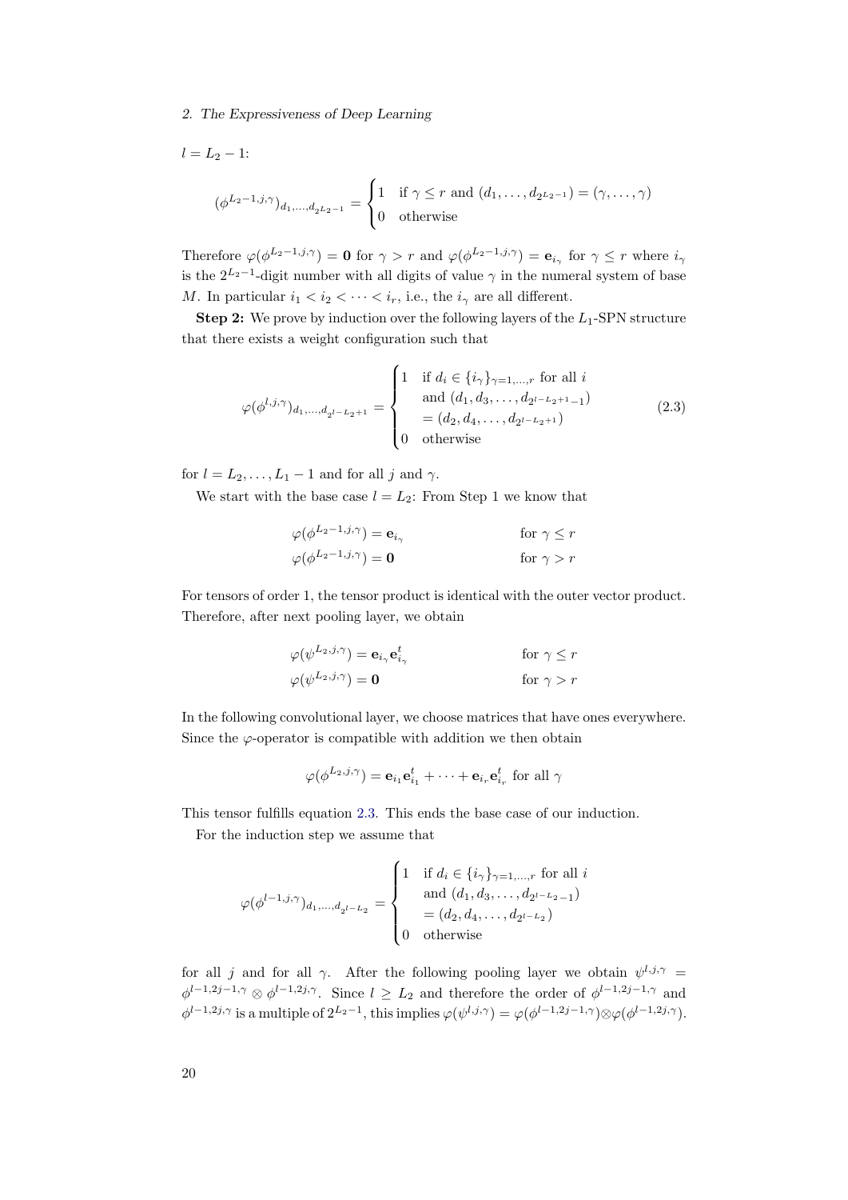$l = L_2 - 1$:

$$(\phi^{L_2-1,j,\gamma})_{d_1,\ldots,d_{2^{L_2-1}}} = \begin{cases} 1 & \text{if } \gamma \leq r \text{ and } (d_1,\ldots,d_{2^{L_2-1}}) = (\gamma,\ldots,\gamma) \\ 0 & \text{otherwise} \end{cases}$$

Therefore $\varphi(\phi^{L_2-1,j,\gamma}) = \mathbf{0}$ for $\gamma > r$ and $\varphi(\phi^{L_2-1,j,\gamma}) = \mathbf{e}_{i_\gamma}$ for $\gamma \leq r$ where $i_\gamma$ is the $2^{L_2-1}$-digit number with all digits of value $\gamma$ in the numeral system of base $M$. In particular $i_1 < i_2 < \cdots < i_r$, i.e., the $i_\gamma$ are all different.

**Step 2:** We prove by induction over the following layers of the $L_1$-SPN structure that there exists a weight configuration such that

$$\varphi(\phi^{l,j,\gamma})_{d_1,\ldots,d_{2^{l-L_2+1}}} = \begin{cases} 1 & \text{if } d_i \in \{i_\gamma\}_{\gamma=1,\ldots,r} \text{ for all } i \\ & \text{and } (d_1,d_3,\ldots,d_{2^{l-L_2+1}-1}) \\ & = (d_2,d_4,\ldots,d_{2^{l-L_2+1}}) \\ 0 & \text{otherwise} \end{cases} \tag{2.3}$$

for $l = L_2,\ldots,L_1-1$ and for all $j$ and $\gamma$.

We start with the base case $l = L_2$: From Step 1 we know that

$$\begin{aligned} \varphi(\phi^{L_2-1,j,\gamma}) &= \mathbf{e}_{i_\gamma} && \text{for } \gamma \leq r \\ \varphi(\phi^{L_2-1,j,\gamma}) &= \mathbf{0} && \text{for } \gamma > r \end{aligned}$$

For tensors of order 1, the tensor product is identical with the outer vector product. Therefore, after next pooling layer, we obtain

$$\begin{aligned} \varphi(\psi^{L_2,j,\gamma}) &= \mathbf{e}_{i_\gamma}\mathbf{e}_{i_\gamma}^t && \text{for } \gamma \leq r \\ \varphi(\psi^{L_2,j,\gamma}) &= \mathbf{0} && \text{for } \gamma > r \end{aligned}$$

In the following convolutional layer, we choose matrices that have ones everywhere. Since the $\varphi$-operator is compatible with addition we then obtain

$$\varphi(\phi^{L_2,j,\gamma}) = \mathbf{e}_{i_1}\mathbf{e}_{i_1}^t + \cdots + \mathbf{e}_{i_r}\mathbf{e}_{i_r}^t \text{ for all } \gamma$$

This tensor fulfills equation 2.3. This ends the base case of our induction.

For the induction step we assume that

$$\varphi(\phi^{l-1,j,\gamma})_{d_1,\ldots,d_{2^{l-L_2}}} = \begin{cases} 1 & \text{if } d_i \in \{i_\gamma\}_{\gamma=1,\ldots,r} \text{ for all } i \\ & \text{and } (d_1,d_3,\ldots,d_{2^{l-L_2}-1}) \\ & = (d_2,d_4,\ldots,d_{2^{l-L_2}}) \\ 0 & \text{otherwise} \end{cases}$$

for all $j$ and for all $\gamma$. After the following pooling layer we obtain $\psi^{l,j,\gamma} = \phi^{l-1,2j-1,\gamma} \otimes \phi^{l-1,2j,\gamma}$. Since $l \geq L_2$ and therefore the order of $\phi^{l-1,2j-1,\gamma}$ and $\phi^{l-1,2j,\gamma}$ is a multiple of $2^{L_2-1}$, this implies $\varphi(\psi^{l,j,\gamma}) = \varphi(\phi^{l-1,2j-1,\gamma}) \otimes \varphi(\phi^{l-1,2j,\gamma})$.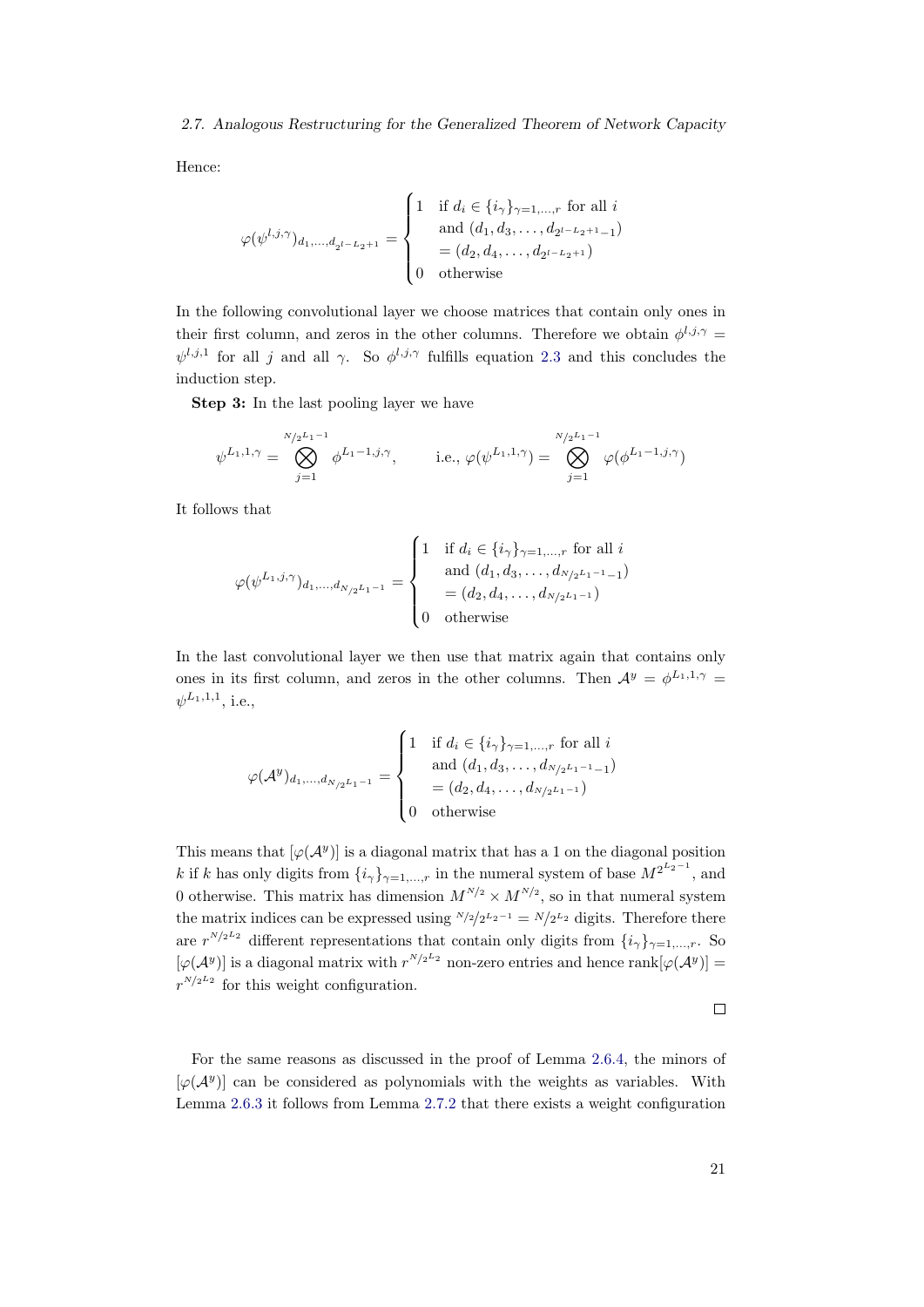Hence:

$$\varphi(\psi^{l,j,\gamma})_{d_1,\ldots,d_{2^{l-L_2+1}}} = \begin{cases} 1 & \text{if } d_i \in \{i_\gamma\}_{\gamma=1,\ldots,r} \text{ for all } i \\ & \text{and } (d_1, d_3, \ldots, d_{2^{l-L_2+1}-1}) \\ & = (d_2, d_4, \ldots, d_{2^{l-L_2+1}}) \\ 0 & \text{otherwise} \end{cases}$$

In the following convolutional layer we choose matrices that contain only ones in their first column, and zeros in the other columns. Therefore we obtain $\phi^{l,j,\gamma} = \psi^{l,j,1}$ for all $j$ and all $\gamma$. So $\phi^{l,j,\gamma}$ fulfills equation 2.3 and this concludes the induction step.

**Step 3:** In the last pooling layer we have

$$\psi^{L_1,1,\gamma} = \bigotimes_{j=1}^{N/2^{L_1-1}} \phi^{L_1-1,j,\gamma}, \qquad \text{i.e., } \varphi(\psi^{L_1,1,\gamma}) = \bigotimes_{j=1}^{N/2^{L_1-1}} \varphi(\phi^{L_1-1,j,\gamma})$$

It follows that

$$\varphi(\psi^{L_1,j,\gamma})_{d_1,\ldots,d_{N/2^{L_1-1}}} = \begin{cases} 1 & \text{if } d_i \in \{i_\gamma\}_{\gamma=1,\ldots,r} \text{ for all } i \\ & \text{and } (d_1, d_3, \ldots, d_{N/2^{L_1-1}-1}) \\ & = (d_2, d_4, \ldots, d_{N/2^{L_1-1}}) \\ 0 & \text{otherwise} \end{cases}$$

In the last convolutional layer we then use that matrix again that contains only ones in its first column, and zeros in the other columns. Then $\mathcal{A}^y = \phi^{L_1,1,\gamma} = \psi^{L_1,1,1}$, i.e.,

$$\varphi(\mathcal{A}^y)_{d_1,\ldots,d_{N/2^{L_1-1}}} = \begin{cases} 1 & \text{if } d_i \in \{i_\gamma\}_{\gamma=1,\ldots,r} \text{ for all } i \\ & \text{and } (d_1, d_3, \ldots, d_{N/2^{L_1-1}-1}) \\ & = (d_2, d_4, \ldots, d_{N/2^{L_1-1}}) \\ 0 & \text{otherwise} \end{cases}$$

This means that $[\varphi(\mathcal{A}^y)]$ is a diagonal matrix that has a 1 on the diagonal position $k$ if $k$ has only digits from $\{i_\gamma\}_{\gamma=1,\ldots,r}$ in the numeral system of base $M^{2^{L_2-1}}$, and 0 otherwise. This matrix has dimension $M^{N/2} \times M^{N/2}$, so in that numeral system the matrix indices can be expressed using $N/2/2^{L_2-1} = N/2^{L_2}$ digits. Therefore there are $r^{N/2^{L_2}}$ different representations that contain only digits from $\{i_\gamma\}_{\gamma=1,\ldots,r}$. So $[\varphi(\mathcal{A}^y)]$ is a diagonal matrix with $r^{N/2^{L_2}}$ non-zero entries and hence $\text{rank}[\varphi(\mathcal{A}^y)] = r^{N/2^{L_2}}$ for this weight configuration.

□

For the same reasons as discussed in the proof of Lemma 2.6.4, the minors of $[\varphi(\mathcal{A}^y)]$ can be considered as polynomials with the weights as variables. With Lemma 2.6.3 it follows from Lemma 2.7.2 that there exists a weight configuration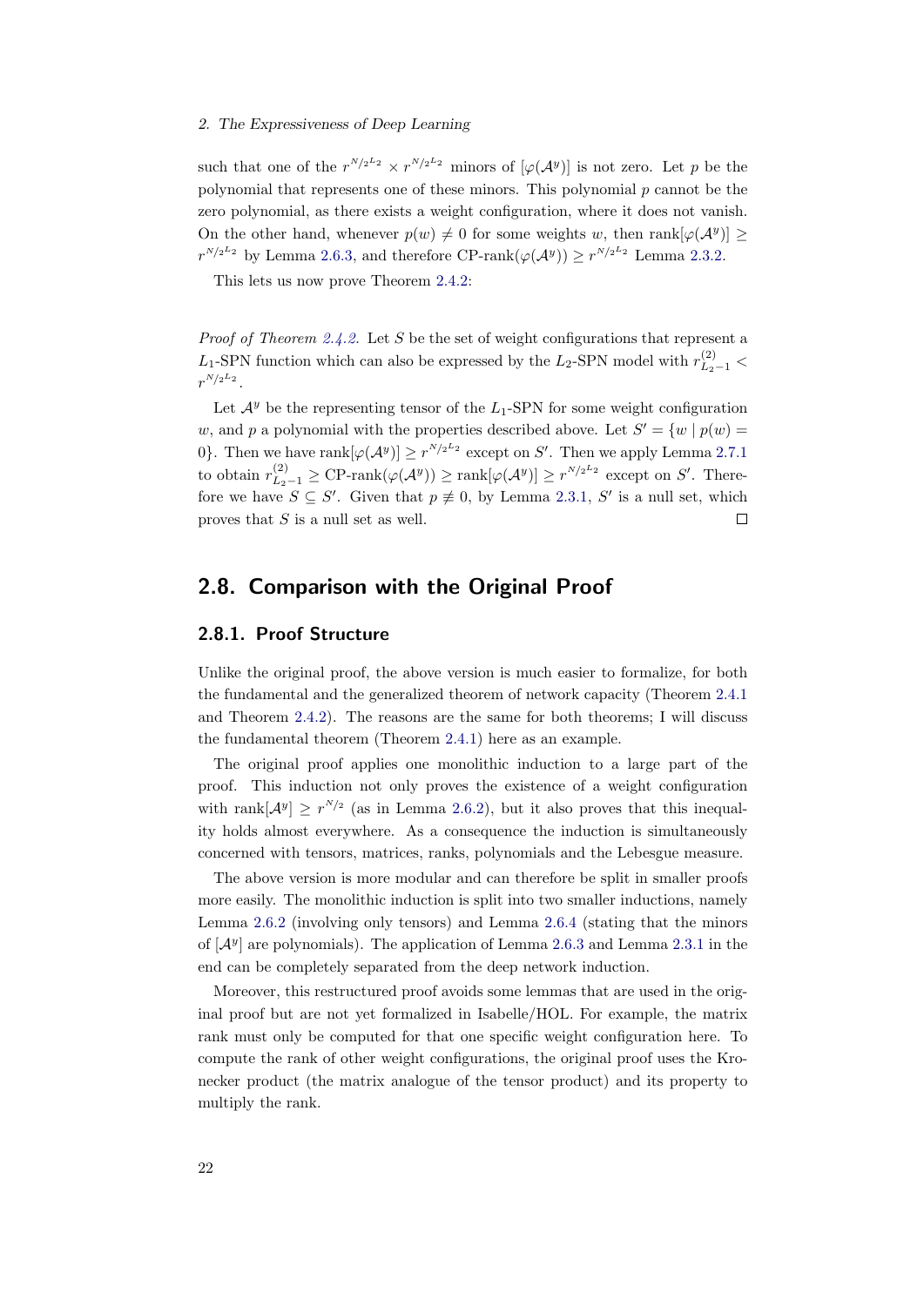such that one of the $r^{N/2^{L_2}} \times r^{N/2^{L_2}}$ minors of $[\varphi(\mathcal{A}^y)]$ is not zero. Let $p$ be the polynomial that represents one of these minors. This polynomial $p$ cannot be the zero polynomial, as there exists a weight configuration, where it does not vanish. On the other hand, whenever $p(w) \neq 0$ for some weights $w$, then $\text{rank}[\varphi(\mathcal{A}^y)] \geq r^{N/2^{L_2}}$ by Lemma 2.6.3, and therefore $\text{CP-rank}(\varphi(\mathcal{A}^y)) \geq r^{N/2^{L_2}}$ Lemma 2.3.2.

This lets us now prove Theorem 2.4.2:

*Proof of Theorem 2.4.2.* Let $S$ be the set of weight configurations that represent a $L_1$-SPN function which can also be expressed by the $L_2$-SPN model with $r^{(2)}_{L_2-1} < r^{N/2^{L_2}}$.

Let $\mathcal{A}^y$ be the representing tensor of the $L_1$-SPN for some weight configuration $w$, and $p$ a polynomial with the properties described above. Let $S' = \{w \mid p(w) = 0\}$. Then we have $\text{rank}[\varphi(\mathcal{A}^y)] \geq r^{N/2^{L_2}}$ except on $S'$. Then we apply Lemma 2.7.1 to obtain $r^{(2)}_{L_2-1} \geq \text{CP-rank}(\varphi(\mathcal{A}^y)) \geq \text{rank}[\varphi(\mathcal{A}^y)] \geq r^{N/2^{L_2}}$ except on $S'$. Therefore we have $S \subseteq S'$. Given that $p \not\equiv 0$, by Lemma 2.3.1, $S'$ is a null set, which proves that $S$ is a null set as well. □

## 2.8. Comparison with the Original Proof

### 2.8.1. Proof Structure

Unlike the original proof, the above version is much easier to formalize, for both the fundamental and the generalized theorem of network capacity (Theorem 2.4.1 and Theorem 2.4.2). The reasons are the same for both theorems; I will discuss the fundamental theorem (Theorem 2.4.1) here as an example.

The original proof applies one monolithic induction to a large part of the proof. This induction not only proves the existence of a weight configuration with $\text{rank}[\mathcal{A}^y] \geq r^{N/2}$ (as in Lemma 2.6.2), but it also proves that this inequality holds almost everywhere. As a consequence the induction is simultaneously concerned with tensors, matrices, ranks, polynomials and the Lebesgue measure.

The above version is more modular and can therefore be split in smaller proofs more easily. The monolithic induction is split into two smaller inductions, namely Lemma 2.6.2 (involving only tensors) and Lemma 2.6.4 (stating that the minors of $[\mathcal{A}^y]$ are polynomials). The application of Lemma 2.6.3 and Lemma 2.3.1 in the end can be completely separated from the deep network induction.

Moreover, this restructured proof avoids some lemmas that are used in the original proof but are not yet formalized in Isabelle/HOL. For example, the matrix rank must only be computed for that one specific weight configuration here. To compute the rank of other weight configurations, the original proof uses the Kronecker product (the matrix analogue of the tensor product) and its property to multiply the rank.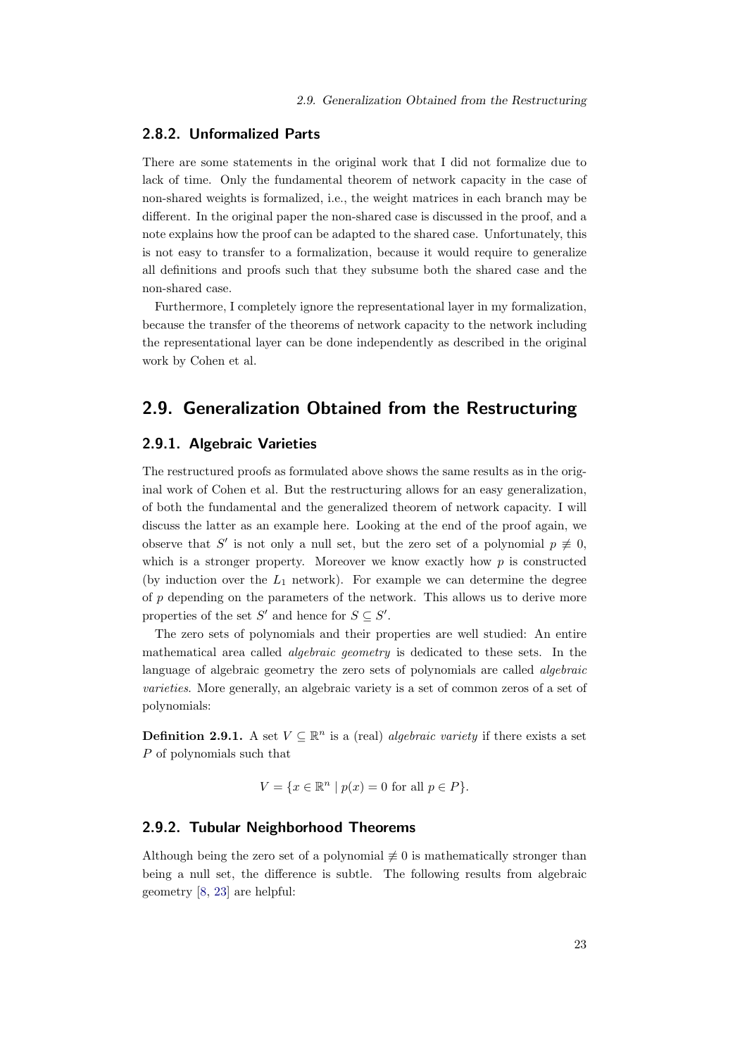### 2.8.2. Unformalized Parts

There are some statements in the original work that I did not formalize due to lack of time. Only the fundamental theorem of network capacity in the case of non-shared weights is formalized, i.e., the weight matrices in each branch may be different. In the original paper the non-shared case is discussed in the proof, and a note explains how the proof can be adapted to the shared case. Unfortunately, this is not easy to transfer to a formalization, because it would require to generalize all definitions and proofs such that they subsume both the shared case and the non-shared case.

Furthermore, I completely ignore the representational layer in my formalization, because the transfer of the theorems of network capacity to the network including the representational layer can be done independently as described in the original work by Cohen et al.

## 2.9. Generalization Obtained from the Restructuring

### 2.9.1. Algebraic Varieties

The restructured proofs as formulated above shows the same results as in the original work of Cohen et al. But the restructuring allows for an easy generalization, of both the fundamental and the generalized theorem of network capacity. I will discuss the latter as an example here. Looking at the end of the proof again, we observe that $S'$ is not only a null set, but the zero set of a polynomial $p \not\equiv 0$, which is a stronger property. Moreover we know exactly how $p$ is constructed (by induction over the $L_1$ network). For example we can determine the degree of $p$ depending on the parameters of the network. This allows us to derive more properties of the set $S'$ and hence for $S \subseteq S'$.

The zero sets of polynomials and their properties are well studied: An entire mathematical area called *algebraic geometry* is dedicated to these sets. In the language of algebraic geometry the zero sets of polynomials are called *algebraic varieties*. More generally, an algebraic variety is a set of common zeros of a set of polynomials:

**Definition 2.9.1.** A set $V \subseteq \mathbb{R}^n$ is a (real) *algebraic variety* if there exists a set $P$ of polynomials such that

$$V = \{x \in \mathbb{R}^n \mid p(x) = 0 \text{ for all } p \in P\}.$$

### 2.9.2. Tubular Neighborhood Theorems

Although being the zero set of a polynomial $\not\equiv 0$ is mathematically stronger than being a null set, the difference is subtle. The following results from algebraic geometry [8, 23] are helpful: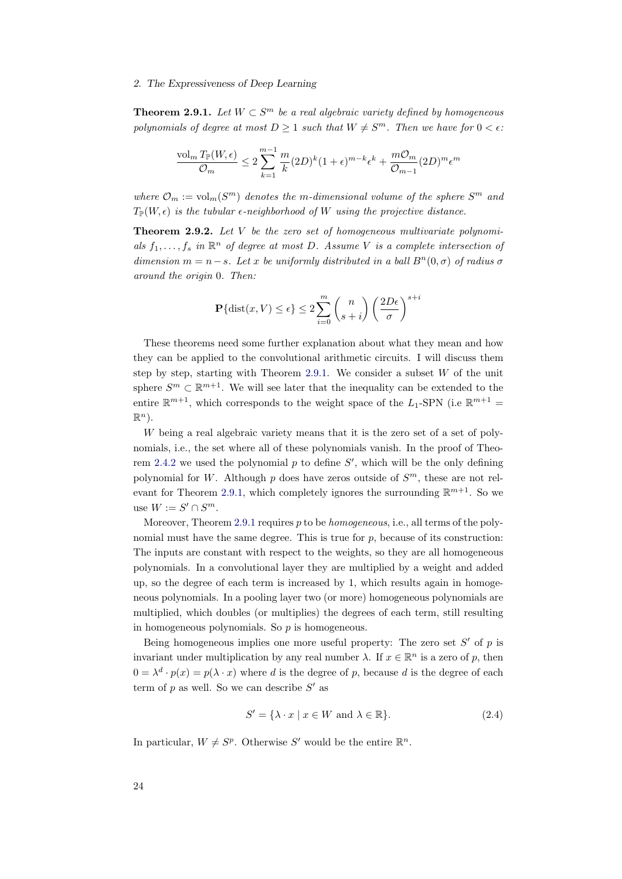**Theorem 2.9.1.** *Let $W \subset S^m$ be a real algebraic variety defined by homogeneous polynomials of degree at most $D \geq 1$ such that $W \neq S^m$. Then we have for $0 < \epsilon$:*

$$\frac{\mathrm{vol}_m\, T_{\mathbb{P}}(W, \epsilon)}{\mathcal{O}_m} \leq 2 \sum_{k=1}^{m-1} \frac{m}{k} (2D)^k (1+\epsilon)^{m-k} \epsilon^k + \frac{m\mathcal{O}_m}{\mathcal{O}_{m-1}} (2D)^m \epsilon^m$$

*where $\mathcal{O}_m := \mathrm{vol}_m(S^m)$ denotes the $m$-dimensional volume of the sphere $S^m$ and $T_{\mathbb{P}}(W, \epsilon)$ is the tubular $\epsilon$-neighborhood of $W$ using the projective distance.*

**Theorem 2.9.2.** *Let $V$ be the zero set of homogeneous multivariate polynomials $f_1, \ldots, f_s$ in $\mathbb{R}^n$ of degree at most $D$. Assume $V$ is a complete intersection of dimension $m = n - s$. Let $x$ be uniformly distributed in a ball $B^n(0, \sigma)$ of radius $\sigma$ around the origin $0$. Then:*

$$\mathbf{P}\{\mathrm{dist}(x, V) \leq \epsilon\} \leq 2 \sum_{i=0}^{m} \binom{n}{s+i} \left(\frac{2D\epsilon}{\sigma}\right)^{s+i}$$

These theorems need some further explanation about what they mean and how they can be applied to the convolutional arithmetic circuits. I will discuss them step by step, starting with Theorem 2.9.1. We consider a subset $W$ of the unit sphere $S^m \subset \mathbb{R}^{m+1}$. We will see later that the inequality can be extended to the entire $\mathbb{R}^{m+1}$, which corresponds to the weight space of the $L_1$-SPN (i.e $\mathbb{R}^{m+1} = \mathbb{R}^n$).

$W$ being a real algebraic variety means that it is the zero set of a set of polynomials, i.e., the set where all of these polynomials vanish. In the proof of Theorem 2.4.2 we used the polynomial $p$ to define $S'$, which will be the only defining polynomial for $W$. Although $p$ does have zeros outside of $S^m$, these are not relevant for Theorem 2.9.1, which completely ignores the surrounding $\mathbb{R}^{m+1}$. So we use $W := S' \cap S^m$.

Moreover, Theorem 2.9.1 requires $p$ to be *homogeneous*, i.e., all terms of the polynomial must have the same degree. This is true for $p$, because of its construction: The inputs are constant with respect to the weights, so they are all homogeneous polynomials. In a convolutional layer they are multiplied by a weight and added up, so the degree of each term is increased by 1, which results again in homogeneous polynomials. In a pooling layer two (or more) homogeneous polynomials are multiplied, which doubles (or multiplies) the degrees of each term, still resulting in homogeneous polynomials. So $p$ is homogeneous.

Being homogeneous implies one more useful property: The zero set $S'$ of $p$ is invariant under multiplication by any real number $\lambda$. If $x \in \mathbb{R}^n$ is a zero of $p$, then $0 = \lambda^d \cdot p(x) = p(\lambda \cdot x)$ where $d$ is the degree of $p$, because $d$ is the degree of each term of $p$ as well. So we can describe $S'$ as

$$S' = \{\lambda \cdot x \mid x \in W \text{ and } \lambda \in \mathbb{R}\}. \tag{2.4}$$

In particular, $W \neq S^p$. Otherwise $S'$ would be the entire $\mathbb{R}^n$.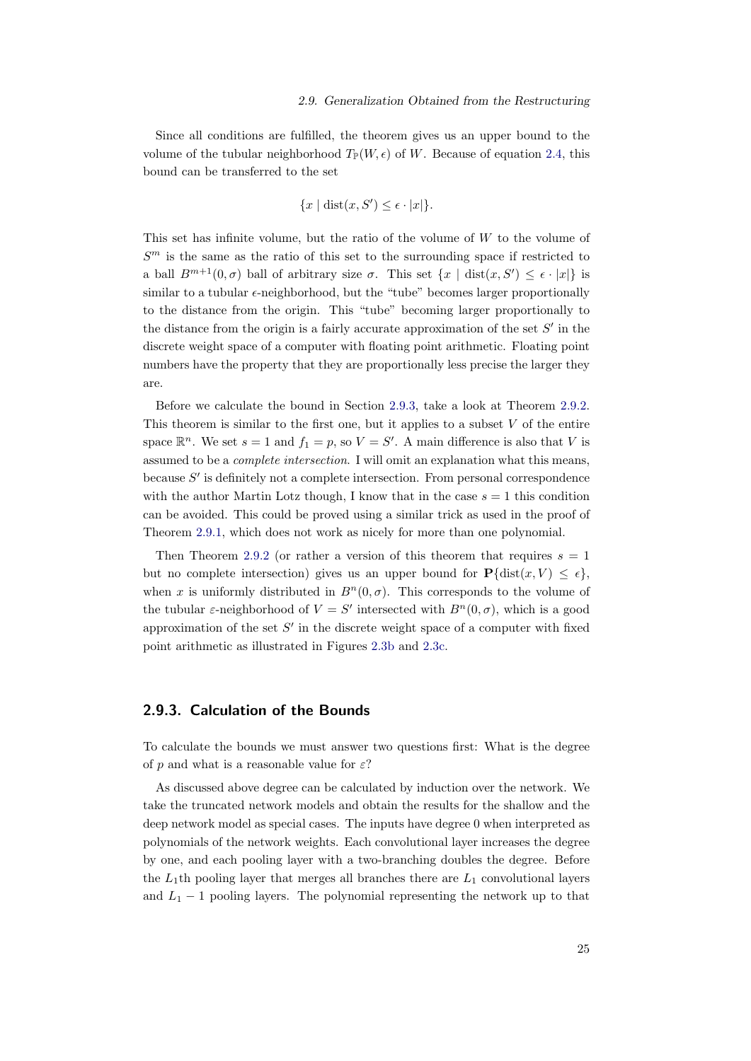Since all conditions are fulfilled, the theorem gives us an upper bound to the volume of the tubular neighborhood $T_{\mathbb{P}}(W, \epsilon)$ of $W$. Because of equation 2.4, this bound can be transferred to the set

$$\{x \mid \operatorname{dist}(x, S') \leq \epsilon \cdot |x|\}.$$

This set has infinite volume, but the ratio of the volume of $W$ to the volume of $S^m$ is the same as the ratio of this set to the surrounding space if restricted to a ball $B^{m+1}(0, \sigma)$ ball of arbitrary size $\sigma$. This set $\{x \mid \operatorname{dist}(x, S') \leq \epsilon \cdot |x|\}$ is similar to a tubular $\epsilon$-neighborhood, but the "tube" becomes larger proportionally to the distance from the origin. This "tube" becoming larger proportionally to the distance from the origin is a fairly accurate approximation of the set $S'$ in the discrete weight space of a computer with floating point arithmetic. Floating point numbers have the property that they are proportionally less precise the larger they are.

Before we calculate the bound in Section 2.9.3, take a look at Theorem 2.9.2. This theorem is similar to the first one, but it applies to a subset $V$ of the entire space $\mathbb{R}^n$. We set $s = 1$ and $f_1 = p$, so $V = S'$. A main difference is also that $V$ is assumed to be a *complete intersection*. I will omit an explanation what this means, because $S'$ is definitely not a complete intersection. From personal correspondence with the author Martin Lotz though, I know that in the case $s = 1$ this condition can be avoided. This could be proved using a similar trick as used in the proof of Theorem 2.9.1, which does not work as nicely for more than one polynomial.

Then Theorem 2.9.2 (or rather a version of this theorem that requires $s = 1$ but no complete intersection) gives us an upper bound for $\mathbf{P}\{\operatorname{dist}(x, V) \leq \epsilon\}$, when $x$ is uniformly distributed in $B^n(0, \sigma)$. This corresponds to the volume of the tubular $\varepsilon$-neighborhood of $V = S'$ intersected with $B^n(0, \sigma)$, which is a good approximation of the set $S'$ in the discrete weight space of a computer with fixed point arithmetic as illustrated in Figures 2.3b and 2.3c.

### 2.9.3. Calculation of the Bounds

To calculate the bounds we must answer two questions first: What is the degree of $p$ and what is a reasonable value for $\varepsilon$?

As discussed above degree can be calculated by induction over the network. We take the truncated network models and obtain the results for the shallow and the deep network model as special cases. The inputs have degree 0 when interpreted as polynomials of the network weights. Each convolutional layer increases the degree by one, and each pooling layer with a two-branching doubles the degree. Before the $L_1$th pooling layer that merges all branches there are $L_1$ convolutional layers and $L_1 - 1$ pooling layers. The polynomial representing the network up to that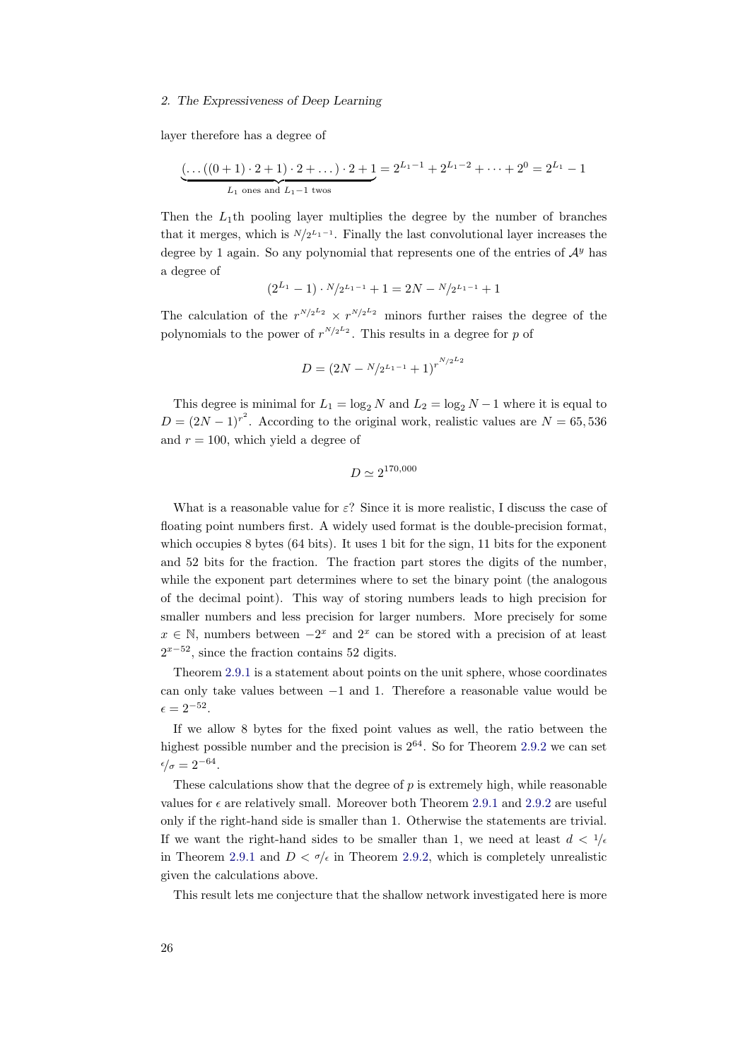layer therefore has a degree of

$$\underbrace{(\ldots((0+1)\cdot 2+1)\cdot 2+\ldots)\cdot 2+1}_{L_1 \text{ ones and } L_1-1 \text{ twos}} = 2^{L_1-1} + 2^{L_1-2} + \cdots + 2^0 = 2^{L_1} - 1$$

Then the $L_1$th pooling layer multiplies the degree by the number of branches that it merges, which is $N/2^{L_1-1}$. Finally the last convolutional layer increases the degree by 1 again. So any polynomial that represents one of the entries of $\mathcal{A}^y$ has a degree of

$$(2^{L_1} - 1) \cdot N/2^{L_1-1} + 1 = 2N - N/2^{L_1-1} + 1$$

The calculation of the $r^{N/2^{L_2}} \times r^{N/2^{L_2}}$ minors further raises the degree of the polynomials to the power of $r^{N/2^{L_2}}$. This results in a degree for $p$ of

$$D = (2N - N/2^{L_1-1} + 1)^{r^{N/2^{L_2}}}$$

This degree is minimal for $L_1 = \log_2 N$ and $L_2 = \log_2 N - 1$ where it is equal to $D = (2N-1)^{r^2}$. According to the original work, realistic values are $N = 65,536$ and $r = 100$, which yield a degree of

$$D \simeq 2^{170,000}$$

What is a reasonable value for $\varepsilon$? Since it is more realistic, I discuss the case of floating point numbers first. A widely used format is the double-precision format, which occupies 8 bytes (64 bits). It uses 1 bit for the sign, 11 bits for the exponent and 52 bits for the fraction. The fraction part stores the digits of the number, while the exponent part determines where to set the binary point (the analogous of the decimal point). This way of storing numbers leads to high precision for smaller numbers and less precision for larger numbers. More precisely for some $x \in \mathbb{N}$, numbers between $-2^x$ and $2^x$ can be stored with a precision of at least $2^{x-52}$, since the fraction contains 52 digits.

Theorem 2.9.1 is a statement about points on the unit sphere, whose coordinates can only take values between $-1$ and 1. Therefore a reasonable value would be $\epsilon = 2^{-52}$.

If we allow 8 bytes for the fixed point values as well, the ratio between the highest possible number and the precision is $2^{64}$. So for Theorem 2.9.2 we can set $\epsilon/\sigma = 2^{-64}$.

These calculations show that the degree of $p$ is extremely high, while reasonable values for $\epsilon$ are relatively small. Moreover both Theorem 2.9.1 and 2.9.2 are useful only if the right-hand side is smaller than 1. Otherwise the statements are trivial. If we want the right-hand sides to be smaller than 1, we need at least $d < 1/\epsilon$ in Theorem 2.9.1 and $D < \sigma/\epsilon$ in Theorem 2.9.2, which is completely unrealistic given the calculations above.

This result lets me conjecture that the shallow network investigated here is more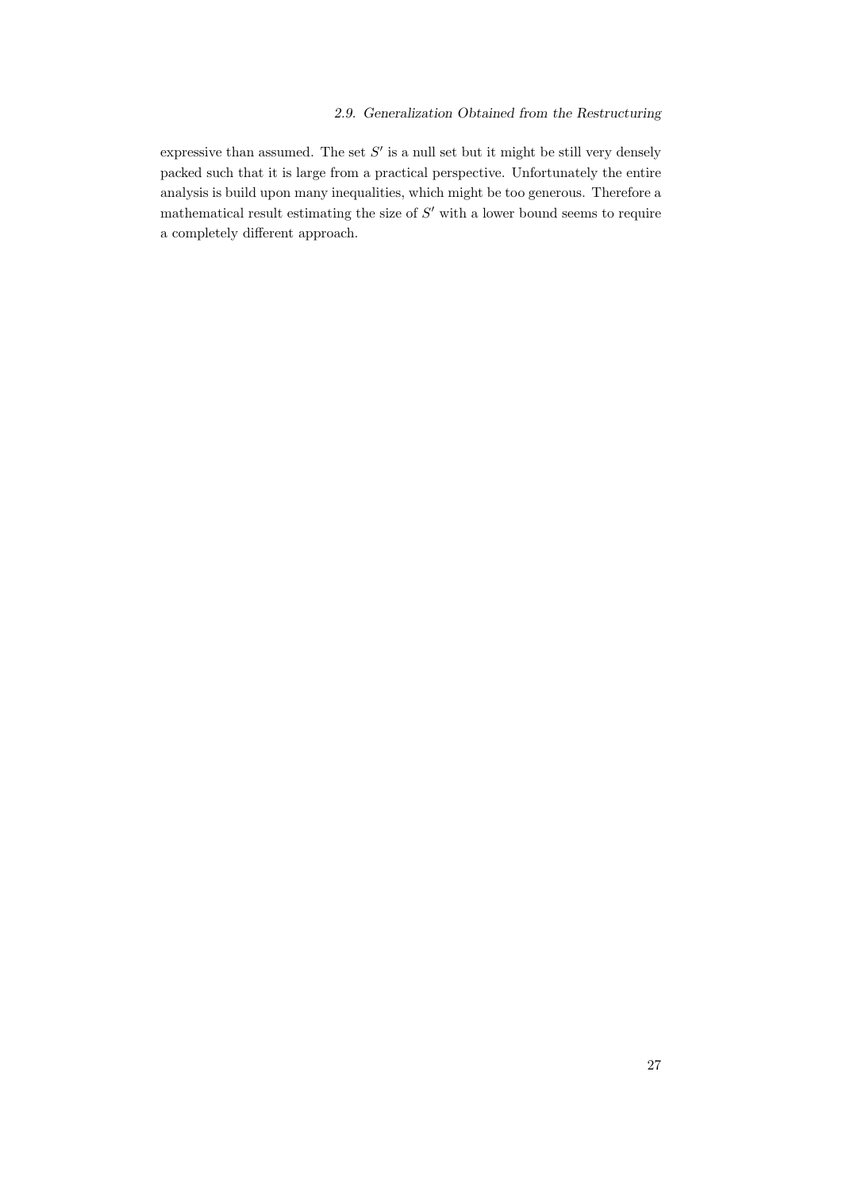expressive than assumed. The set $S'$ is a null set but it might be still very densely packed such that it is large from a practical perspective. Unfortunately the entire analysis is build upon many inequalities, which might be too generous. Therefore a mathematical result estimating the size of $S'$ with a lower bound seems to require a completely different approach.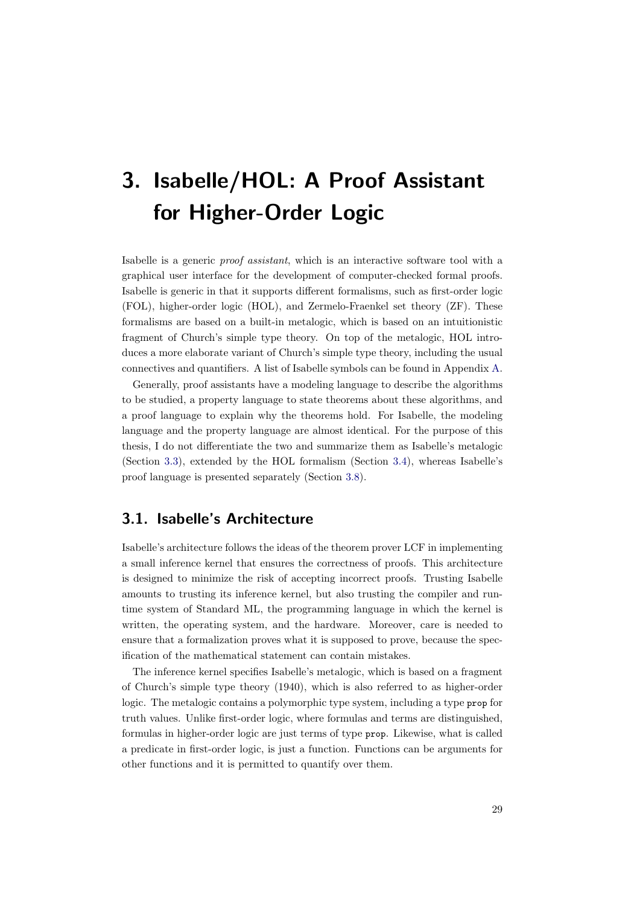# 3. Isabelle/HOL: A Proof Assistant for Higher-Order Logic

Isabelle is a generic *proof assistant*, which is an interactive software tool with a graphical user interface for the development of computer-checked formal proofs. Isabelle is generic in that it supports different formalisms, such as first-order logic (FOL), higher-order logic (HOL), and Zermelo-Fraenkel set theory (ZF). These formalisms are based on a built-in metalogic, which is based on an intuitionistic fragment of Church's simple type theory. On top of the metalogic, HOL introduces a more elaborate variant of Church's simple type theory, including the usual connectives and quantifiers. A list of Isabelle symbols can be found in Appendix A.

Generally, proof assistants have a modeling language to describe the algorithms to be studied, a property language to state theorems about these algorithms, and a proof language to explain why the theorems hold. For Isabelle, the modeling language and the property language are almost identical. For the purpose of this thesis, I do not differentiate the two and summarize them as Isabelle's metalogic (Section 3.3), extended by the HOL formalism (Section 3.4), whereas Isabelle's proof language is presented separately (Section 3.8).

## 3.1. Isabelle's Architecture

Isabelle's architecture follows the ideas of the theorem prover LCF in implementing a small inference kernel that ensures the correctness of proofs. This architecture is designed to minimize the risk of accepting incorrect proofs. Trusting Isabelle amounts to trusting its inference kernel, but also trusting the compiler and runtime system of Standard ML, the programming language in which the kernel is written, the operating system, and the hardware. Moreover, care is needed to ensure that a formalization proves what it is supposed to prove, because the specification of the mathematical statement can contain mistakes.

The inference kernel specifies Isabelle's metalogic, which is based on a fragment of Church's simple type theory (1940), which is also referred to as higher-order logic. The metalogic contains a polymorphic type system, including a type `prop` for truth values. Unlike first-order logic, where formulas and terms are distinguished, formulas in higher-order logic are just terms of type `prop`. Likewise, what is called a predicate in first-order logic, is just a function. Functions can be arguments for other functions and it is permitted to quantify over them.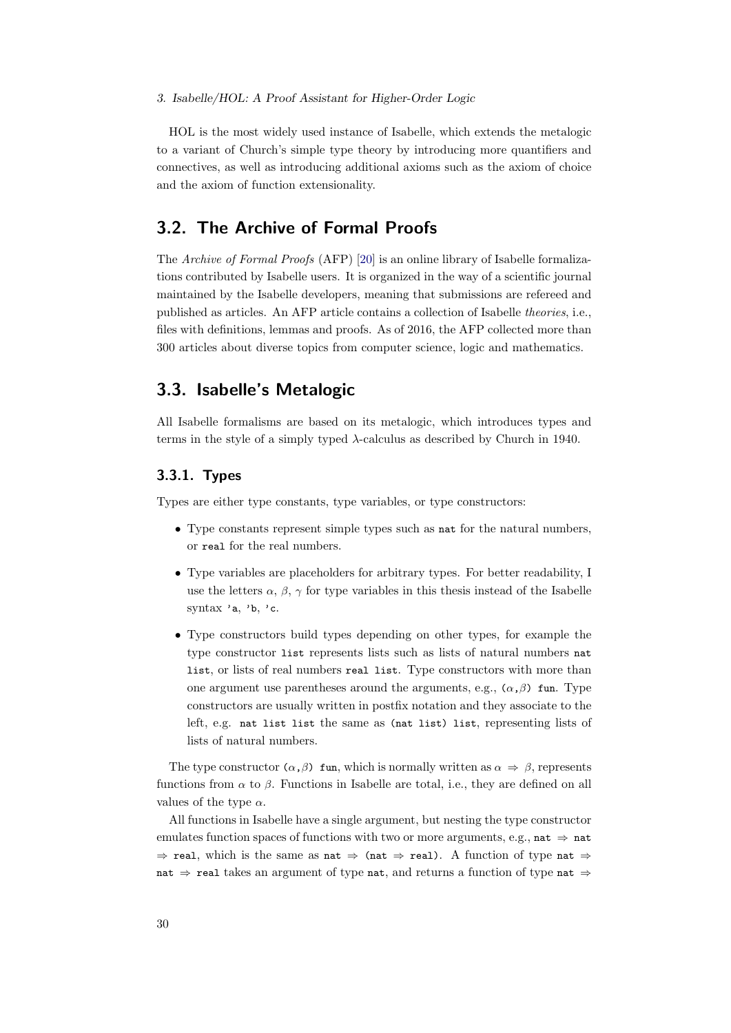HOL is the most widely used instance of Isabelle, which extends the metalogic to a variant of Church's simple type theory by introducing more quantifiers and connectives, as well as introducing additional axioms such as the axiom of choice and the axiom of function extensionality.

## 3.2. The Archive of Formal Proofs

The *Archive of Formal Proofs* (AFP) [20] is an online library of Isabelle formalizations contributed by Isabelle users. It is organized in the way of a scientific journal maintained by the Isabelle developers, meaning that submissions are refereed and published as articles. An AFP article contains a collection of Isabelle *theories*, i.e., files with definitions, lemmas and proofs. As of 2016, the AFP collected more than 300 articles about diverse topics from computer science, logic and mathematics.

## 3.3. Isabelle's Metalogic

All Isabelle formalisms are based on its metalogic, which introduces types and terms in the style of a simply typed $\lambda$-calculus as described by Church in 1940.

### 3.3.1. Types

Types are either type constants, type variables, or type constructors:

- Type constants represent simple types such as `nat` for the natural numbers, or `real` for the real numbers.
- Type variables are placeholders for arbitrary types. For better readability, I use the letters $\alpha$, $\beta$, $\gamma$ for type variables in this thesis instead of the Isabelle syntax `'a`, `'b`, `'c`.
- Type constructors build types depending on other types, for example the type constructor `list` represents lists such as lists of natural numbers `nat list`, or lists of real numbers `real list`. Type constructors with more than one argument use parentheses around the arguments, e.g., `(`$\alpha$`,`$\beta$`) fun`. Type constructors are usually written in postfix notation and they associate to the left, e.g. `nat list list` the same as `(nat list) list`, representing lists of lists of natural numbers.

The type constructor `(`$\alpha$`,`$\beta$`) fun`, which is normally written as $\alpha \Rightarrow \beta$, represents functions from $\alpha$ to $\beta$. Functions in Isabelle are total, i.e., they are defined on all values of the type $\alpha$.

All functions in Isabelle have a single argument, but nesting the type constructor emulates function spaces of functions with two or more arguments, e.g., `nat` $\Rightarrow$ `nat` $\Rightarrow$ `real`, which is the same as `nat` $\Rightarrow$ `(nat` $\Rightarrow$ `real)`. A function of type `nat` $\Rightarrow$ `nat` $\Rightarrow$ `real` takes an argument of type `nat`, and returns a function of type `nat` $\Rightarrow$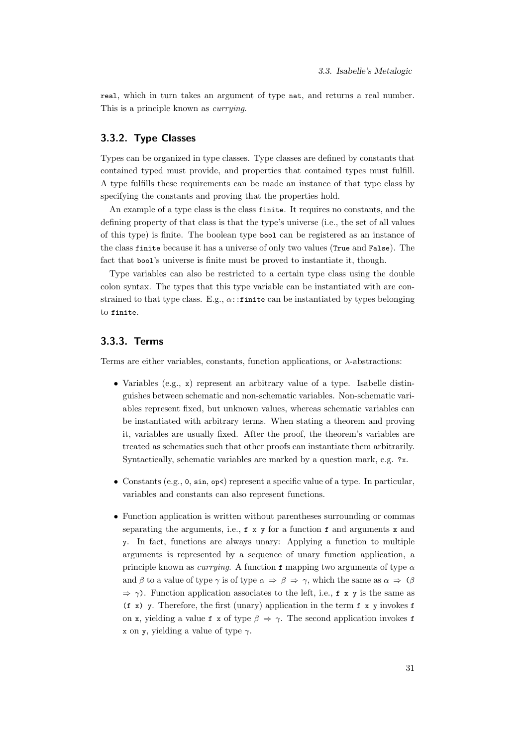`real`, which in turn takes an argument of type `nat`, and returns a real number. This is a principle known as *currying*.

### 3.3.2. Type Classes

Types can be organized in type classes. Type classes are defined by constants that contained typed must provide, and properties that contained types must fulfill. A type fulfills these requirements can be made an instance of that type class by specifying the constants and proving that the properties hold.

An example of a type class is the class `finite`. It requires no constants, and the defining property of that class is that the type's universe (i.e., the set of all values of this type) is finite. The boolean type `bool` can be registered as an instance of the class `finite` because it has a universe of only two values (`True` and `False`). The fact that `bool`'s universe is finite must be proved to instantiate it, though.

Type variables can also be restricted to a certain type class using the double colon syntax. The types that this type variable can be instantiated with are constrained to that type class. E.g., $\alpha$`::finite` can be instantiated by types belonging to `finite`.

### 3.3.3. Terms

Terms are either variables, constants, function applications, or $\lambda$-abstractions:

- Variables (e.g., `x`) represent an arbitrary value of a type. Isabelle distinguishes between schematic and non-schematic variables. Non-schematic variables represent fixed, but unknown values, whereas schematic variables can be instantiated with arbitrary terms. When stating a theorem and proving it, variables are usually fixed. After the proof, the theorem's variables are treated as schematics such that other proofs can instantiate them arbitrarily. Syntactically, schematic variables are marked by a question mark, e.g. `?x`.

- Constants (e.g., `0`, `sin`, `op<`) represent a specific value of a type. In particular, variables and constants can also represent functions.

- Function application is written without parentheses surrounding or commas separating the arguments, i.e., `f x y` for a function `f` and arguments `x` and `y`. In fact, functions are always unary: Applying a function to multiple arguments is represented by a sequence of unary function application, a principle known as *currying*. A function `f` mapping two arguments of type $\alpha$ and $\beta$ to a value of type $\gamma$ is of type $\alpha \Rightarrow \beta \Rightarrow \gamma$, which the same as $\alpha \Rightarrow (\beta \Rightarrow \gamma)$. Function application associates to the left, i.e., `f x y` is the same as `(f x) y`. Therefore, the first (unary) application in the term `f x y` invokes `f` on `x`, yielding a value `f x` of type $\beta \Rightarrow \gamma$. The second application invokes `f x` on `y`, yielding a value of type $\gamma$.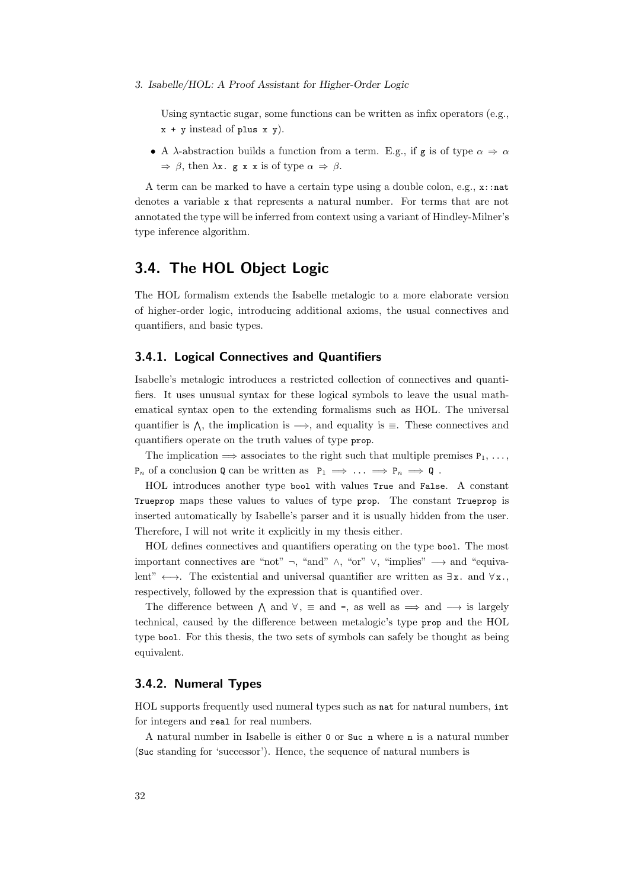Using syntactic sugar, some functions can be written as infix operators (e.g., `x + y` instead of `plus x y`).

- A $\lambda$-abstraction builds a function from a term. E.g., if `g` is of type $\alpha \Rightarrow \alpha \Rightarrow \beta$, then $\lambda$`x. g x x` is of type $\alpha \Rightarrow \beta$.

A term can be marked to have a certain type using a double colon, e.g., `x::nat` denotes a variable `x` that represents a natural number. For terms that are not annotated the type will be inferred from context using a variant of Hindley-Milner's type inference algorithm.

## 3.4. The HOL Object Logic

The HOL formalism extends the Isabelle metalogic to a more elaborate version of higher-order logic, introducing additional axioms, the usual connectives and quantifiers, and basic types.

### 3.4.1. Logical Connectives and Quantifiers

Isabelle's metalogic introduces a restricted collection of connectives and quantifiers. It uses unusual syntax for these logical symbols to leave the usual mathematical syntax open to the extending formalisms such as HOL. The universal quantifier is $\bigwedge$, the implication is $\Longrightarrow$, and equality is $\equiv$. These connectives and quantifiers operate on the truth values of type `prop`.

The implication $\Longrightarrow$ associates to the right such that multiple premises $P_1, \ldots, P_n$ of a conclusion `Q` can be written as $P_1 \Longrightarrow \ldots \Longrightarrow P_n \Longrightarrow Q$ .

HOL introduces another type `bool` with values `True` and `False`. A constant `Trueprop` maps these values to values of type `prop`. The constant `Trueprop` is inserted automatically by Isabelle's parser and it is usually hidden from the user. Therefore, I will not write it explicitly in my thesis either.

HOL defines connectives and quantifiers operating on the type `bool`. The most important connectives are "not" $\neg$, "and" $\wedge$, "or" $\vee$, "implies" $\longrightarrow$ and "equivalent" $\longleftrightarrow$. The existential and universal quantifier are written as $\exists$`x.` and $\forall$`x.`, respectively, followed by the expression that is quantified over.

The difference between $\bigwedge$ and $\forall$, $\equiv$ and `=`, as well as $\Longrightarrow$ and $\longrightarrow$ is largely technical, caused by the difference between metalogic's type `prop` and the HOL type `bool`. For this thesis, the two sets of symbols can safely be thought as being equivalent.

### 3.4.2. Numeral Types

HOL supports frequently used numeral types such as `nat` for natural numbers, `int` for integers and `real` for real numbers.

A natural number in Isabelle is either `0` or `Suc n` where `n` is a natural number (`Suc` standing for 'successor'). Hence, the sequence of natural numbers is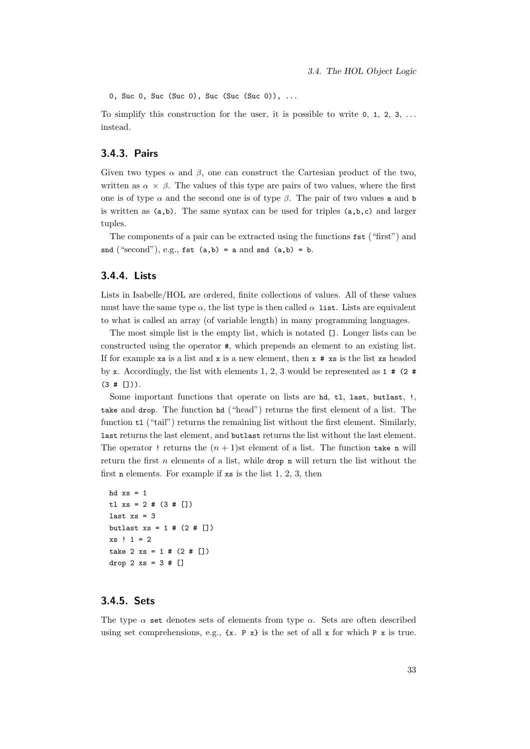```
0, Suc 0, Suc (Suc 0), Suc (Suc (Suc 0)), ...
```

To simplify this construction for the user, it is possible to write `0`, `1`, `2`, `3`, ... instead.

### 3.4.3. Pairs

Given two types $\alpha$ and $\beta$, one can construct the Cartesian product of the two, written as $\alpha \times \beta$. The values of this type are pairs of two values, where the first one is of type $\alpha$ and the second one is of type $\beta$. The pair of two values `a` and `b` is written as `(a,b)`. The same syntax can be used for triples `(a,b,c)` and larger tuples.

The components of a pair can be extracted using the functions `fst` ("first") and `snd` ("second"), e.g., `fst (a,b) = a` and `snd (a,b) = b`.

### 3.4.4. Lists

Lists in Isabelle/HOL are ordered, finite collections of values. All of these values must have the same type $\alpha$, the list type is then called $\alpha$ `list`. Lists are equivalent to what is called an array (of variable length) in many programming languages.

The most simple list is the empty list, which is notated `[]`. Longer lists can be constructed using the operator `#`, which prepends an element to an existing list. If for example `xs` is a list and `x` is a new element, then `x # xs` is the list `xs` headed by `x`. Accordingly, the list with elements 1, 2, 3 would be represented as `1 # (2 # (3 # []))`.

Some important functions that operate on lists are `hd`, `tl`, `last`, `butlast`, `!`, `take` and `drop`. The function `hd` ("head") returns the first element of a list. The function `tl` ("tail") returns the remaining list without the first element. Similarly, `last` returns the last element, and `butlast` returns the list without the last element. The operator `!` returns the $(n+1)$st element of a list. The function `take n` will return the first $n$ elements of a list, while `drop n` will return the list without the first `n` elements. For example if `xs` is the list 1, 2, 3, then

```
hd xs = 1
tl xs = 2 # (3 # [])
last xs = 3
butlast xs = 1 # (2 # [])
xs ! 1 = 2
take 2 xs = 1 # (2 # [])
drop 2 xs = 3 # []
```

### 3.4.5. Sets

The type $\alpha$ `set` denotes sets of elements from type $\alpha$. Sets are often described using set comprehensions, e.g., `{x. P x}` is the set of all `x` for which `P x` is true.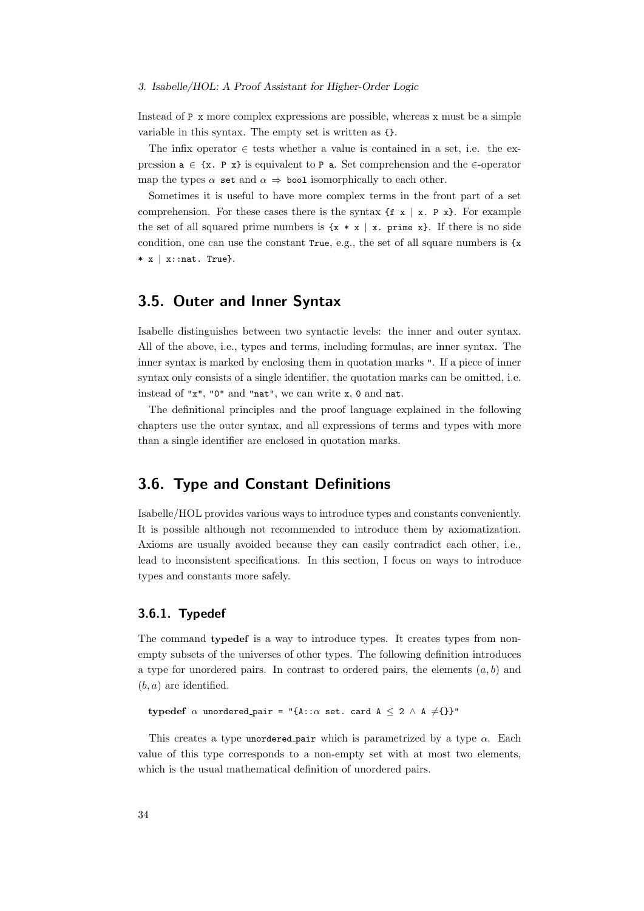Instead of `P x` more complex expressions are possible, whereas `x` must be a simple variable in this syntax. The empty set is written as `{}`.

The infix operator ∈ tests whether a value is contained in a set, i.e. the expression `a ∈ {x. P x}` is equivalent to `P a`. Set comprehension and the ∈-operator map the types `α set` and `α ⇒ bool` isomorphically to each other.

Sometimes it is useful to have more complex terms in the front part of a set comprehension. For these cases there is the syntax `{f x | x. P x}`. For example the set of all squared prime numbers is `{x * x | x. prime x}`. If there is no side condition, one can use the constant `True`, e.g., the set of all square numbers is `{x * x | x::nat. True}`.

## 3.5. Outer and Inner Syntax

Isabelle distinguishes between two syntactic levels: the inner and outer syntax. All of the above, i.e., types and terms, including formulas, are inner syntax. The inner syntax is marked by enclosing them in quotation marks `"`. If a piece of inner syntax only consists of a single identifier, the quotation marks can be omitted, i.e. instead of `"x"`, `"0"` and `"nat"`, we can write `x`, `0` and `nat`.

The definitional principles and the proof language explained in the following chapters use the outer syntax, and all expressions of terms and types with more than a single identifier are enclosed in quotation marks.

## 3.6. Type and Constant Definitions

Isabelle/HOL provides various ways to introduce types and constants conveniently. It is possible although not recommended to introduce them by axiomatization. Axioms are usually avoided because they can easily contradict each other, i.e., lead to inconsistent specifications. In this section, I focus on ways to introduce types and constants more safely.

### 3.6.1. Typedef

The command **typedef** is a way to introduce types. It creates types from non-empty subsets of the universes of other types. The following definition introduces a type for unordered pairs. In contrast to ordered pairs, the elements $(a, b)$ and $(b, a)$ are identified.

```
typedef α unordered_pair = "{A::α set. card A ≤ 2 ∧ A ≠{}}"
```

This creates a type `unordered_pair` which is parametrized by a type α. Each value of this type corresponds to a non-empty set with at most two elements, which is the usual mathematical definition of unordered pairs.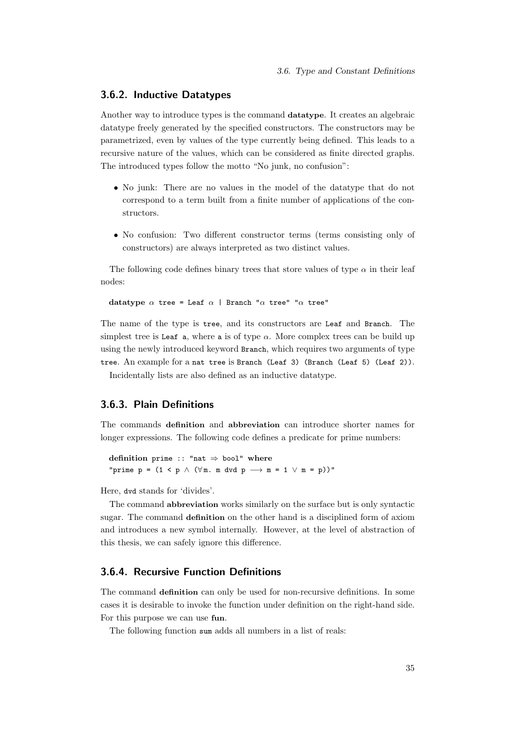### 3.6.2. Inductive Datatypes

Another way to introduce types is the command **datatype**. It creates an algebraic datatype freely generated by the specified constructors. The constructors may be parametrized, even by values of the type currently being defined. This leads to a recursive nature of the values, which can be considered as finite directed graphs. The introduced types follow the motto "No junk, no confusion":

- No junk: There are no values in the model of the datatype that do not correspond to a term built from a finite number of applications of the constructors.
- No confusion: Two different constructor terms (terms consisting only of constructors) are always interpreted as two distinct values.

The following code defines binary trees that store values of type $\alpha$ in their leaf nodes:

```
datatype α tree = Leaf α | Branch "α tree" "α tree"
```

The name of the type is `tree`, and its constructors are `Leaf` and `Branch`. The simplest tree is `Leaf a`, where `a` is of type $\alpha$. More complex trees can be build up using the newly introduced keyword `Branch`, which requires two arguments of type `tree`. An example for a `nat tree` is `Branch (Leaf 3) (Branch (Leaf 5) (Leaf 2))`.

Incidentally lists are also defined as an inductive datatype.

### 3.6.3. Plain Definitions

The commands **definition** and **abbreviation** can introduce shorter names for longer expressions. The following code defines a predicate for prime numbers:

```
definition prime :: "nat ⇒ bool" where
"prime p = (1 < p ∧ (∀m. m dvd p ⟶ m = 1 ∨ m = p))"
```

Here, `dvd` stands for 'divides'.

The command **abbreviation** works similarly on the surface but is only syntactic sugar. The command **definition** on the other hand is a disciplined form of axiom and introduces a new symbol internally. However, at the level of abstraction of this thesis, we can safely ignore this difference.

### 3.6.4. Recursive Function Definitions

The command **definition** can only be used for non-recursive definitions. In some cases it is desirable to invoke the function under definition on the right-hand side. For this purpose we can use **fun**.

The following function `sum` adds all numbers in a list of reals: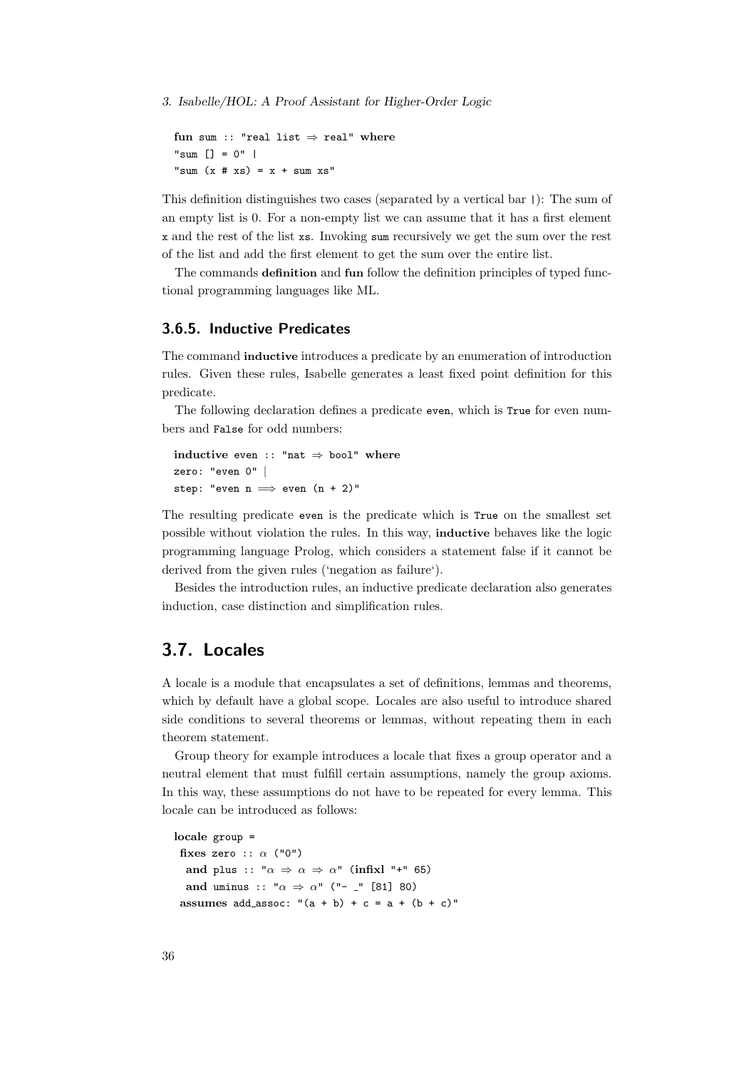```
fun sum :: "real list ⇒ real" where
"sum [] = 0" |
"sum (x # xs) = x + sum xs"
```

This definition distinguishes two cases (separated by a vertical bar |): The sum of an empty list is 0. For a non-empty list we can assume that it has a first element x and the rest of the list xs. Invoking sum recursively we get the sum over the rest of the list and add the first element to get the sum over the entire list.

The commands **definition** and **fun** follow the definition principles of typed functional programming languages like ML.

### 3.6.5. Inductive Predicates

The command **inductive** introduces a predicate by an enumeration of introduction rules. Given these rules, Isabelle generates a least fixed point definition for this predicate.

The following declaration defines a predicate even, which is True for even numbers and False for odd numbers:

```
inductive even :: "nat ⇒ bool" where
zero: "even 0" |
step: "even n ⟹ even (n + 2)"
```

The resulting predicate even is the predicate which is True on the smallest set possible without violation the rules. In this way, **inductive** behaves like the logic programming language Prolog, which considers a statement false if it cannot be derived from the given rules ('negation as failure').

Besides the introduction rules, an inductive predicate declaration also generates induction, case distinction and simplification rules.

## 3.7. Locales

A locale is a module that encapsulates a set of definitions, lemmas and theorems, which by default have a global scope. Locales are also useful to introduce shared side conditions to several theorems or lemmas, without repeating them in each theorem statement.

Group theory for example introduces a locale that fixes a group operator and a neutral element that must fulfill certain assumptions, namely the group axioms. In this way, these assumptions do not have to be repeated for every lemma. This locale can be introduced as follows:

```
locale group =
 fixes zero :: α ("0")
  and plus :: "α ⇒ α ⇒ α" (infixl "+" 65)
  and uminus :: "α ⇒ α" ("- _" [81] 80)
 assumes add_assoc: "(a + b) + c = a + (b + c)"
```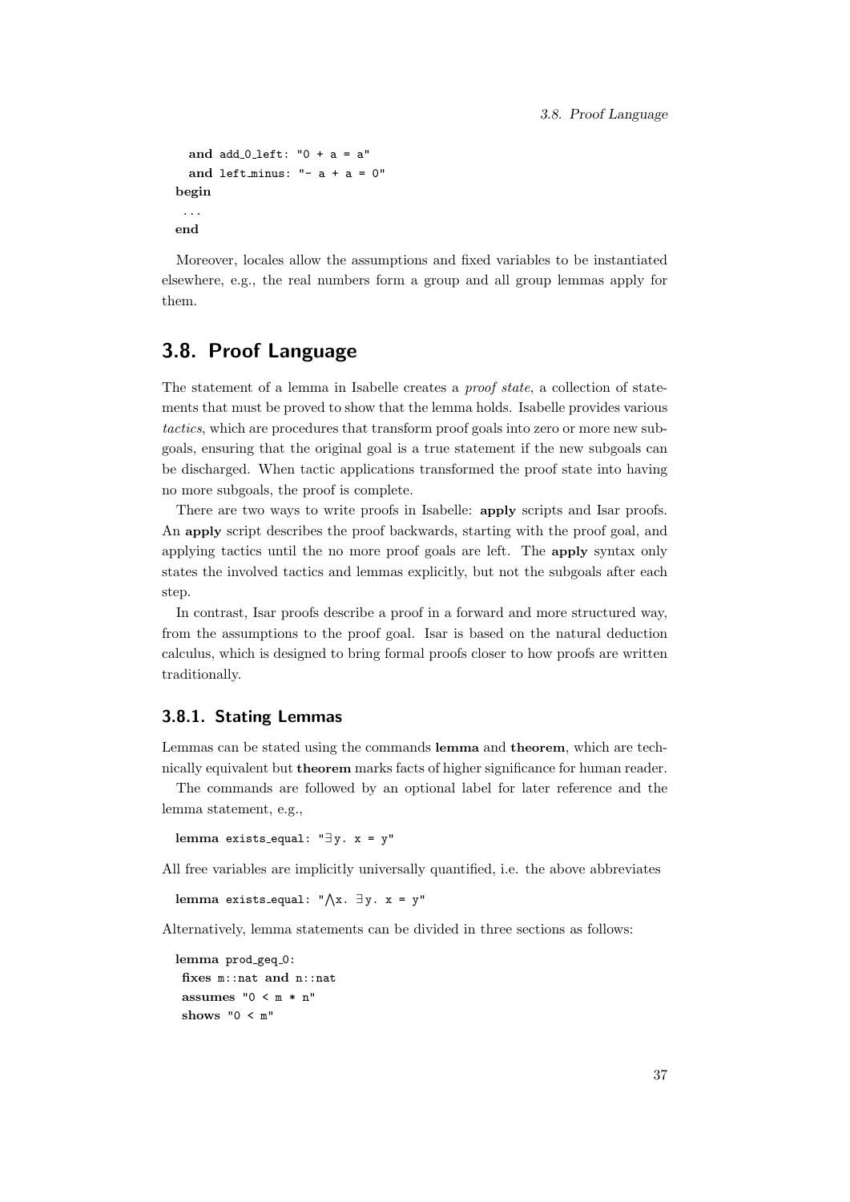```
  and add_0_left: "0 + a = a"
  and left_minus: "- a + a = 0"
begin
 ...
end
```

Moreover, locales allow the assumptions and fixed variables to be instantiated elsewhere, e.g., the real numbers form a group and all group lemmas apply for them.

## 3.8. Proof Language

The statement of a lemma in Isabelle creates a *proof state*, a collection of statements that must be proved to show that the lemma holds. Isabelle provides various *tactics*, which are procedures that transform proof goals into zero or more new subgoals, ensuring that the original goal is a true statement if the new subgoals can be discharged. When tactic applications transformed the proof state into having no more subgoals, the proof is complete.

There are two ways to write proofs in Isabelle: **apply** scripts and Isar proofs. An **apply** script describes the proof backwards, starting with the proof goal, and applying tactics until the no more proof goals are left. The **apply** syntax only states the involved tactics and lemmas explicitly, but not the subgoals after each step.

In contrast, Isar proofs describe a proof in a forward and more structured way, from the assumptions to the proof goal. Isar is based on the natural deduction calculus, which is designed to bring formal proofs closer to how proofs are written traditionally.

### 3.8.1. Stating Lemmas

Lemmas can be stated using the commands **lemma** and **theorem**, which are technically equivalent but **theorem** marks facts of higher significance for human reader.

The commands are followed by an optional label for later reference and the lemma statement, e.g.,

```
lemma exists_equal: "∃y. x = y"
```

All free variables are implicitly universally quantified, i.e. the above abbreviates

```
lemma exists_equal: "⋀x. ∃y. x = y"
```

Alternatively, lemma statements can be divided in three sections as follows:

```
lemma prod_geq_0:
 fixes m::nat and n::nat
 assumes "0 < m * n"
 shows "0 < m"
```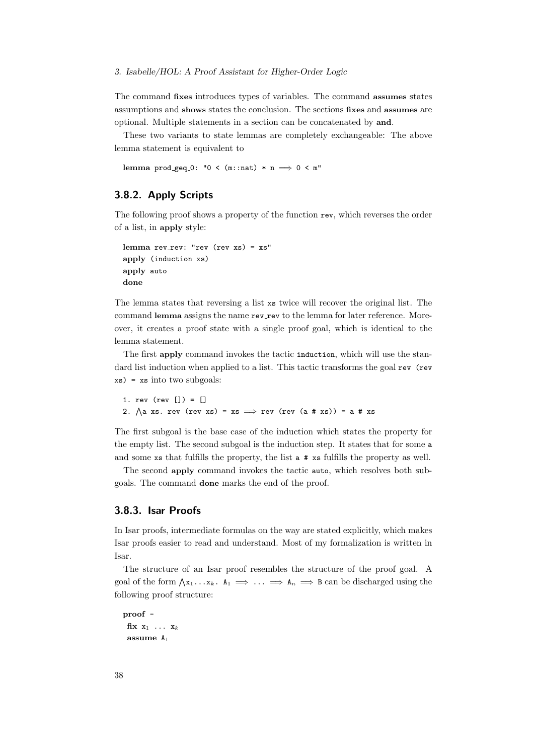The command **fixes** introduces types of variables. The command **assumes** states assumptions and **shows** states the conclusion. The sections **fixes** and **assumes** are optional. Multiple statements in a section can be concatenated by **and**.

These two variants to state lemmas are completely exchangeable: The above lemma statement is equivalent to

```
lemma prod_geq_0: "0 < (m::nat) * n ⟹ 0 < m"
```

### 3.8.2. Apply Scripts

The following proof shows a property of the function `rev`, which reverses the order of a list, in **apply** style:

```
lemma rev_rev: "rev (rev xs) = xs"
apply (induction xs)
apply auto
done
```

The lemma states that reversing a list `xs` twice will recover the original list. The command **lemma** assigns the name `rev_rev` to the lemma for later reference. Moreover, it creates a proof state with a single proof goal, which is identical to the lemma statement.

The first **apply** command invokes the tactic `induction`, which will use the standard list induction when applied to a list. This tactic transforms the goal `rev (rev xs) = xs` into two subgoals:

```
1. rev (rev []) = []
2. ⋀a xs. rev (rev xs) = xs ⟹ rev (rev (a # xs)) = a # xs
```

The first subgoal is the base case of the induction which states the property for the empty list. The second subgoal is the induction step. It states that for some `a` and some `xs` that fulfills the property, the list `a # xs` fulfills the property as well.

The second **apply** command invokes the tactic `auto`, which resolves both subgoals. The command **done** marks the end of the proof.

### 3.8.3. Isar Proofs

In Isar proofs, intermediate formulas on the way are stated explicitly, which makes Isar proofs easier to read and understand. Most of my formalization is written in Isar.

The structure of an Isar proof resembles the structure of the proof goal. A goal of the form $\bigwedge x_1 \ldots x_k.\ A_1 \Longrightarrow \ldots \Longrightarrow A_n \Longrightarrow B$ can be discharged using the following proof structure:

```
proof -
  fix x_1 ... x_k
  assume A_1
```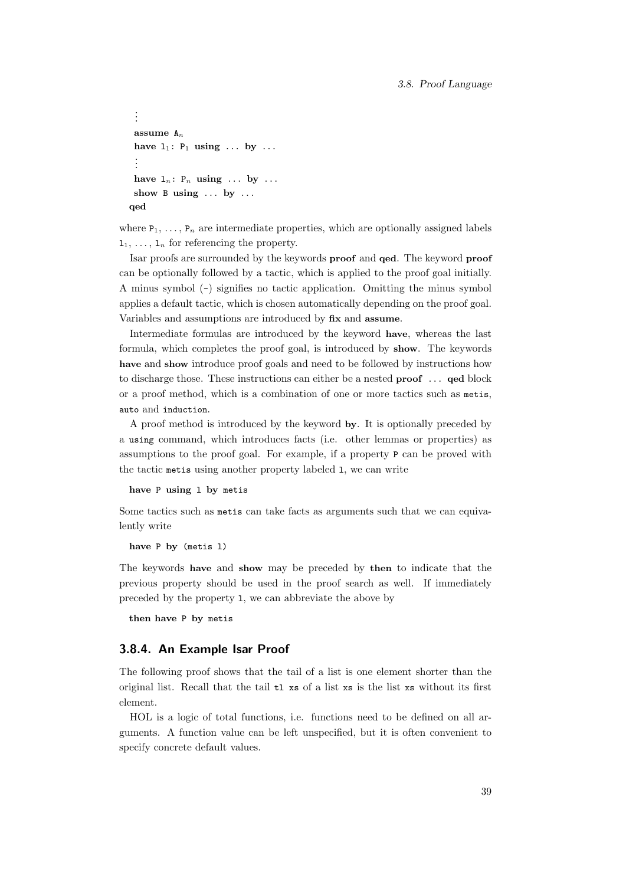```
  ⋮
  assume A_n
  have l_1: P_1 using ... by ...
  ⋮
  have l_n: P_n using ... by ...
  show B using ... by ...
qed
```

where $P_1$, ..., $P_n$ are intermediate properties, which are optionally assigned labels $l_1$, ..., $l_n$ for referencing the property.

Isar proofs are surrounded by the keywords **proof** and **qed**. The keyword **proof** can be optionally followed by a tactic, which is applied to the proof goal initially. A minus symbol (`-`) signifies no tactic application. Omitting the minus symbol applies a default tactic, which is chosen automatically depending on the proof goal. Variables and assumptions are introduced by **fix** and **assume**.

Intermediate formulas are introduced by the keyword **have**, whereas the last formula, which completes the proof goal, is introduced by **show**. The keywords **have** and **show** introduce proof goals and need to be followed by instructions how to discharge those. These instructions can either be a nested **proof** ... **qed** block or a proof method, which is a combination of one or more tactics such as `metis`, `auto` and `induction`.

A proof method is introduced by the keyword **by**. It is optionally preceded by a `using` command, which introduces facts (i.e. other lemmas or properties) as assumptions to the proof goal. For example, if a property `P` can be proved with the tactic `metis` using another property labeled `l`, we can write

```
have P using l by metis
```

Some tactics such as `metis` can take facts as arguments such that we can equivalently write

```
have P by (metis l)
```

The keywords **have** and **show** may be preceded by **then** to indicate that the previous property should be used in the proof search as well. If immediately preceded by the property `l`, we can abbreviate the above by

```
then have P by metis
```

### 3.8.4. An Example Isar Proof

The following proof shows that the tail of a list is one element shorter than the original list. Recall that the tail `tl xs` of a list `xs` is the list `xs` without its first element.

HOL is a logic of total functions, i.e. functions need to be defined on all arguments. A function value can be left unspecified, but it is often convenient to specify concrete default values.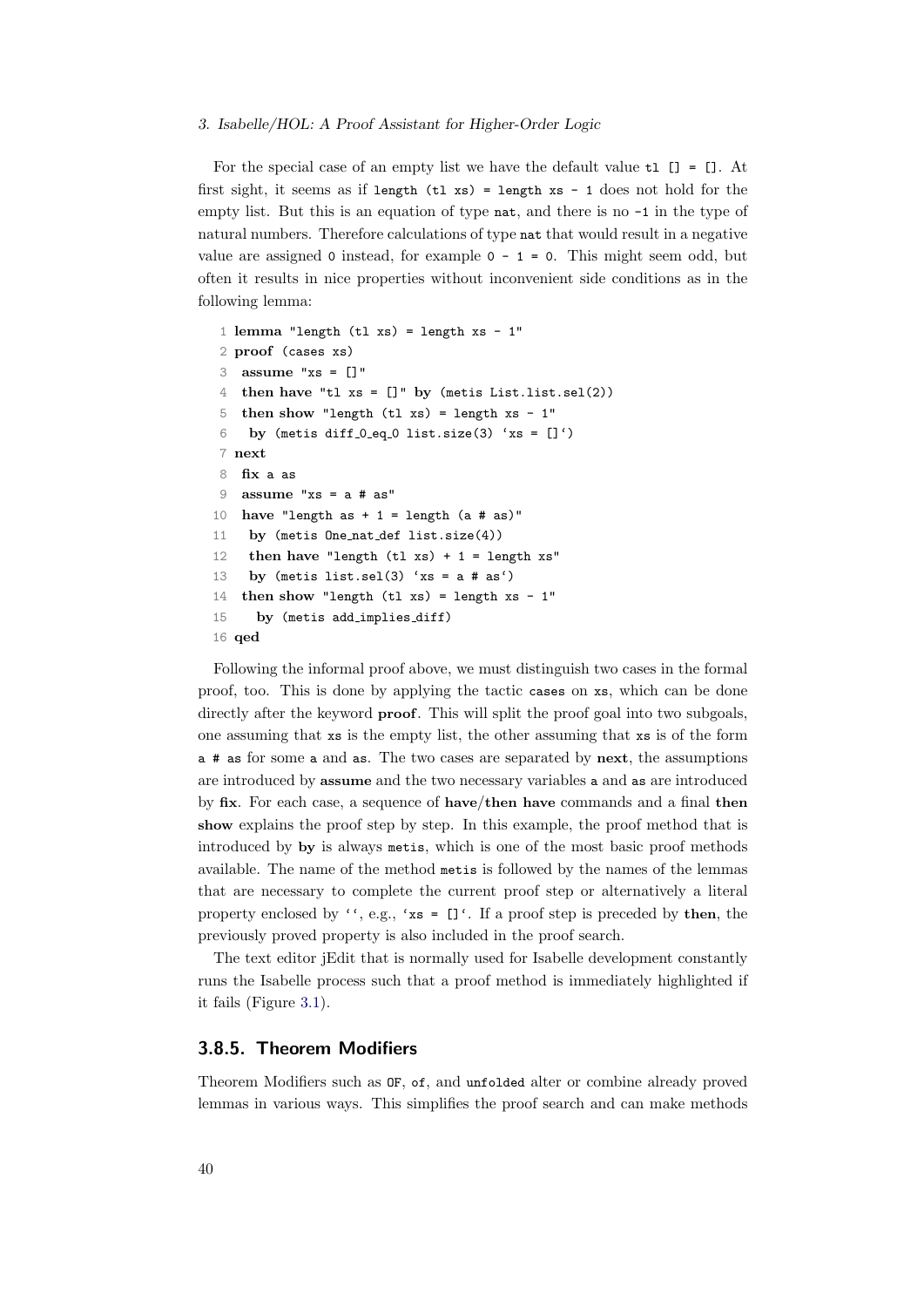For the special case of an empty list we have the default value `tl [] = []`. At first sight, it seems as if `length (tl xs) = length xs - 1` does not hold for the empty list. But this is an equation of type `nat`, and there is no `-1` in the type of natural numbers. Therefore calculations of type `nat` that would result in a negative value are assigned `0` instead, for example `0 - 1 = 0`. This might seem odd, but often it results in nice properties without inconvenient side conditions as in the following lemma:

```
 1 lemma "length (tl xs) = length xs - 1"
 2 proof (cases xs)
 3  assume "xs = []"
 4  then have "tl xs = []" by (metis List.list.sel(2))
 5  then show "length (tl xs) = length xs - 1"
 6   by (metis diff_0_eq_0 list.size(3) `xs = []`)
 7 next
 8  fix a as
 9  assume "xs = a # as"
10  have "length as + 1 = length (a # as)"
11   by (metis One_nat_def list.size(4))
12   then have "length (tl xs) + 1 = length xs"
13   by (metis list.sel(3) `xs = a # as`)
14  then show "length (tl xs) = length xs - 1"
15    by (metis add_implies_diff)
16 qed
```

Following the informal proof above, we must distinguish two cases in the formal proof, too. This is done by applying the tactic `cases` on `xs`, which can be done directly after the keyword **proof**. This will split the proof goal into two subgoals, one assuming that `xs` is the empty list, the other assuming that `xs` is of the form `a # as` for some `a` and `as`. The two cases are separated by **next**, the assumptions are introduced by **assume** and the two necessary variables `a` and `as` are introduced by **fix**. For each case, a sequence of **have**/**then have** commands and a final **then show** explains the proof step by step. In this example, the proof method that is introduced by **by** is always `metis`, which is one of the most basic proof methods available. The name of the method `metis` is followed by the names of the lemmas that are necessary to complete the current proof step or alternatively a literal property enclosed by ``` `` ```, e.g., `` `xs = []` ``. If a proof step is preceded by **then**, the previously proved property is also included in the proof search.

The text editor jEdit that is normally used for Isabelle development constantly runs the Isabelle process such that a proof method is immediately highlighted if it fails (Figure 3.1).

### 3.8.5. Theorem Modifiers

Theorem Modifiers such as `OF`, `of`, and `unfolded` alter or combine already proved lemmas in various ways. This simplifies the proof search and can make methods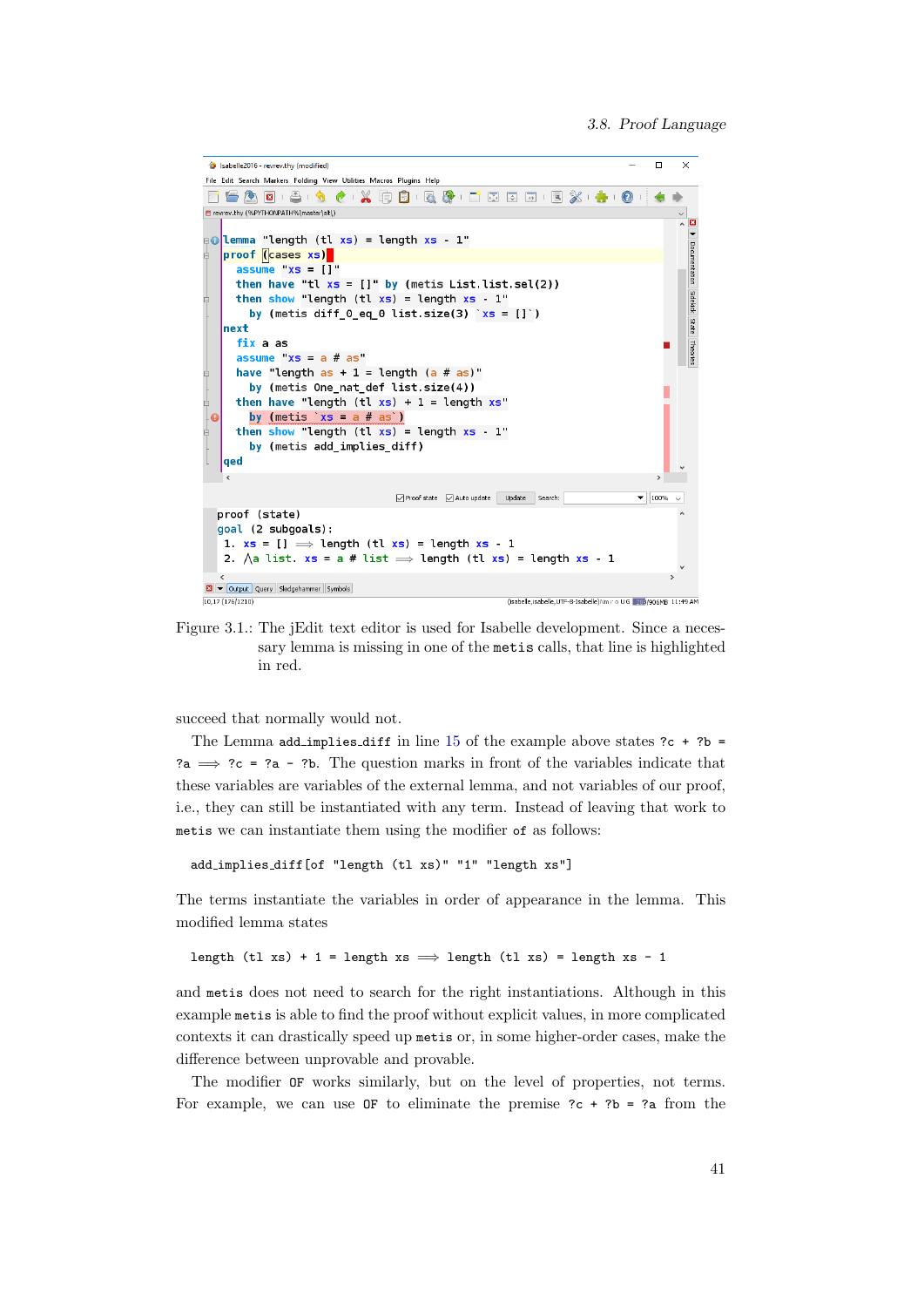Figure 3.1.: The jEdit text editor is used for Isabelle development. Since a necessary lemma is missing in one of the `metis` calls, that line is highlighted in red.

succeed that normally would not.

The Lemma `add_implies_diff` in line 15 of the example above states `?c + ?b = ?a ⟹ ?c = ?a - ?b`. The question marks in front of the variables indicate that these variables are variables of the external lemma, and not variables of our proof, i.e., they can still be instantiated with any term. Instead of leaving that work to `metis` we can instantiate them using the modifier `of` as follows:

```
add_implies_diff[of "length (tl xs)" "1" "length xs"]
```

The terms instantiate the variables in order of appearance in the lemma. This modified lemma states

```
length (tl xs) + 1 = length xs ⟹ length (tl xs) = length xs - 1
```

and `metis` does not need to search for the right instantiations. Although in this example `metis` is able to find the proof without explicit values, in more complicated contexts it can drastically speed up `metis` or, in some higher-order cases, make the difference between unprovable and provable.

The modifier `OF` works similarly, but on the level of properties, not terms. For example, we can use `OF` to eliminate the premise `?c + ?b = ?a` from the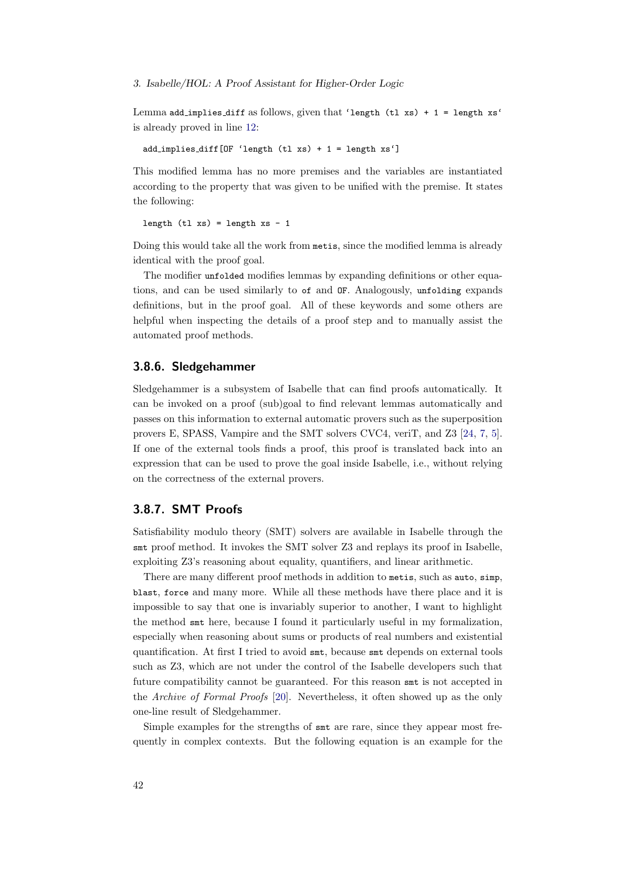Lemma `add_implies_diff` as follows, given that `‘length (tl xs) + 1 = length xs‘` is already proved in line 12:

```
add_implies_diff[OF ‘length (tl xs) + 1 = length xs‘]
```

This modified lemma has no more premises and the variables are instantiated according to the property that was given to be unified with the premise. It states the following:

```
length (tl xs) = length xs - 1
```

Doing this would take all the work from `metis`, since the modified lemma is already identical with the proof goal.

The modifier `unfolded` modifies lemmas by expanding definitions or other equations, and can be used similarly to `of` and `OF`. Analogously, `unfolding` expands definitions, but in the proof goal. All of these keywords and some others are helpful when inspecting the details of a proof step and to manually assist the automated proof methods.

### 3.8.6. Sledgehammer

Sledgehammer is a subsystem of Isabelle that can find proofs automatically. It can be invoked on a proof (sub)goal to find relevant lemmas automatically and passes on this information to external automatic provers such as the superposition provers E, SPASS, Vampire and the SMT solvers CVC4, veriT, and Z3 [24, 7, 5]. If one of the external tools finds a proof, this proof is translated back into an expression that can be used to prove the goal inside Isabelle, i.e., without relying on the correctness of the external provers.

### 3.8.7. SMT Proofs

Satisfiability modulo theory (SMT) solvers are available in Isabelle through the `smt` proof method. It invokes the SMT solver Z3 and replays its proof in Isabelle, exploiting Z3's reasoning about equality, quantifiers, and linear arithmetic.

There are many different proof methods in addition to `metis`, such as `auto`, `simp`, `blast`, `force` and many more. While all these methods have there place and it is impossible to say that one is invariably superior to another, I want to highlight the method `smt` here, because I found it particularly useful in my formalization, especially when reasoning about sums or products of real numbers and existential quantification. At first I tried to avoid `smt`, because `smt` depends on external tools such as Z3, which are not under the control of the Isabelle developers such that future compatibility cannot be guaranteed. For this reason `smt` is not accepted in the *Archive of Formal Proofs* [20]. Nevertheless, it often showed up as the only one-line result of Sledgehammer.

Simple examples for the strengths of `smt` are rare, since they appear most frequently in complex contexts. But the following equation is an example for the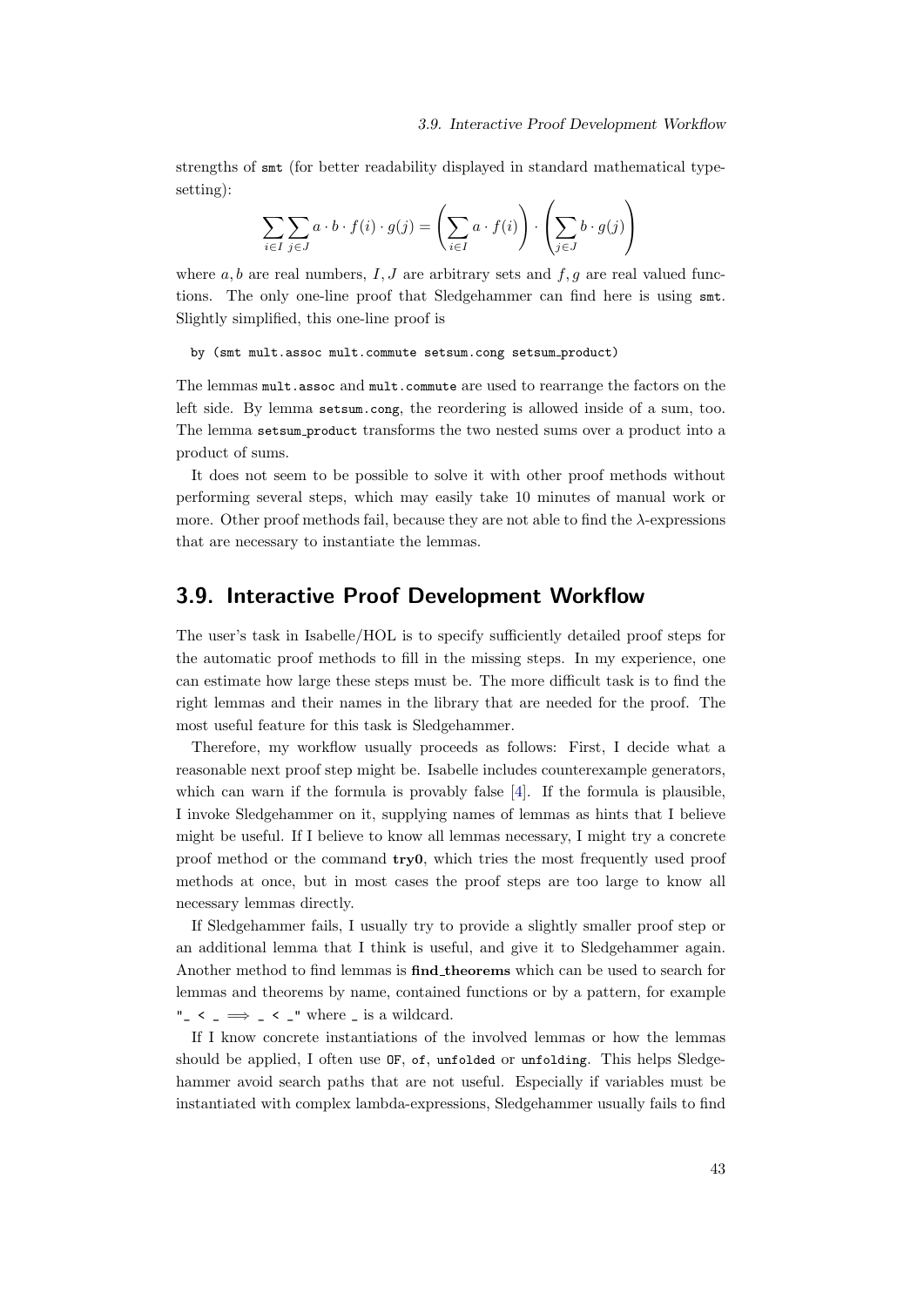strengths of `smt` (for better readability displayed in standard mathematical typesetting):

$$\sum_{i \in I} \sum_{j \in J} a \cdot b \cdot f(i) \cdot g(j) = \left( \sum_{i \in I} a \cdot f(i) \right) \cdot \left( \sum_{j \in J} b \cdot g(j) \right)$$

where $a, b$ are real numbers, $I, J$ are arbitrary sets and $f, g$ are real valued functions. The only one-line proof that Sledgehammer can find here is using `smt`. Slightly simplified, this one-line proof is

```
by (smt mult.assoc mult.commute setsum.cong setsum_product)
```

The lemmas `mult.assoc` and `mult.commute` are used to rearrange the factors on the left side. By lemma `setsum.cong`, the reordering is allowed inside of a sum, too. The lemma `setsum_product` transforms the two nested sums over a product into a product of sums.

It does not seem to be possible to solve it with other proof methods without performing several steps, which may easily take 10 minutes of manual work or more. Other proof methods fail, because they are not able to find the $\lambda$-expressions that are necessary to instantiate the lemmas.

## 3.9. Interactive Proof Development Workflow

The user's task in Isabelle/HOL is to specify sufficiently detailed proof steps for the automatic proof methods to fill in the missing steps. In my experience, one can estimate how large these steps must be. The more difficult task is to find the right lemmas and their names in the library that are needed for the proof. The most useful feature for this task is Sledgehammer.

Therefore, my workflow usually proceeds as follows: First, I decide what a reasonable next proof step might be. Isabelle includes counterexample generators, which can warn if the formula is provably false [4]. If the formula is plausible, I invoke Sledgehammer on it, supplying names of lemmas as hints that I believe might be useful. If I believe to know all lemmas necessary, I might try a concrete proof method or the command **try0**, which tries the most frequently used proof methods at once, but in most cases the proof steps are too large to know all necessary lemmas directly.

If Sledgehammer fails, I usually try to provide a slightly smaller proof step or an additional lemma that I think is useful, and give it to Sledgehammer again. Another method to find lemmas is **find_theorems** which can be used to search for lemmas and theorems by name, contained functions or by a pattern, for example `"_ < _ ⟹ _ < _"` where `_` is a wildcard.

If I know concrete instantiations of the involved lemmas or how the lemmas should be applied, I often use `OF`, `of`, `unfolded` or `unfolding`. This helps Sledgehammer avoid search paths that are not useful. Especially if variables must be instantiated with complex lambda-expressions, Sledgehammer usually fails to find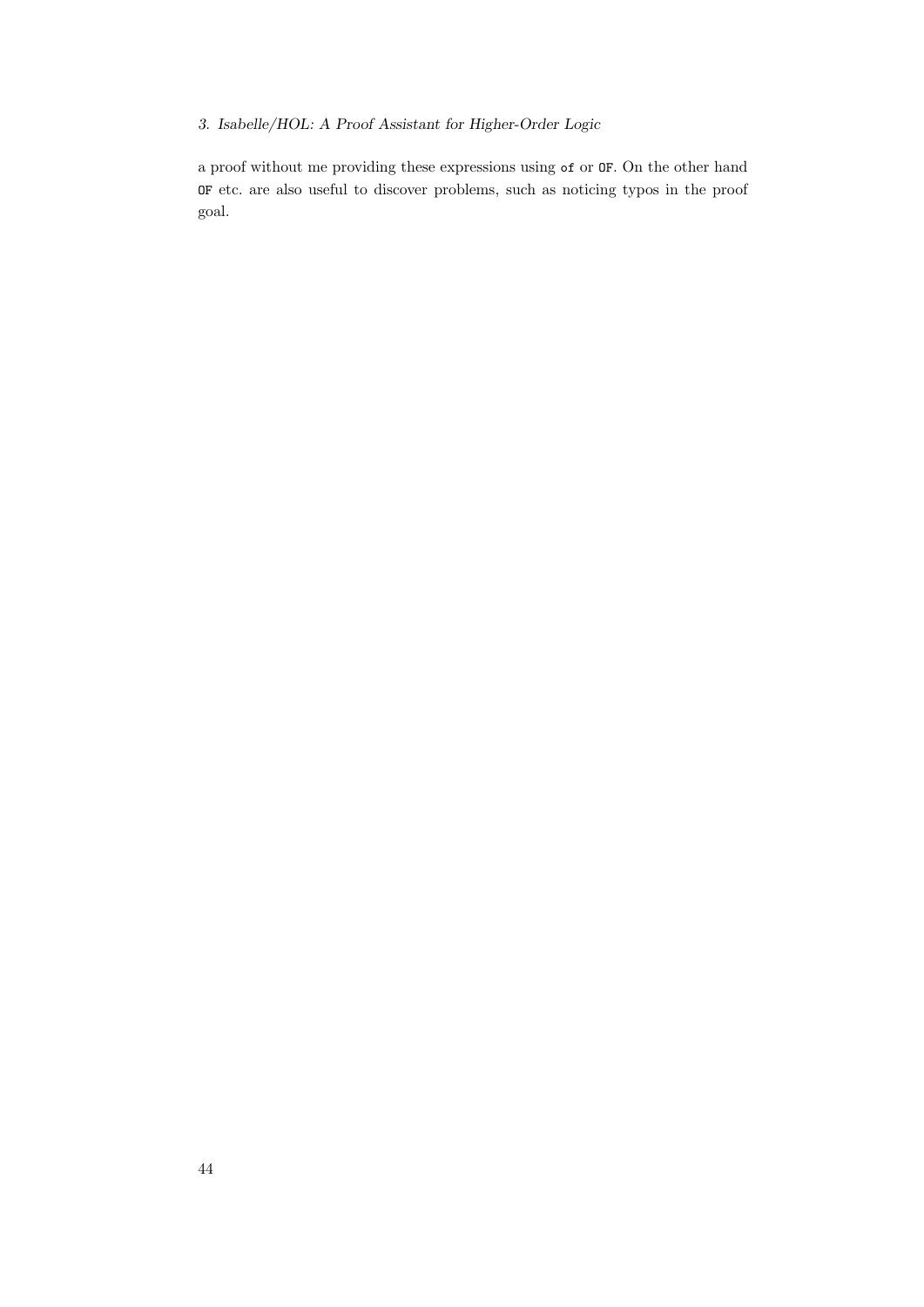a proof without me providing these expressions using `of` or `OF`. On the other hand `OF` etc. are also useful to discover problems, such as noticing typos in the proof goal.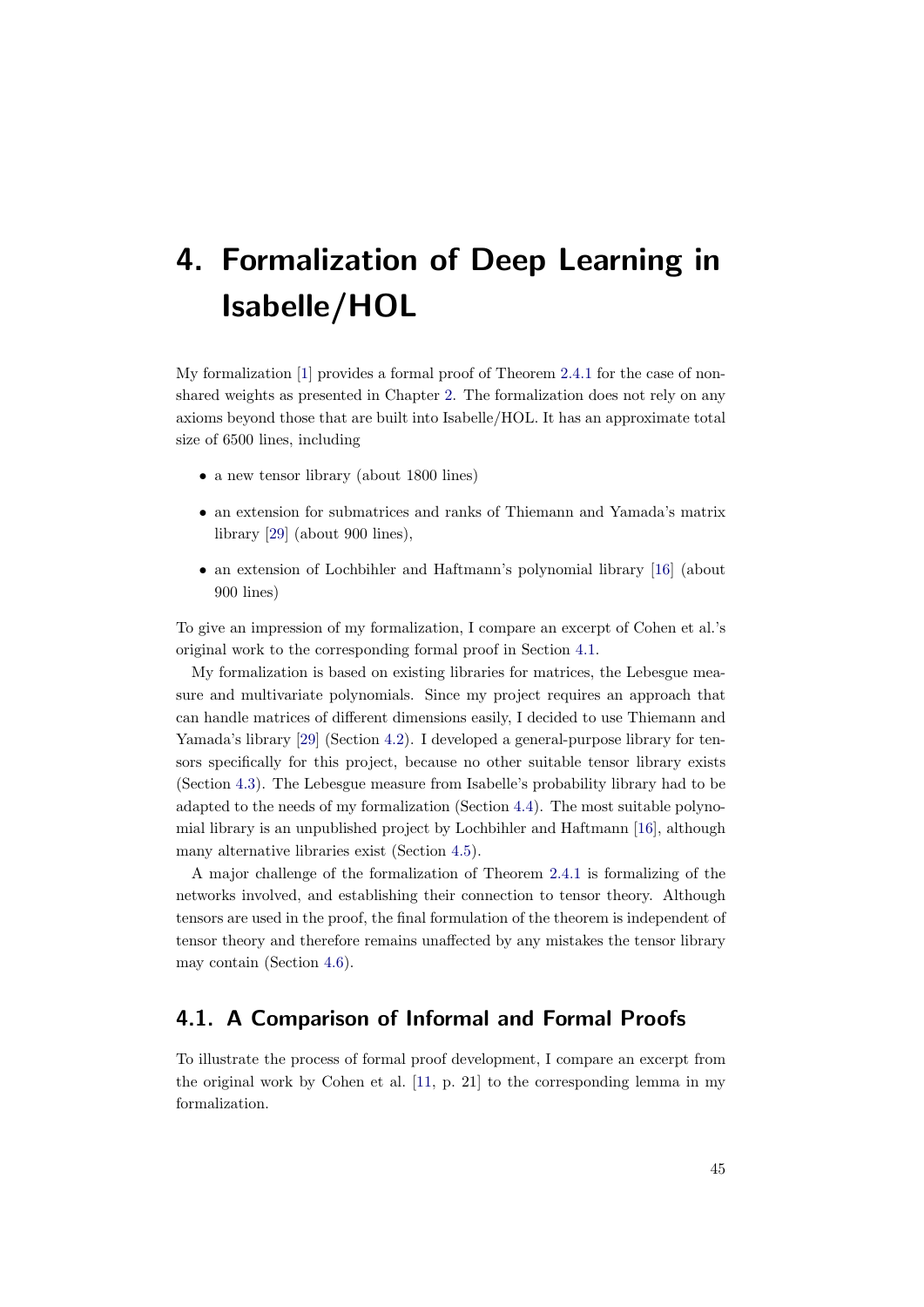# 4. Formalization of Deep Learning in Isabelle/HOL

My formalization [1] provides a formal proof of Theorem 2.4.1 for the case of non-shared weights as presented in Chapter 2. The formalization does not rely on any axioms beyond those that are built into Isabelle/HOL. It has an approximate total size of 6500 lines, including

- a new tensor library (about 1800 lines)
- an extension for submatrices and ranks of Thiemann and Yamada's matrix library [29] (about 900 lines),
- an extension of Lochbihler and Haftmann's polynomial library [16] (about 900 lines)

To give an impression of my formalization, I compare an excerpt of Cohen et al.'s original work to the corresponding formal proof in Section 4.1.

My formalization is based on existing libraries for matrices, the Lebesgue measure and multivariate polynomials. Since my project requires an approach that can handle matrices of different dimensions easily, I decided to use Thiemann and Yamada's library [29] (Section 4.2). I developed a general-purpose library for tensors specifically for this project, because no other suitable tensor library exists (Section 4.3). The Lebesgue measure from Isabelle's probability library had to be adapted to the needs of my formalization (Section 4.4). The most suitable polynomial library is an unpublished project by Lochbihler and Haftmann [16], although many alternative libraries exist (Section 4.5).

A major challenge of the formalization of Theorem 2.4.1 is formalizing of the networks involved, and establishing their connection to tensor theory. Although tensors are used in the proof, the final formulation of the theorem is independent of tensor theory and therefore remains unaffected by any mistakes the tensor library may contain (Section 4.6).

## 4.1. A Comparison of Informal and Formal Proofs

To illustrate the process of formal proof development, I compare an excerpt from the original work by Cohen et al. [11, p. 21] to the corresponding lemma in my formalization.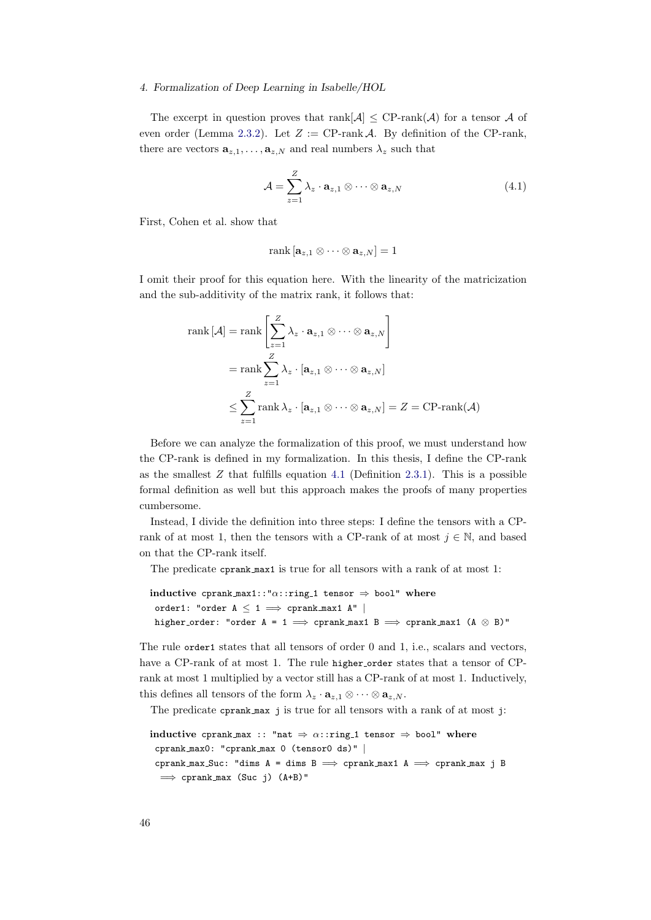The excerpt in question proves that $\text{rank}[\mathcal{A}] \leq \text{CP-rank}(\mathcal{A})$ for a tensor $\mathcal{A}$ of even order (Lemma 2.3.2). Let $Z := \text{CP-rank}\,\mathcal{A}$. By definition of the CP-rank, there are vectors $\mathbf{a}_{z,1}, \ldots, \mathbf{a}_{z,N}$ and real numbers $\lambda_z$ such that

$$\mathcal{A} = \sum_{z=1}^{Z} \lambda_z \cdot \mathbf{a}_{z,1} \otimes \cdots \otimes \mathbf{a}_{z,N} \tag{4.1}$$

First, Cohen et al. show that

$$\text{rank}\left[\mathbf{a}_{z,1} \otimes \cdots \otimes \mathbf{a}_{z,N}\right] = 1$$

I omit their proof for this equation here. With the linearity of the matricization and the sub-additivity of the matrix rank, it follows that:

$$\begin{aligned}
\text{rank}\left[\mathcal{A}\right] &= \text{rank}\left[\sum_{z=1}^{Z} \lambda_z \cdot \mathbf{a}_{z,1} \otimes \cdots \otimes \mathbf{a}_{z,N}\right] \\
&= \text{rank} \sum_{z=1}^{Z} \lambda_z \cdot \left[\mathbf{a}_{z,1} \otimes \cdots \otimes \mathbf{a}_{z,N}\right] \\
&\leq \sum_{z=1}^{Z} \text{rank}\, \lambda_z \cdot \left[\mathbf{a}_{z,1} \otimes \cdots \otimes \mathbf{a}_{z,N}\right] = Z = \text{CP-rank}(\mathcal{A})
\end{aligned}$$

Before we can analyze the formalization of this proof, we must understand how the CP-rank is defined in my formalization. In this thesis, I define the CP-rank as the smallest $Z$ that fulfills equation 4.1 (Definition 2.3.1). This is a possible formal definition as well but this approach makes the proofs of many properties cumbersome.

Instead, I divide the definition into three steps: I define the tensors with a CP-rank of at most 1, then the tensors with a CP-rank of at most $j \in \mathbb{N}$, and based on that the CP-rank itself.

The predicate `cprank_max1` is true for all tensors with a rank of at most 1:

```
inductive cprank_max1::"α::ring_1 tensor ⇒ bool" where
 order1: "order A ≤ 1 ⟹ cprank_max1 A" |
 higher_order: "order A = 1 ⟹ cprank_max1 B ⟹ cprank_max1 (A ⊗ B)"
```

The rule `order1` states that all tensors of order 0 and 1, i.e., scalars and vectors, have a CP-rank of at most 1. The rule `higher_order` states that a tensor of CP-rank at most 1 multiplied by a vector still has a CP-rank of at most 1. Inductively, this defines all tensors of the form $\lambda_z \cdot \mathbf{a}_{z,1} \otimes \cdots \otimes \mathbf{a}_{z,N}$.

The predicate `cprank_max j` is true for all tensors with a rank of at most `j`:

```
inductive cprank_max :: "nat ⇒ α::ring_1 tensor ⇒ bool" where
 cprank_max0: "cprank_max 0 (tensor0 ds)" |
 cprank_max_Suc: "dims A = dims B ⟹ cprank_max1 A ⟹ cprank_max j B
  ⟹ cprank_max (Suc j) (A+B)"
```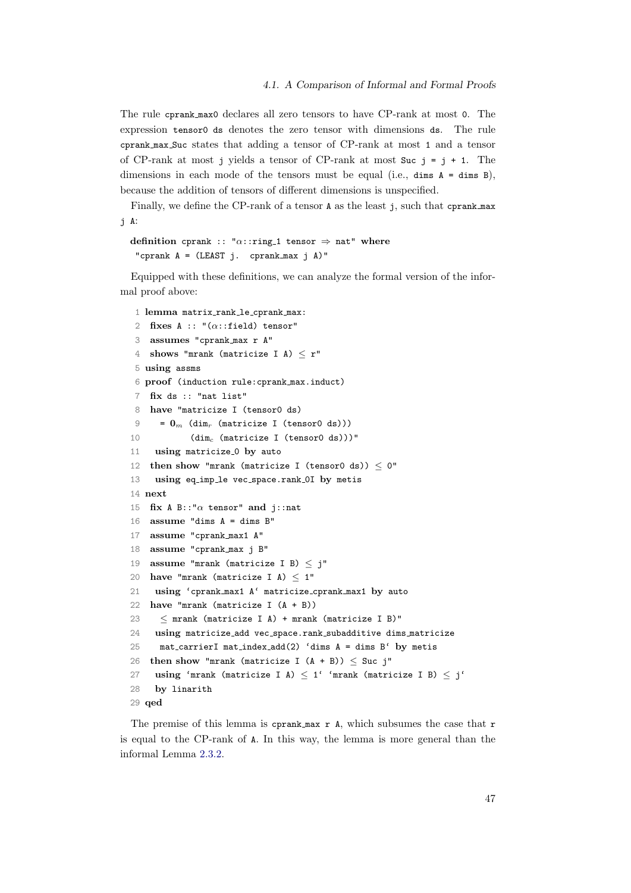The rule `cprank_max0` declares all zero tensors to have CP-rank at most `0`. The expression `tensor0 ds` denotes the zero tensor with dimensions `ds`. The rule `cprank_max_Suc` states that adding a tensor of CP-rank at most `1` and a tensor of CP-rank at most `j` yields a tensor of CP-rank at most `Suc j = j + 1`. The dimensions in each mode of the tensors must be equal (i.e., `dims A = dims B`), because the addition of tensors of different dimensions is unspecified.

Finally, we define the CP-rank of a tensor `A` as the least `j`, such that `cprank_max j A`:

```
definition cprank :: "α::ring_1 tensor ⇒ nat" where
 "cprank A = (LEAST j.  cprank_max j A)"
```

Equipped with these definitions, we can analyze the formal version of the informal proof above:

```
 1 lemma matrix_rank_le_cprank_max:
 2  fixes A :: "(α::field) tensor"
 3  assumes "cprank_max r A"
 4  shows "mrank (matricize I A) ≤ r"
 5 using assms
 6 proof (induction rule:cprank_max.induct)
 7  fix ds :: "nat list"
 8  have "matricize I (tensor0 ds)
 9    = 0_m (dim_r (matricize I (tensor0 ds)))
10          (dim_c (matricize I (tensor0 ds)))"
11   using matricize_0 by auto
12  then show "mrank (matricize I (tensor0 ds)) ≤ 0"
13   using eq_imp_le vec_space.rank_0I by metis
14 next
15  fix A B::"α tensor" and j::nat
16  assume "dims A = dims B"
17  assume "cprank_max1 A"
18  assume "cprank_max j B"
19  assume "mrank (matricize I B) ≤ j"
20  have "mrank (matricize I A) ≤ 1"
21   using ‘cprank_max1 A‘ matricize_cprank_max1 by auto
22  have "mrank (matricize I (A + B))
23    ≤ mrank (matricize I A) + mrank (matricize I B)"
24   using matricize_add vec_space.rank_subadditive dims_matricize
25    mat_carrierI mat_index_add(2) ‘dims A = dims B‘ by metis
26  then show "mrank (matricize I (A + B)) ≤ Suc j"
27   using ‘mrank (matricize I A) ≤ 1‘ ‘mrank (matricize I B) ≤ j‘
28   by linarith
29 qed
```

The premise of this lemma is `cprank_max r A`, which subsumes the case that `r` is equal to the CP-rank of `A`. In this way, the lemma is more general than the informal Lemma 2.3.2.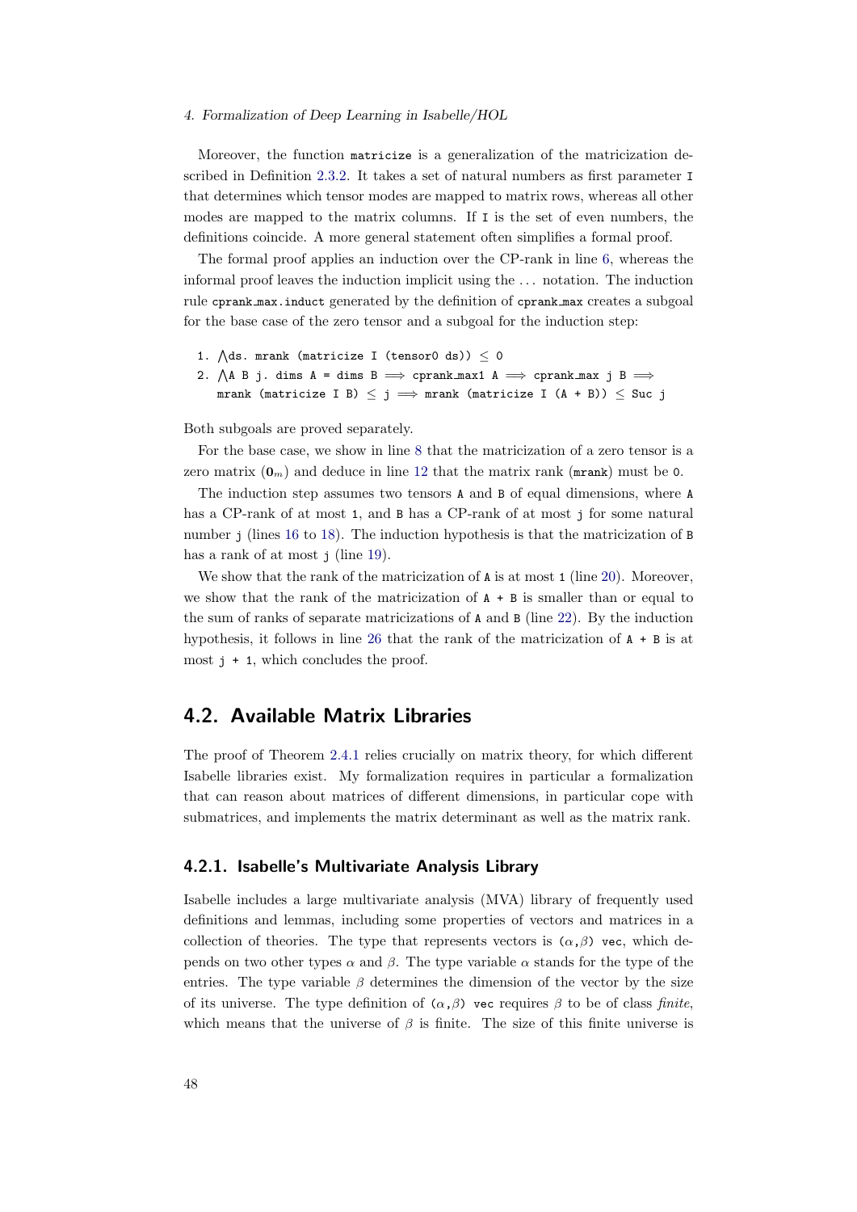Moreover, the function `matricize` is a generalization of the matricization described in Definition 2.3.2. It takes a set of natural numbers as first parameter `I` that determines which tensor modes are mapped to matrix rows, whereas all other modes are mapped to the matrix columns. If `I` is the set of even numbers, the definitions coincide. A more general statement often simplifies a formal proof.

The formal proof applies an induction over the CP-rank in line 6, whereas the informal proof leaves the induction implicit using the . . . notation. The induction rule `cprank_max.induct` generated by the definition of `cprank_max` creates a subgoal for the base case of the zero tensor and a subgoal for the induction step:

```
1. ⋀ds. mrank (matricize I (tensor0 ds)) ≤ 0
2. ⋀A B j. dims A = dims B ⟹ cprank_max1 A ⟹ cprank_max j B ⟹
   mrank (matricize I B) ≤ j ⟹ mrank (matricize I (A + B)) ≤ Suc j
```

Both subgoals are proved separately.

For the base case, we show in line 8 that the matricization of a zero tensor is a zero matrix ($\mathbf{0}_m$) and deduce in line 12 that the matrix rank (`mrank`) must be `0`.

The induction step assumes two tensors `A` and `B` of equal dimensions, where `A` has a CP-rank of at most `1`, and `B` has a CP-rank of at most `j` for some natural number `j` (lines 16 to 18). The induction hypothesis is that the matricization of `B` has a rank of at most `j` (line 19).

We show that the rank of the matricization of `A` is at most `1` (line 20). Moreover, we show that the rank of the matricization of `A + B` is smaller than or equal to the sum of ranks of separate matricizations of `A` and `B` (line 22). By the induction hypothesis, it follows in line 26 that the rank of the matricization of `A + B` is at most `j + 1`, which concludes the proof.

## 4.2. Available Matrix Libraries

The proof of Theorem 2.4.1 relies crucially on matrix theory, for which different Isabelle libraries exist. My formalization requires in particular a formalization that can reason about matrices of different dimensions, in particular cope with submatrices, and implements the matrix determinant as well as the matrix rank.

### 4.2.1. Isabelle's Multivariate Analysis Library

Isabelle includes a large multivariate analysis (MVA) library of frequently used definitions and lemmas, including some properties of vectors and matrices in a collection of theories. The type that represents vectors is $(\alpha,\beta)$ `vec`, which depends on two other types $\alpha$ and $\beta$. The type variable $\alpha$ stands for the type of the entries. The type variable $\beta$ determines the dimension of the vector by the size of its universe. The type definition of $(\alpha,\beta)$ `vec` requires $\beta$ to be of class *finite*, which means that the universe of $\beta$ is finite. The size of this finite universe is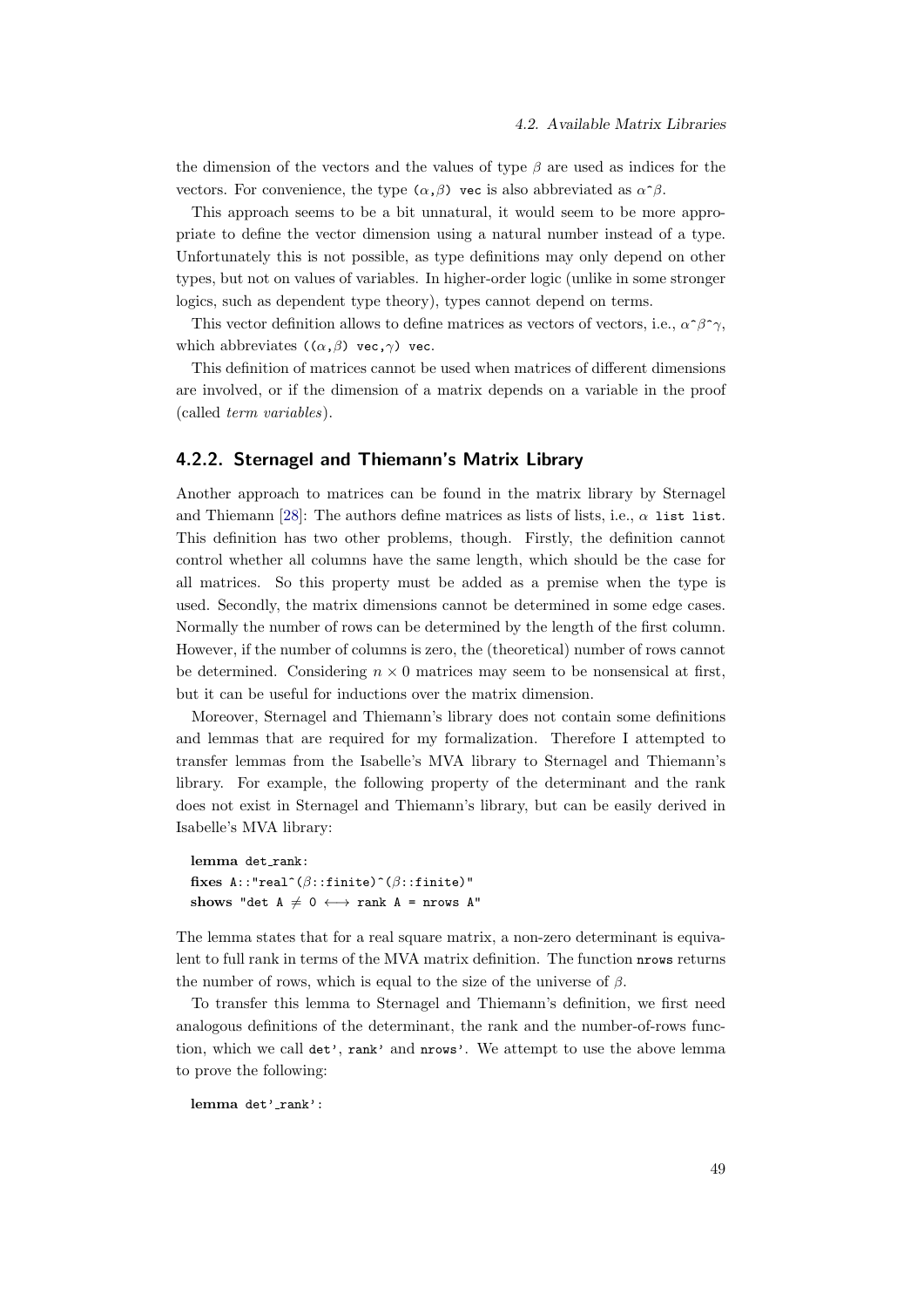the dimension of the vectors and the values of type $\beta$ are used as indices for the vectors. For convenience, the type `(α,β) vec` is also abbreviated as $\alpha\hat{}\beta$.

This approach seems to be a bit unnatural, it would seem to be more appropriate to define the vector dimension using a natural number instead of a type. Unfortunately this is not possible, as type definitions may only depend on other types, but not on values of variables. In higher-order logic (unlike in some stronger logics, such as dependent type theory), types cannot depend on terms.

This vector definition allows to define matrices as vectors of vectors, i.e., $\alpha\hat{}\beta\hat{}\gamma$, which abbreviates `((α,β) vec,γ) vec`.

This definition of matrices cannot be used when matrices of different dimensions are involved, or if the dimension of a matrix depends on a variable in the proof (called *term variables*).

### 4.2.2. Sternagel and Thiemann's Matrix Library

Another approach to matrices can be found in the matrix library by Sternagel and Thiemann [28]: The authors define matrices as lists of lists, i.e., $\alpha$ `list list`. This definition has two other problems, though. Firstly, the definition cannot control whether all columns have the same length, which should be the case for all matrices. So this property must be added as a premise when the type is used. Secondly, the matrix dimensions cannot be determined in some edge cases. Normally the number of rows can be determined by the length of the first column. However, if the number of columns is zero, the (theoretical) number of rows cannot be determined. Considering $n \times 0$ matrices may seem to be nonsensical at first, but it can be useful for inductions over the matrix dimension.

Moreover, Sternagel and Thiemann's library does not contain some definitions and lemmas that are required for my formalization. Therefore I attempted to transfer lemmas from the Isabelle's MVA library to Sternagel and Thiemann's library. For example, the following property of the determinant and the rank does not exist in Sternagel and Thiemann's library, but can be easily derived in Isabelle's MVA library:

```
lemma det_rank:
fixes A::"real^(β::finite)^(β::finite)"
shows "det A ≠ 0 ⟷ rank A = nrows A"
```

The lemma states that for a real square matrix, a non-zero determinant is equivalent to full rank in terms of the MVA matrix definition. The function `nrows` returns the number of rows, which is equal to the size of the universe of $\beta$.

To transfer this lemma to Sternagel and Thiemann's definition, we first need analogous definitions of the determinant, the rank and the number-of-rows function, which we call `det'`, `rank'` and `nrows'`. We attempt to use the above lemma to prove the following:

```
lemma det'_rank':
```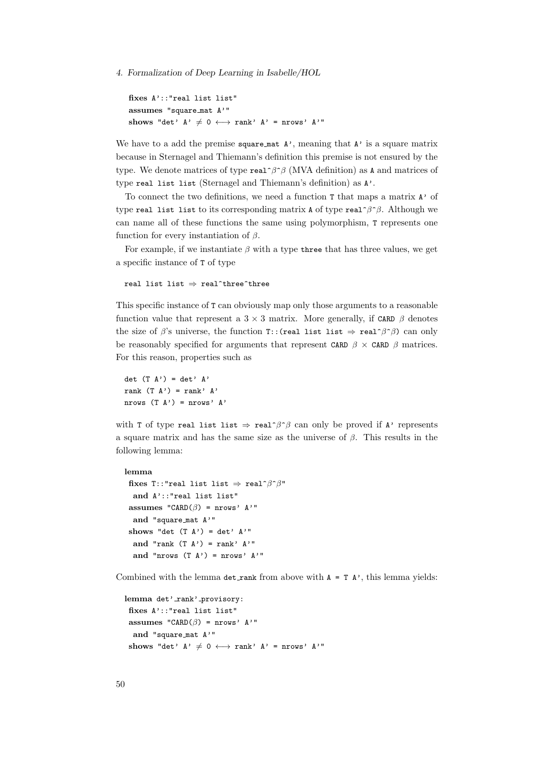```
fixes A'::"real list list"
assumes "square_mat A'"
shows "det' A' ≠ 0 ⟷ rank' A' = nrows' A'"
```

We have to a add the premise `square_mat A'`, meaning that `A'` is a square matrix because in Sternagel and Thiemann's definition this premise is not ensured by the type. We denote matrices of type `real^β^β` (MVA definition) as `A` and matrices of type `real list list` (Sternagel and Thiemann's definition) as `A'`.

To connect the two definitions, we need a function `T` that maps a matrix `A'` of type `real list list` to its corresponding matrix `A` of type `real^β^β`. Although we can name all of these functions the same using polymorphism, `T` represents one function for every instantiation of $\beta$.

For example, if we instantiate $\beta$ with a type `three` that has three values, we get a specific instance of `T` of type

```
real list list ⇒ real^three^three
```

This specific instance of `T` can obviously map only those arguments to a reasonable function value that represent a $3 \times 3$ matrix. More generally, if `CARD` $\beta$ denotes the size of $\beta$'s universe, the function `T::(real list list ⇒ real^β^β)` can only be reasonably specified for arguments that represent `CARD` $\beta$ × `CARD` $\beta$ matrices. For this reason, properties such as

```
det (T A') = det' A'
rank (T A') = rank' A'
nrows (T A') = nrows' A'
```

with `T` of type `real list list ⇒ real^β^β` can only be proved if `A'` represents a square matrix and has the same size as the universe of $\beta$. This results in the following lemma:

```
lemma
 fixes T::"real list list ⇒ real^β^β"
  and A'::"real list list"
 assumes "CARD(β) = nrows' A'"
  and "square_mat A'"
 shows "det (T A') = det' A'"
  and "rank (T A') = rank' A'"
  and "nrows (T A') = nrows' A'"
```

Combined with the lemma `det_rank` from above with `A = T A'`, this lemma yields:

```
lemma det'_rank'_provisory:
 fixes A'::"real list list"
 assumes "CARD(β) = nrows' A'"
  and "square_mat A'"
 shows "det' A' ≠ 0 ⟷ rank' A' = nrows' A'"
```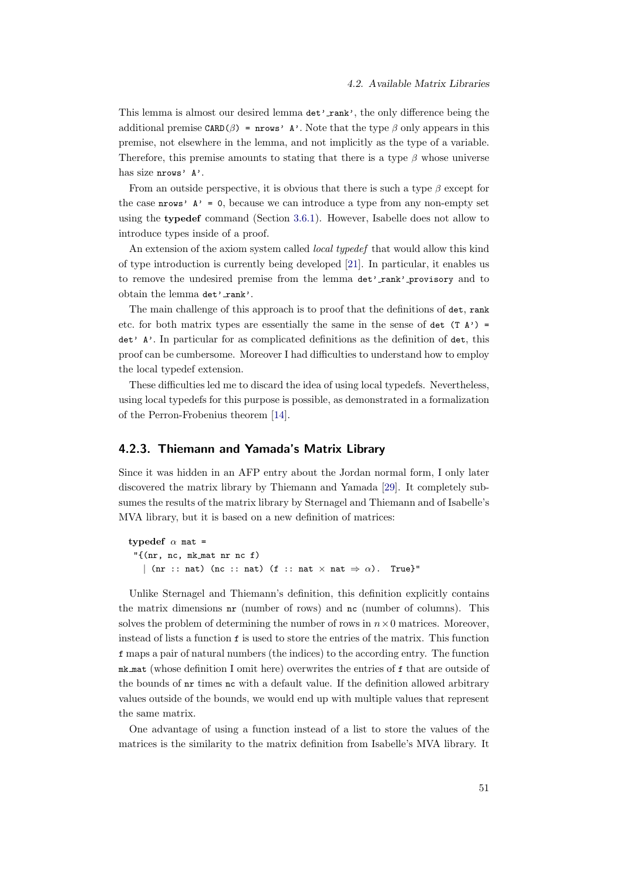This lemma is almost our desired lemma `det'_rank'`, the only difference being the additional premise `CARD(β) = nrows' A'`. Note that the type $\beta$ only appears in this premise, not elsewhere in the lemma, and not implicitly as the type of a variable. Therefore, this premise amounts to stating that there is a type $\beta$ whose universe has size `nrows' A'`.

From an outside perspective, it is obvious that there is such a type $\beta$ except for the case `nrows' A' = 0`, because we can introduce a type from any non-empty set using the **typedef** command (Section 3.6.1). However, Isabelle does not allow to introduce types inside of a proof.

An extension of the axiom system called *local typedef* that would allow this kind of type introduction is currently being developed [21]. In particular, it enables us to remove the undesired premise from the lemma `det'_rank'_provisory` and to obtain the lemma `det'_rank'`.

The main challenge of this approach is to proof that the definitions of `det`, `rank` etc. for both matrix types are essentially the same in the sense of `det (T A') = det' A'`. In particular for as complicated definitions as the definition of `det`, this proof can be cumbersome. Moreover I had difficulties to understand how to employ the local typedef extension.

These difficulties led me to discard the idea of using local typedefs. Nevertheless, using local typedefs for this purpose is possible, as demonstrated in a formalization of the Perron-Frobenius theorem [14].

### 4.2.3. Thiemann and Yamada's Matrix Library

Since it was hidden in an AFP entry about the Jordan normal form, I only later discovered the matrix library by Thiemann and Yamada [29]. It completely subsumes the results of the matrix library by Sternagel and Thiemann and of Isabelle's MVA library, but it is based on a new definition of matrices:

```
typedef α mat =
  "{(nr, nc, mk_mat nr nc f)
    | (nr :: nat) (nc :: nat) (f :: nat × nat ⇒ α).  True}"
```

Unlike Sternagel and Thiemann's definition, this definition explicitly contains the matrix dimensions `nr` (number of rows) and `nc` (number of columns). This solves the problem of determining the number of rows in $n \times 0$ matrices. Moreover, instead of lists a function `f` is used to store the entries of the matrix. This function `f` maps a pair of natural numbers (the indices) to the according entry. The function `mk_mat` (whose definition I omit here) overwrites the entries of `f` that are outside of the bounds of `nr` times `nc` with a default value. If the definition allowed arbitrary values outside of the bounds, we would end up with multiple values that represent the same matrix.

One advantage of using a function instead of a list to store the values of the matrices is the similarity to the matrix definition from Isabelle's MVA library. It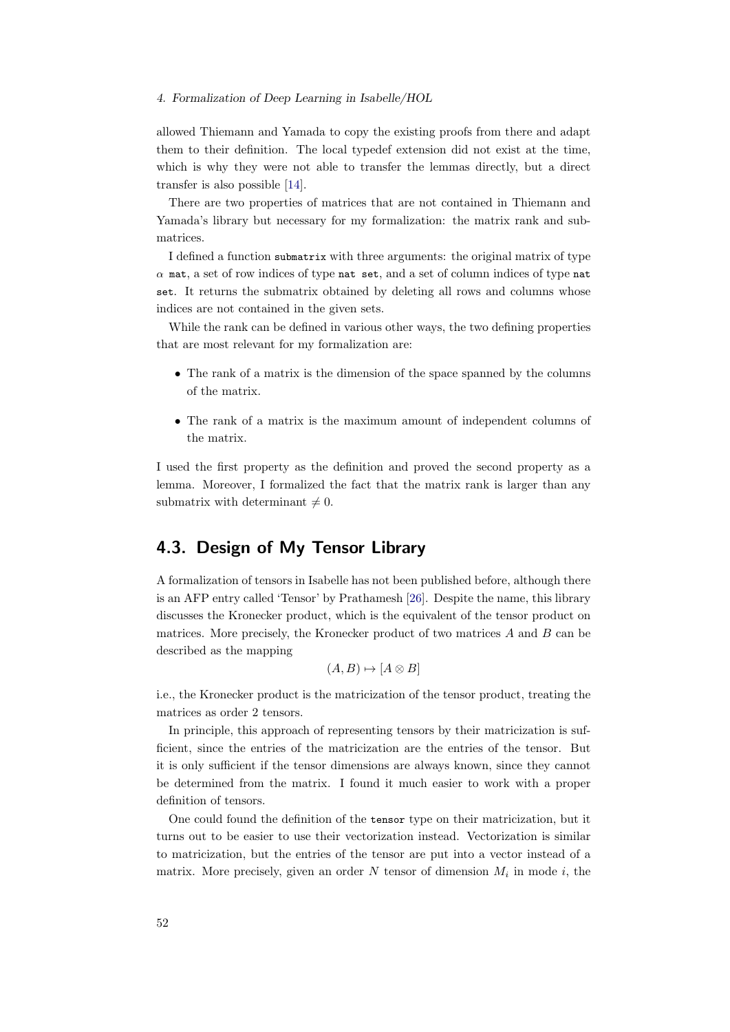allowed Thiemann and Yamada to copy the existing proofs from there and adapt them to their definition. The local typedef extension did not exist at the time, which is why they were not able to transfer the lemmas directly, but a direct transfer is also possible [14].

There are two properties of matrices that are not contained in Thiemann and Yamada's library but necessary for my formalization: the matrix rank and submatrices.

I defined a function `submatrix` with three arguments: the original matrix of type $\alpha$ `mat`, a set of row indices of type `nat set`, and a set of column indices of type `nat set`. It returns the submatrix obtained by deleting all rows and columns whose indices are not contained in the given sets.

While the rank can be defined in various other ways, the two defining properties that are most relevant for my formalization are:

- The rank of a matrix is the dimension of the space spanned by the columns of the matrix.
- The rank of a matrix is the maximum amount of independent columns of the matrix.

I used the first property as the definition and proved the second property as a lemma. Moreover, I formalized the fact that the matrix rank is larger than any submatrix with determinant $\neq 0$.

## 4.3. Design of My Tensor Library

A formalization of tensors in Isabelle has not been published before, although there is an AFP entry called 'Tensor' by Prathamesh [26]. Despite the name, this library discusses the Kronecker product, which is the equivalent of the tensor product on matrices. More precisely, the Kronecker product of two matrices $A$ and $B$ can be described as the mapping

$$(A, B) \mapsto [A \otimes B]$$

i.e., the Kronecker product is the matricization of the tensor product, treating the matrices as order 2 tensors.

In principle, this approach of representing tensors by their matricization is sufficient, since the entries of the matricization are the entries of the tensor. But it is only sufficient if the tensor dimensions are always known, since they cannot be determined from the matrix. I found it much easier to work with a proper definition of tensors.

One could found the definition of the `tensor` type on their matricization, but it turns out to be easier to use their vectorization instead. Vectorization is similar to matricization, but the entries of the tensor are put into a vector instead of a matrix. More precisely, given an order $N$ tensor of dimension $M_i$ in mode $i$, the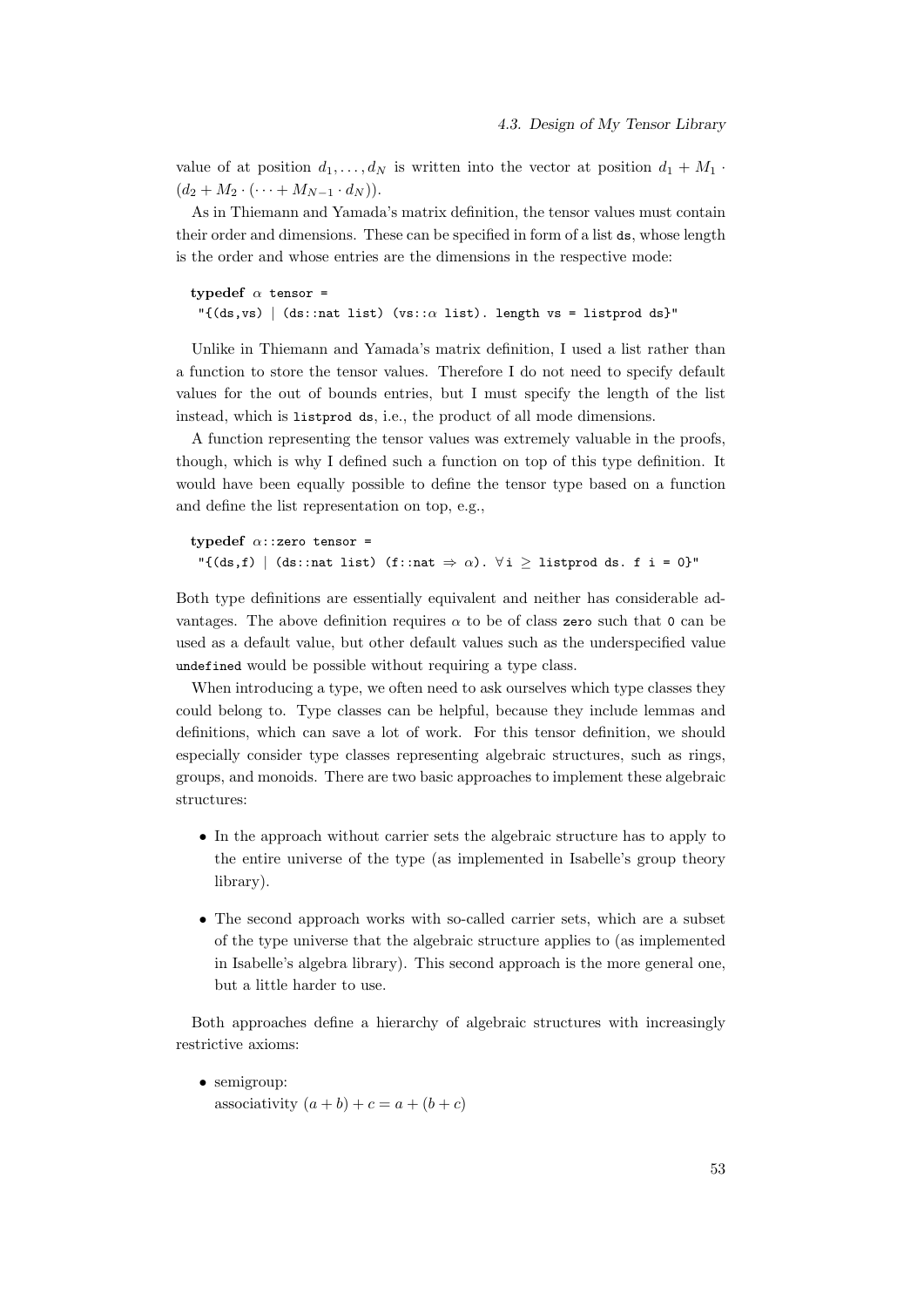value of at position $d_1, \ldots, d_N$ is written into the vector at position $d_1 + M_1 \cdot (d_2 + M_2 \cdot (\cdots + M_{N-1} \cdot d_N))$.

As in Thiemann and Yamada's matrix definition, the tensor values must contain their order and dimensions. These can be specified in form of a list `ds`, whose length is the order and whose entries are the dimensions in the respective mode:

```
typedef α tensor =
  "{(ds,vs) | (ds::nat list) (vs::α list). length vs = listprod ds}"
```

Unlike in Thiemann and Yamada's matrix definition, I used a list rather than a function to store the tensor values. Therefore I do not need to specify default values for the out of bounds entries, but I must specify the length of the list instead, which is `listprod ds`, i.e., the product of all mode dimensions.

A function representing the tensor values was extremely valuable in the proofs, though, which is why I defined such a function on top of this type definition. It would have been equally possible to define the tensor type based on a function and define the list representation on top, e.g.,

```
typedef α::zero tensor =
  "{(ds,f) | (ds::nat list) (f::nat ⇒ α). ∀i ≥ listprod ds. f i = 0}"
```

Both type definitions are essentially equivalent and neither has considerable advantages. The above definition requires $\alpha$ to be of class `zero` such that `0` can be used as a default value, but other default values such as the underspecified value `undefined` would be possible without requiring a type class.

When introducing a type, we often need to ask ourselves which type classes they could belong to. Type classes can be helpful, because they include lemmas and definitions, which can save a lot of work. For this tensor definition, we should especially consider type classes representing algebraic structures, such as rings, groups, and monoids. There are two basic approaches to implement these algebraic structures:

- In the approach without carrier sets the algebraic structure has to apply to the entire universe of the type (as implemented in Isabelle's group theory library).
- The second approach works with so-called carrier sets, which are a subset of the type universe that the algebraic structure applies to (as implemented in Isabelle's algebra library). This second approach is the more general one, but a little harder to use.

Both approaches define a hierarchy of algebraic structures with increasingly restrictive axioms:

- semigroup:
  associativity $(a + b) + c = a + (b + c)$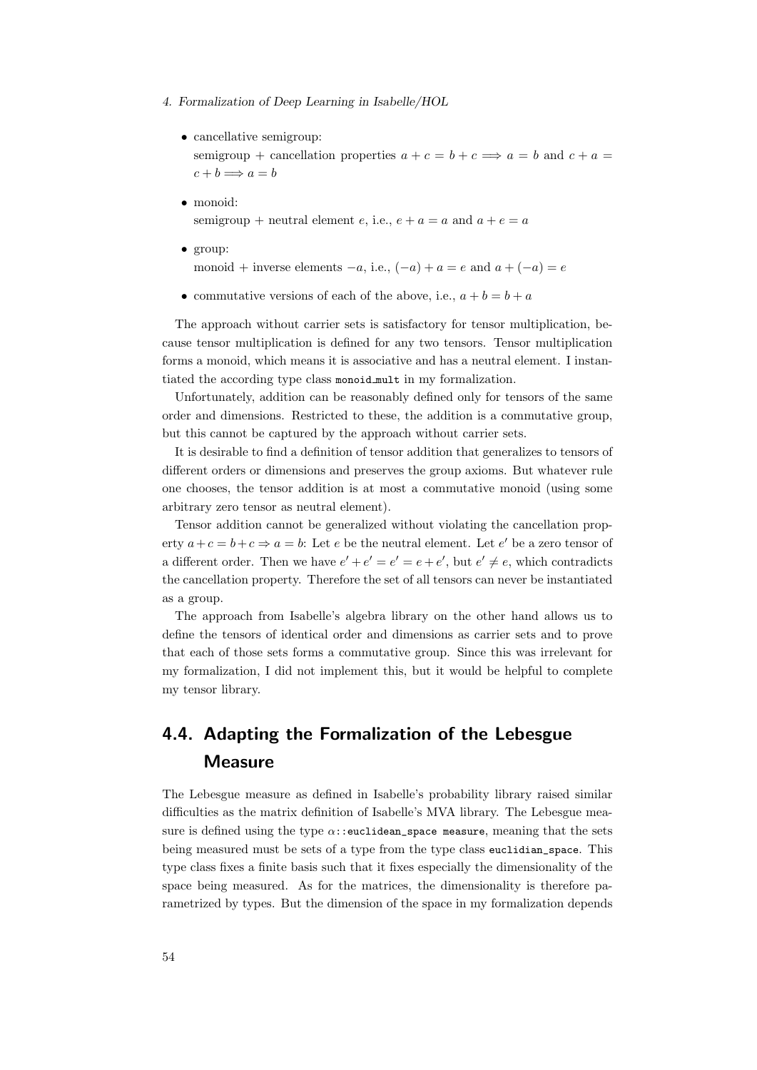- cancellative semigroup:
  semigroup + cancellation properties $a + c = b + c \Longrightarrow a = b$ and $c + a = c + b \Longrightarrow a = b$

- monoid:
  semigroup + neutral element $e$, i.e., $e + a = a$ and $a + e = a$

- group:
  monoid + inverse elements $-a$, i.e., $(-a) + a = e$ and $a + (-a) = e$

- commutative versions of each of the above, i.e., $a + b = b + a$

The approach without carrier sets is satisfactory for tensor multiplication, because tensor multiplication is defined for any two tensors. Tensor multiplication forms a monoid, which means it is associative and has a neutral element. I instantiated the according type class `monoid_mult` in my formalization.

Unfortunately, addition can be reasonably defined only for tensors of the same order and dimensions. Restricted to these, the addition is a commutative group, but this cannot be captured by the approach without carrier sets.

It is desirable to find a definition of tensor addition that generalizes to tensors of different orders or dimensions and preserves the group axioms. But whatever rule one chooses, the tensor addition is at most a commutative monoid (using some arbitrary zero tensor as neutral element).

Tensor addition cannot be generalized without violating the cancellation property $a + c = b + c \Rightarrow a = b$: Let $e$ be the neutral element. Let $e'$ be a zero tensor of a different order. Then we have $e' + e' = e' = e + e'$, but $e' \neq e$, which contradicts the cancellation property. Therefore the set of all tensors can never be instantiated as a group.

The approach from Isabelle's algebra library on the other hand allows us to define the tensors of identical order and dimensions as carrier sets and to prove that each of those sets forms a commutative group. Since this was irrelevant for my formalization, I did not implement this, but it would be helpful to complete my tensor library.

## 4.4. Adapting the Formalization of the Lebesgue Measure

The Lebesgue measure as defined in Isabelle's probability library raised similar difficulties as the matrix definition of Isabelle's MVA library. The Lebesgue measure is defined using the type `α::euclidean_space measure`, meaning that the sets being measured must be sets of a type from the type class `euclidian_space`. This type class fixes a finite basis such that it fixes especially the dimensionality of the space being measured. As for the matrices, the dimensionality is therefore parametrized by types. But the dimension of the space in my formalization depends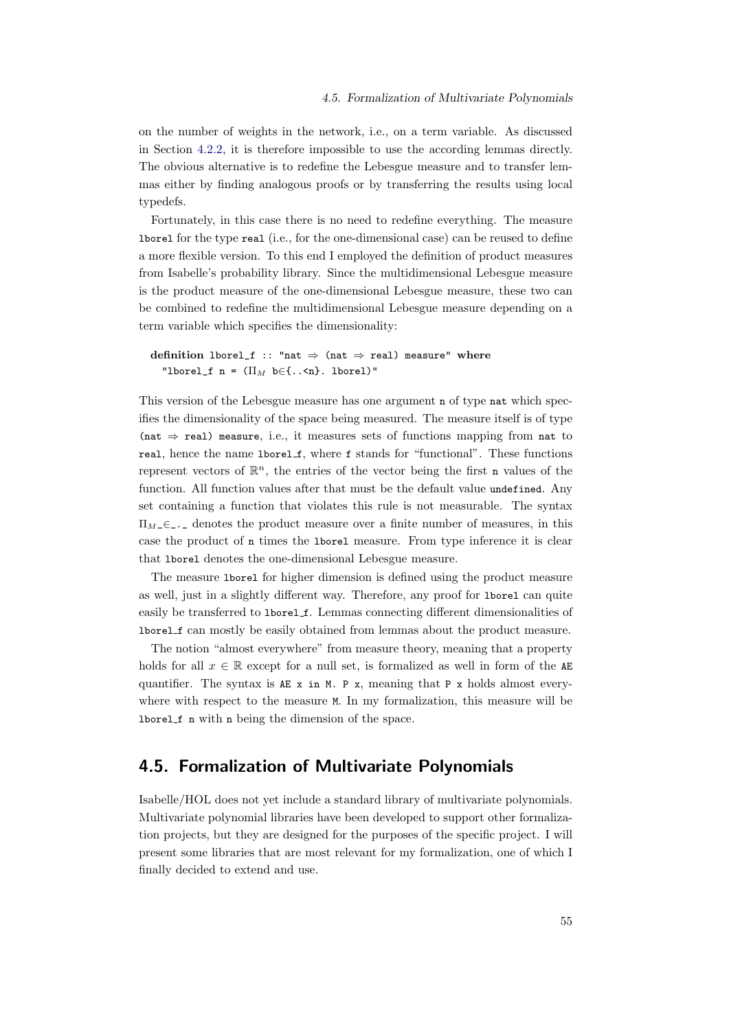on the number of weights in the network, i.e., on a term variable. As discussed in Section 4.2.2, it is therefore impossible to use the according lemmas directly. The obvious alternative is to redefine the Lebesgue measure and to transfer lemmas either by finding analogous proofs or by transferring the results using local typedefs.

Fortunately, in this case there is no need to redefine everything. The measure `lborel` for the type `real` (i.e., for the one-dimensional case) can be reused to define a more flexible version. To this end I employed the definition of product measures from Isabelle's probability library. Since the multidimensional Lebesgue measure is the product measure of the one-dimensional Lebesgue measure, these two can be combined to redefine the multidimensional Lebesgue measure depending on a term variable which specifies the dimensionality:

```
definition lborel_f :: "nat ⇒ (nat ⇒ real) measure" where
  "lborel_f n = (Π_M b∈{..<n}. lborel)"
```

This version of the Lebesgue measure has one argument `n` of type `nat` which specifies the dimensionality of the space being measured. The measure itself is of type `(nat ⇒ real) measure`, i.e., it measures sets of functions mapping from `nat` to `real`, hence the name `lborel_f`, where `f` stands for "functional". These functions represent vectors of $\mathbb{R}^n$, the entries of the vector being the first `n` values of the function. All function values after that must be the default value `undefined`. Any set containing a function that violates this rule is not measurable. The syntax $\Pi_{M\,\_}\in\_.\,\_$ denotes the product measure over a finite number of measures, in this case the product of `n` times the `lborel` measure. From type inference it is clear that `lborel` denotes the one-dimensional Lebesgue measure.

The measure `lborel` for higher dimension is defined using the product measure as well, just in a slightly different way. Therefore, any proof for `lborel` can quite easily be transferred to `lborel_f`. Lemmas connecting different dimensionalities of `lborel_f` can mostly be easily obtained from lemmas about the product measure.

The notion "almost everywhere" from measure theory, meaning that a property holds for all $x \in \mathbb{R}$ except for a null set, is formalized as well in form of the `AE` quantifier. The syntax is `AE x in M. P x`, meaning that `P x` holds almost everywhere with respect to the measure `M`. In my formalization, this measure will be `lborel_f n` with `n` being the dimension of the space.

## 4.5. Formalization of Multivariate Polynomials

Isabelle/HOL does not yet include a standard library of multivariate polynomials. Multivariate polynomial libraries have been developed to support other formalization projects, but they are designed for the purposes of the specific project. I will present some libraries that are most relevant for my formalization, one of which I finally decided to extend and use.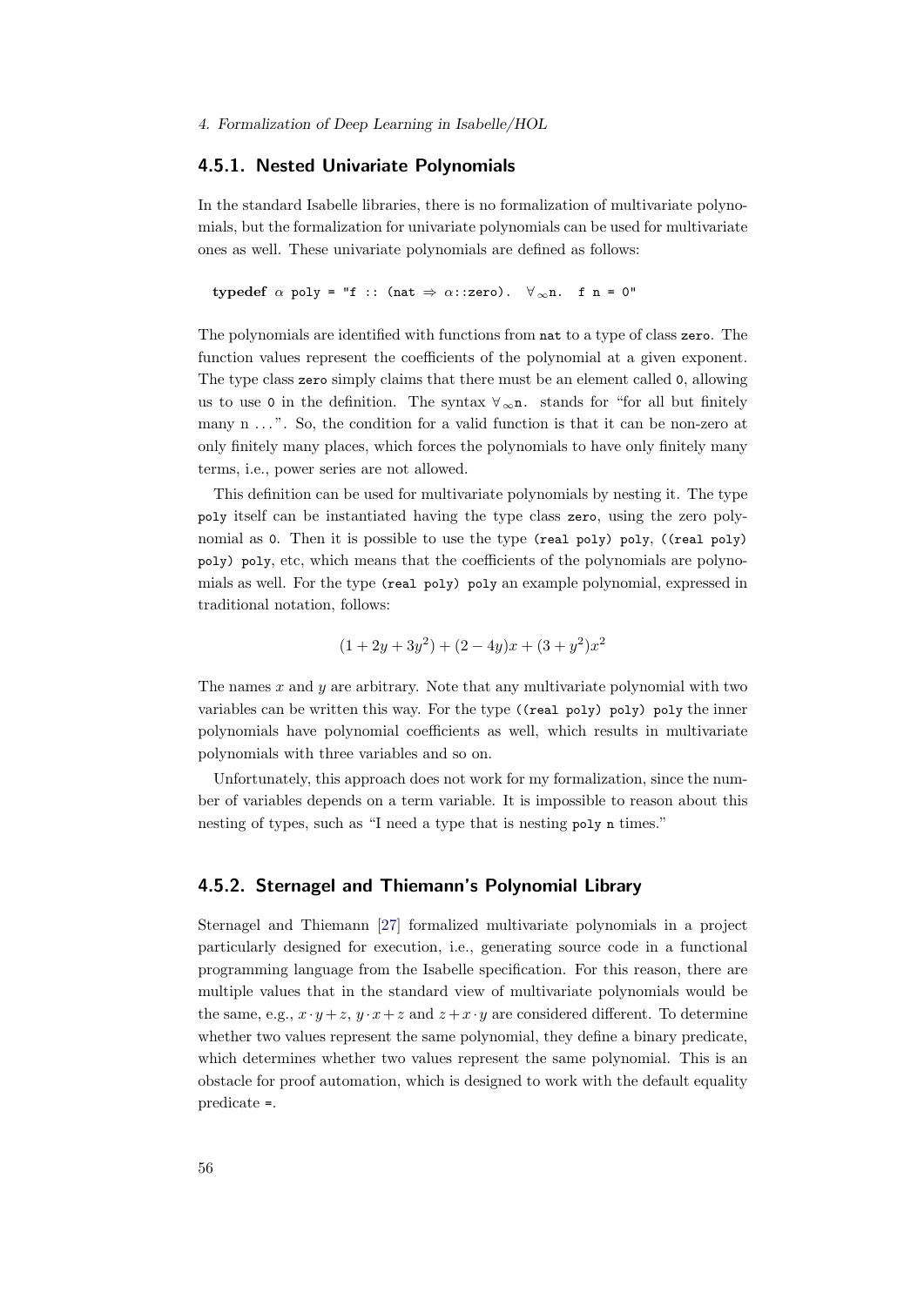### 4.5.1. Nested Univariate Polynomials

In the standard Isabelle libraries, there is no formalization of multivariate polynomials, but the formalization for univariate polynomials can be used for multivariate ones as well. These univariate polynomials are defined as follows:

```
typedef α poly = "f :: (nat ⇒ α::zero).  ∀∞n.  f n = 0"
```

The polynomials are identified with functions from `nat` to a type of class `zero`. The function values represent the coefficients of the polynomial at a given exponent. The type class `zero` simply claims that there must be an element called `0`, allowing us to use `0` in the definition. The syntax `∀∞n.` stands for "for all but finitely many n …". So, the condition for a valid function is that it can be non-zero at only finitely many places, which forces the polynomials to have only finitely many terms, i.e., power series are not allowed.

This definition can be used for multivariate polynomials by nesting it. The type `poly` itself can be instantiated having the type class `zero`, using the zero polynomial as `0`. Then it is possible to use the type `(real poly) poly`, `((real poly) poly) poly`, etc, which means that the coefficients of the polynomials are polynomials as well. For the type `(real poly) poly` an example polynomial, expressed in traditional notation, follows:

$$(1 + 2y + 3y^2) + (2 - 4y)x + (3 + y^2)x^2$$

The names $x$ and $y$ are arbitrary. Note that any multivariate polynomial with two variables can be written this way. For the type `((real poly) poly) poly` the inner polynomials have polynomial coefficients as well, which results in multivariate polynomials with three variables and so on.

Unfortunately, this approach does not work for my formalization, since the number of variables depends on a term variable. It is impossible to reason about this nesting of types, such as "I need a type that is nesting `poly` `n` times."

### 4.5.2. Sternagel and Thiemann's Polynomial Library

Sternagel and Thiemann [27] formalized multivariate polynomials in a project particularly designed for execution, i.e., generating source code in a functional programming language from the Isabelle specification. For this reason, there are multiple values that in the standard view of multivariate polynomials would be the same, e.g., $x \cdot y + z$, $y \cdot x + z$ and $z + x \cdot y$ are considered different. To determine whether two values represent the same polynomial, they define a binary predicate, which determines whether two values represent the same polynomial. This is an obstacle for proof automation, which is designed to work with the default equality predicate `=`.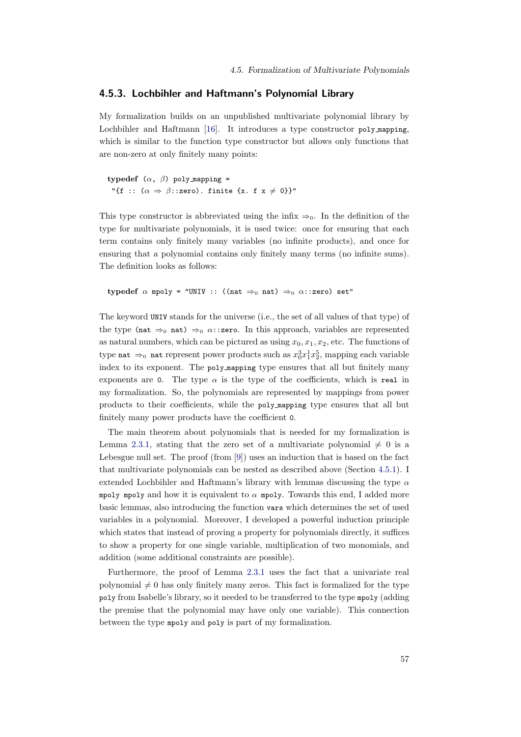### 4.5.3. Lochbihler and Haftmann's Polynomial Library

My formalization builds on an unpublished multivariate polynomial library by Lochbihler and Haftmann [16]. It introduces a type constructor `poly_mapping`, which is similar to the function type constructor but allows only functions that are non-zero at only finitely many points:

```
typedef (α, β) poly_mapping =
  "{f :: (α ⇒ β::zero). finite {x. f x ≠ 0}}"
```

This type constructor is abbreviated using the infix $\Rightarrow_0$. In the definition of the type for multivariate polynomials, it is used twice: once for ensuring that each term contains only finitely many variables (no infinite products), and once for ensuring that a polynomial contains only finitely many terms (no infinite sums). The definition looks as follows:

```
typedef α mpoly = "UNIV :: ((nat ⇒₀ nat) ⇒₀ α::zero) set"
```

The keyword `UNIV` stands for the universe (i.e., the set of all values of that type) of the type `(nat` $\Rightarrow_0$ `nat)` $\Rightarrow_0$ $\alpha$`::zero`. In this approach, variables are represented as natural numbers, which can be pictured as using $x_0, x_1, x_2$, etc. The functions of type `nat` $\Rightarrow_0$ `nat` represent power products such as $x_0^3 x_1^1 x_2^5$, mapping each variable index to its exponent. The `poly_mapping` type ensures that all but finitely many exponents are `0`. The type $\alpha$ is the type of the coefficients, which is `real` in my formalization. So, the polynomials are represented by mappings from power products to their coefficients, while the `poly_mapping` type ensures that all but finitely many power products have the coefficient `0`.

The main theorem about polynomials that is needed for my formalization is Lemma 2.3.1, stating that the zero set of a multivariate polynomial $\neq 0$ is a Lebesgue null set. The proof (from [9]) uses an induction that is based on the fact that multivariate polynomials can be nested as described above (Section 4.5.1). I extended Lochbihler and Haftmann's library with lemmas discussing the type $\alpha$ `mpoly mpoly` and how it is equivalent to $\alpha$ `mpoly`. Towards this end, I added more basic lemmas, also introducing the function `vars` which determines the set of used variables in a polynomial. Moreover, I developed a powerful induction principle which states that instead of proving a property for polynomials directly, it suffices to show a property for one single variable, multiplication of two monomials, and addition (some additional constraints are possible).

Furthermore, the proof of Lemma 2.3.1 uses the fact that a univariate real polynomial $\neq 0$ has only finitely many zeros. This fact is formalized for the type `poly` from Isabelle's library, so it needed to be transferred to the type `mpoly` (adding the premise that the polynomial may have only one variable). This connection between the type `mpoly` and `poly` is part of my formalization.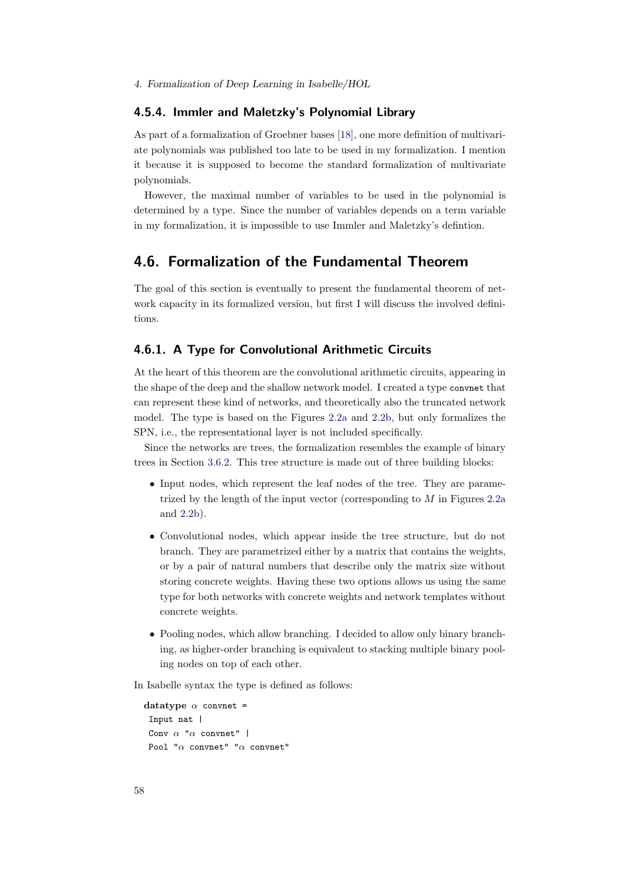### 4.5.4. Immler and Maletzky's Polynomial Library

As part of a formalization of Groebner bases [18], one more definition of multivariate polynomials was published too late to be used in my formalization. I mention it because it is supposed to become the standard formalization of multivariate polynomials.

However, the maximal number of variables to be used in the polynomial is determined by a type. Since the number of variables depends on a term variable in my formalization, it is impossible to use Immler and Maletzky's defintion.

## 4.6. Formalization of the Fundamental Theorem

The goal of this section is eventually to present the fundamental theorem of network capacity in its formalized version, but first I will discuss the involved definitions.

### 4.6.1. A Type for Convolutional Arithmetic Circuits

At the heart of this theorem are the convolutional arithmetic circuits, appearing in the shape of the deep and the shallow network model. I created a type `convnet` that can represent these kind of networks, and theoretically also the truncated network model. The type is based on the Figures 2.2a and 2.2b, but only formalizes the SPN, i.e., the representational layer is not included specifically.

Since the networks are trees, the formalization resembles the example of binary trees in Section 3.6.2. This tree structure is made out of three building blocks:

- Input nodes, which represent the leaf nodes of the tree. They are parametrized by the length of the input vector (corresponding to $M$ in Figures 2.2a and 2.2b).
- Convolutional nodes, which appear inside the tree structure, but do not branch. They are parametrized either by a matrix that contains the weights, or by a pair of natural numbers that describe only the matrix size without storing concrete weights. Having these two options allows us using the same type for both networks with concrete weights and network templates without concrete weights.
- Pooling nodes, which allow branching. I decided to allow only binary branching, as higher-order branching is equivalent to stacking multiple binary pooling nodes on top of each other.

In Isabelle syntax the type is defined as follows:

```
datatype α convnet =
 Input nat |
 Conv α "α convnet" |
 Pool "α convnet" "α convnet"
```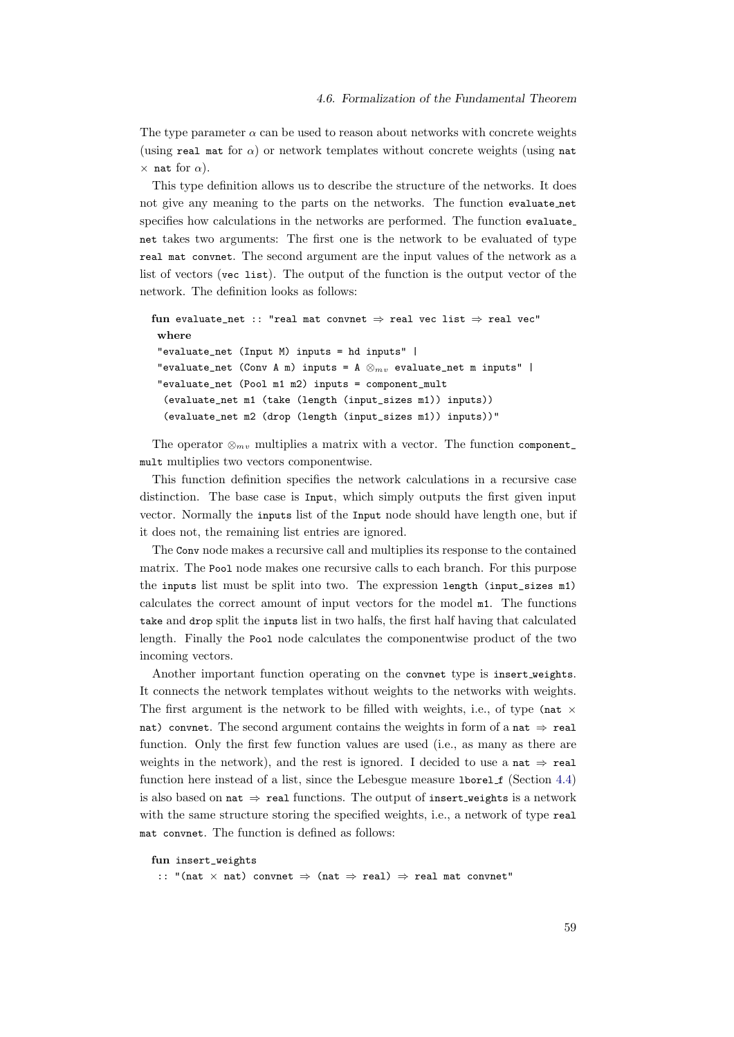The type parameter $\alpha$ can be used to reason about networks with concrete weights (using `real mat` for $\alpha$) or network templates without concrete weights (using `nat × nat` for $\alpha$).

This type definition allows us to describe the structure of the networks. It does not give any meaning to the parts on the networks. The function `evaluate_net` specifies how calculations in the networks are performed. The function `evaluate_net` takes two arguments: The first one is the network to be evaluated of type `real mat convnet`. The second argument are the input values of the network as a list of vectors (`vec list`). The output of the function is the output vector of the network. The definition looks as follows:

```
fun evaluate_net :: "real mat convnet ⇒ real vec list ⇒ real vec"
 where
 "evaluate_net (Input M) inputs = hd inputs" |
 "evaluate_net (Conv A m) inputs = A ⊗mv evaluate_net m inputs" |
 "evaluate_net (Pool m1 m2) inputs = component_mult
  (evaluate_net m1 (take (length (input_sizes m1)) inputs))
  (evaluate_net m2 (drop (length (input_sizes m1)) inputs))"
```

The operator $\otimes_{mv}$ multiplies a matrix with a vector. The function `component_mult` multiplies two vectors componentwise.

This function definition specifies the network calculations in a recursive case distinction. The base case is `Input`, which simply outputs the first given input vector. Normally the `inputs` list of the `Input` node should have length one, but if it does not, the remaining list entries are ignored.

The `Conv` node makes a recursive call and multiplies its response to the contained matrix. The `Pool` node makes one recursive calls to each branch. For this purpose the `inputs` list must be split into two. The expression `length (input_sizes m1)` calculates the correct amount of input vectors for the model `m1`. The functions `take` and `drop` split the `inputs` list in two halfs, the first half having that calculated length. Finally the `Pool` node calculates the componentwise product of the two incoming vectors.

Another important function operating on the `convnet` type is `insert_weights`. It connects the network templates without weights to the networks with weights. The first argument is the network to be filled with weights, i.e., of type `(nat × nat) convnet`. The second argument contains the weights in form of a `nat ⇒ real` function. Only the first few function values are used (i.e., as many as there are weights in the network), and the rest is ignored. I decided to use a `nat ⇒ real` function here instead of a list, since the Lebesgue measure `lborel_f` (Section 4.4) is also based on `nat ⇒ real` functions. The output of `insert_weights` is a network with the same structure storing the specified weights, i.e., a network of type `real mat convnet`. The function is defined as follows:

```
fun insert_weights
 :: "(nat × nat) convnet ⇒ (nat ⇒ real) ⇒ real mat convnet"
```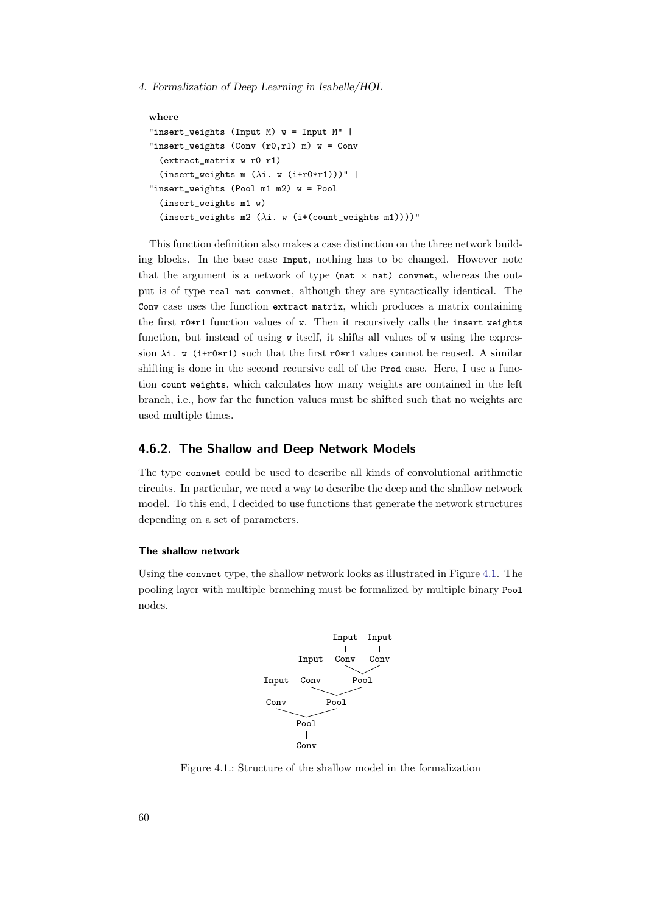where
```
"insert_weights (Input M) w = Input M" |
"insert_weights (Conv (r0,r1) m) w = Conv
  (extract_matrix w r0 r1)
  (insert_weights m (λi. w (i+r0*r1)))" |
"insert_weights (Pool m1 m2) w = Pool
  (insert_weights m1 w)
  (insert_weights m2 (λi. w (i+(count_weights m1))))"
```

This function definition also makes a case distinction on the three network building blocks. In the base case `Input`, nothing has to be changed. However note that the argument is a network of type `(nat × nat) convnet`, whereas the output is of type `real mat convnet`, although they are syntactically identical. The `Conv` case uses the function `extract_matrix`, which produces a matrix containing the first `r0*r1` function values of `w`. Then it recursively calls the `insert_weights` function, but instead of using `w` itself, it shifts all values of `w` using the expression `λi. w (i+r0*r1)` such that the first `r0*r1` values cannot be reused. A similar shifting is done in the second recursive call of the `Prod` case. Here, I use a function `count_weights`, which calculates how many weights are contained in the left branch, i.e., how far the function values must be shifted such that no weights are used multiple times.

## 4.6.2. The Shallow and Deep Network Models

The type `convnet` could be used to describe all kinds of convolutional arithmetic circuits. In particular, we need a way to describe the deep and the shallow network model. To this end, I decided to use functions that generate the network structures depending on a set of parameters.

#### The shallow network

Using the `convnet` type, the shallow network looks as illustrated in Figure 4.1. The pooling layer with multiple branching must be formalized by multiple binary `Pool` nodes.

```
                    Input  Input
                      |      |
             Input   Conv   Conv
               |        \   /
      Input   Conv       Pool
        |        \      /
      Conv         Pool
          \       /
            Pool
             |
            Conv
```

Figure 4.1.: Structure of the shallow model in the formalization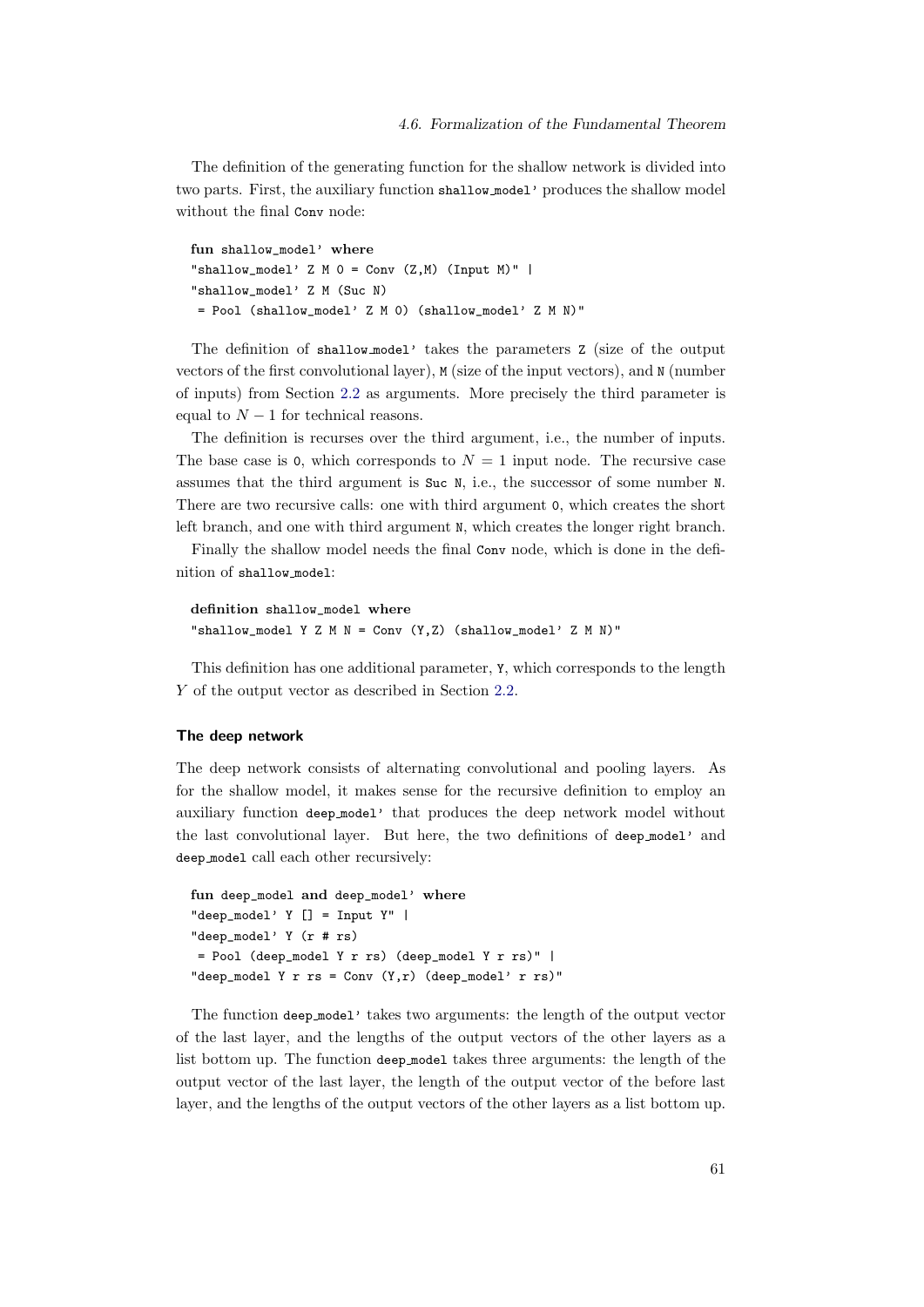The definition of the generating function for the shallow network is divided into two parts. First, the auxiliary function `shallow_model'` produces the shallow model without the final `Conv` node:

```
fun shallow_model' where
"shallow_model' Z M 0 = Conv (Z,M) (Input M)" |
"shallow_model' Z M (Suc N)
 = Pool (shallow_model' Z M 0) (shallow_model' Z M N)"
```

The definition of `shallow_model'` takes the parameters `Z` (size of the output vectors of the first convolutional layer), `M` (size of the input vectors), and `N` (number of inputs) from Section 2.2 as arguments. More precisely the third parameter is equal to $N - 1$ for technical reasons.

The definition is recurses over the third argument, i.e., the number of inputs. The base case is `0`, which corresponds to $N = 1$ input node. The recursive case assumes that the third argument is `Suc N`, i.e., the successor of some number `N`. There are two recursive calls: one with third argument `0`, which creates the short left branch, and one with third argument `N`, which creates the longer right branch.

Finally the shallow model needs the final `Conv` node, which is done in the definition of `shallow_model`:

```
definition shallow_model where
"shallow_model Y Z M N = Conv (Y,Z) (shallow_model' Z M N)"
```

This definition has one additional parameter, `Y`, which corresponds to the length $Y$ of the output vector as described in Section 2.2.

#### The deep network

The deep network consists of alternating convolutional and pooling layers. As for the shallow model, it makes sense for the recursive definition to employ an auxiliary function `deep_model'` that produces the deep network model without the last convolutional layer. But here, the two definitions of `deep_model'` and `deep_model` call each other recursively:

```
fun deep_model and deep_model' where
"deep_model' Y [] = Input Y" |
"deep_model' Y (r # rs)
 = Pool (deep_model Y r rs) (deep_model Y r rs)" |
"deep_model Y r rs = Conv (Y,r) (deep_model' r rs)"
```

The function `deep_model'` takes two arguments: the length of the output vector of the last layer, and the lengths of the output vectors of the other layers as a list bottom up. The function `deep_model` takes three arguments: the length of the output vector of the last layer, the length of the output vector of the before last layer, and the lengths of the output vectors of the other layers as a list bottom up.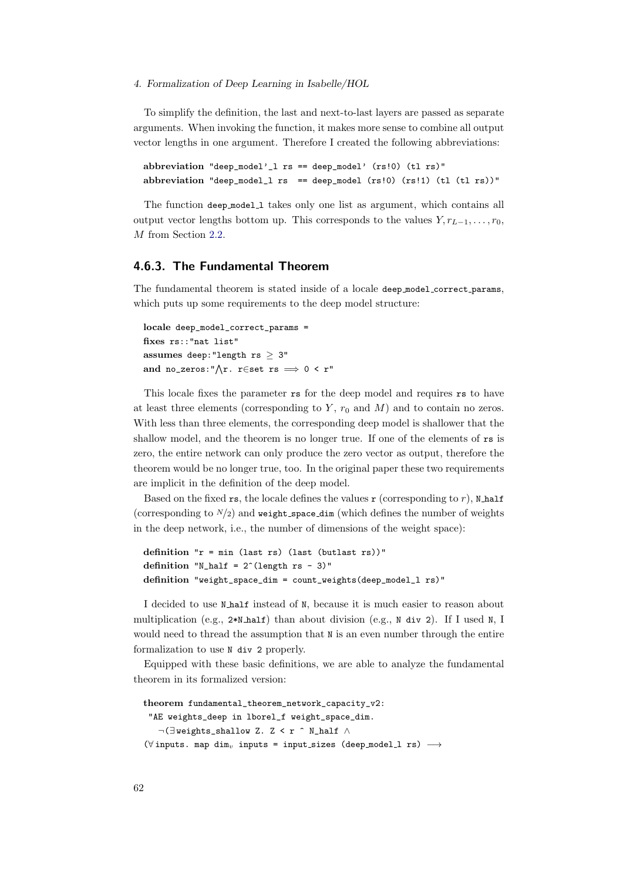To simplify the definition, the last and next-to-last layers are passed as separate arguments. When invoking the function, it makes more sense to combine all output vector lengths in one argument. Therefore I created the following abbreviations:

```
abbreviation "deep_model'_l rs == deep_model' (rs!0) (tl rs)"
abbreviation "deep_model_l rs  == deep_model (rs!0) (rs!1) (tl (tl rs))"
```

The function `deep_model_l` takes only one list as argument, which contains all output vector lengths bottom up. This corresponds to the values $Y, r_{L-1}, \ldots, r_0$, $M$ from Section 2.2.

### 4.6.3. The Fundamental Theorem

The fundamental theorem is stated inside of a locale `deep_model_correct_params`, which puts up some requirements to the deep model structure:

```
locale deep_model_correct_params =
fixes rs::"nat list"
assumes deep:"length rs ≥ 3"
and no_zeros:"⋀r. r∈set rs ⟹ 0 < r"
```

This locale fixes the parameter `rs` for the deep model and requires `rs` to have at least three elements (corresponding to $Y$, $r_0$ and $M$) and to contain no zeros. With less than three elements, the corresponding deep model is shallower that the shallow model, and the theorem is no longer true. If one of the elements of `rs` is zero, the entire network can only produce the zero vector as output, therefore the theorem would be no longer true, too. In the original paper these two requirements are implicit in the definition of the deep model.

Based on the fixed `rs`, the locale defines the values `r` (corresponding to $r$), `N_half` (corresponding to $N/2$) and `weight_space_dim` (which defines the number of weights in the deep network, i.e., the number of dimensions of the weight space):

```
definition "r = min (last rs) (last (butlast rs))"
definition "N_half = 2^(length rs - 3)"
definition "weight_space_dim = count_weights(deep_model_l rs)"
```

I decided to use `N_half` instead of `N`, because it is much easier to reason about multiplication (e.g., `2*N_half`) than about division (e.g., `N div 2`). If I used `N`, I would need to thread the assumption that `N` is an even number through the entire formalization to use `N div 2` properly.

Equipped with these basic definitions, we are able to analyze the fundamental theorem in its formalized version:

```
theorem fundamental_theorem_network_capacity_v2:
 "AE weights_deep in lborel_f weight_space_dim.
   ¬(∃weights_shallow Z. Z < r ^ N_half ∧
(∀inputs. map dim_v inputs = input_sizes (deep_model_l rs) ⟶
```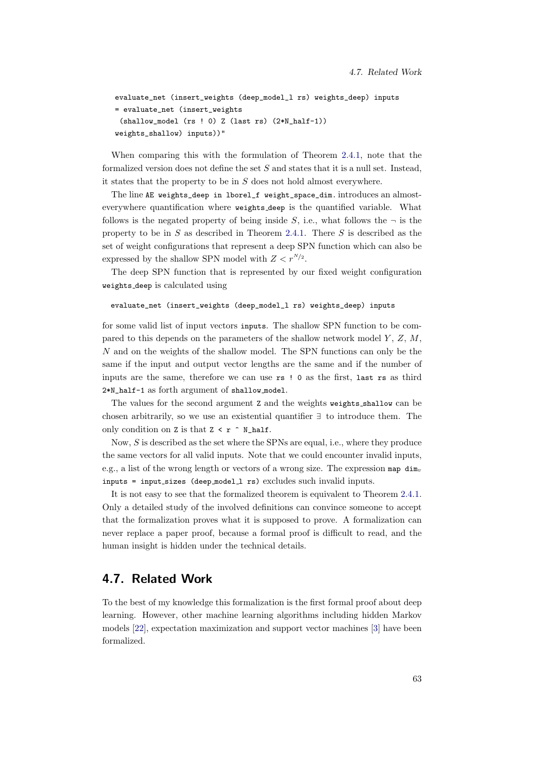```
evaluate_net (insert_weights (deep_model_l rs) weights_deep) inputs
= evaluate_net (insert_weights
  (shallow_model (rs ! 0) Z (last rs) (2*N_half-1))
 weights_shallow) inputs))"
```

When comparing this with the formulation of Theorem 2.4.1, note that the formalized version does not define the set $S$ and states that it is a null set. Instead, it states that the property to be in $S$ does not hold almost everywhere.

The line `AE weights_deep in lborel_f weight_space_dim.` introduces an almost-everywhere quantification where `weights_deep` is the quantified variable. What follows is the negated property of being inside $S$, i.e., what follows the $\neg$ is the property to be in $S$ as described in Theorem 2.4.1. There $S$ is described as the set of weight configurations that represent a deep SPN function which can also be expressed by the shallow SPN model with $Z < r^{N/2}$.

The deep SPN function that is represented by our fixed weight configuration `weights_deep` is calculated using

```
evaluate_net (insert_weights (deep_model_l rs) weights_deep) inputs
```

for some valid list of input vectors `inputs`. The shallow SPN function to be compared to this depends on the parameters of the shallow network model $Y$, $Z$, $M$, $N$ and on the weights of the shallow model. The SPN functions can only be the same if the input and output vector lengths are the same and if the number of inputs are the same, therefore we can use `rs ! 0` as the first, `last rs` as third `2*N_half-1` as forth argument of `shallow_model`.

The values for the second argument `Z` and the weights `weights_shallow` can be chosen arbitrarily, so we use an existential quantifier $\exists$ to introduce them. The only condition on `Z` is that `Z < r ^ N_half`.

Now, $S$ is described as the set where the SPNs are equal, i.e., where they produce the same vectors for all valid inputs. Note that we could encounter invalid inputs, e.g., a list of the wrong length or vectors of a wrong size. The expression `map` $\texttt{dim}_v$ `inputs = input_sizes (deep_model_l rs)` excludes such invalid inputs.

It is not easy to see that the formalized theorem is equivalent to Theorem 2.4.1. Only a detailed study of the involved definitions can convince someone to accept that the formalization proves what it is supposed to prove. A formalization can never replace a paper proof, because a formal proof is difficult to read, and the human insight is hidden under the technical details.

## 4.7. Related Work

To the best of my knowledge this formalization is the first formal proof about deep learning. However, other machine learning algorithms including hidden Markov models [22], expectation maximization and support vector machines [3] have been formalized.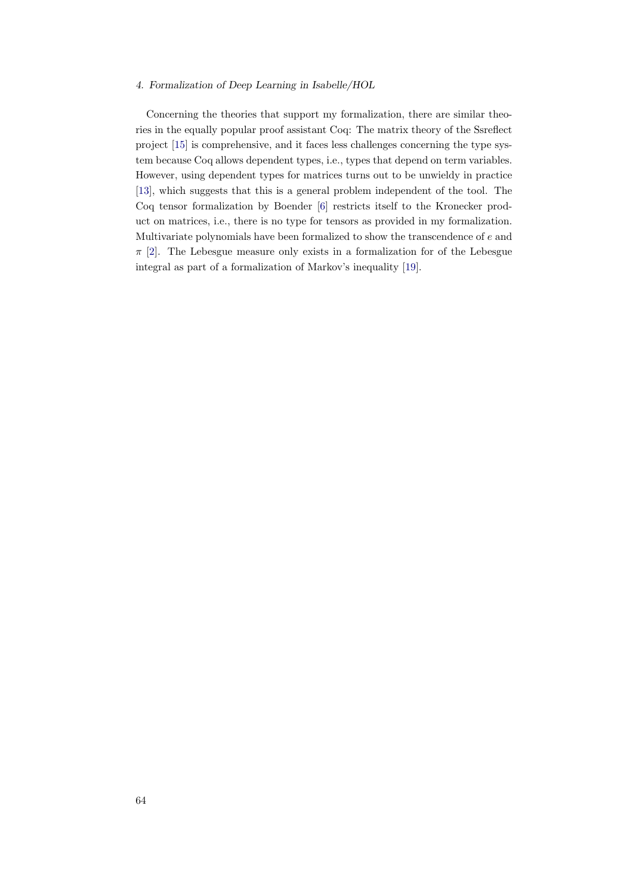Concerning the theories that support my formalization, there are similar theories in the equally popular proof assistant Coq: The matrix theory of the Ssreflect project [15] is comprehensive, and it faces less challenges concerning the type system because Coq allows dependent types, i.e., types that depend on term variables. However, using dependent types for matrices turns out to be unwieldy in practice [13], which suggests that this is a general problem independent of the tool. The Coq tensor formalization by Boender [6] restricts itself to the Kronecker product on matrices, i.e., there is no type for tensors as provided in my formalization. Multivariate polynomials have been formalized to show the transcendence of $e$ and $\pi$ [2]. The Lebesgue measure only exists in a formalization for of the Lebesgue integral as part of a formalization of Markov's inequality [19].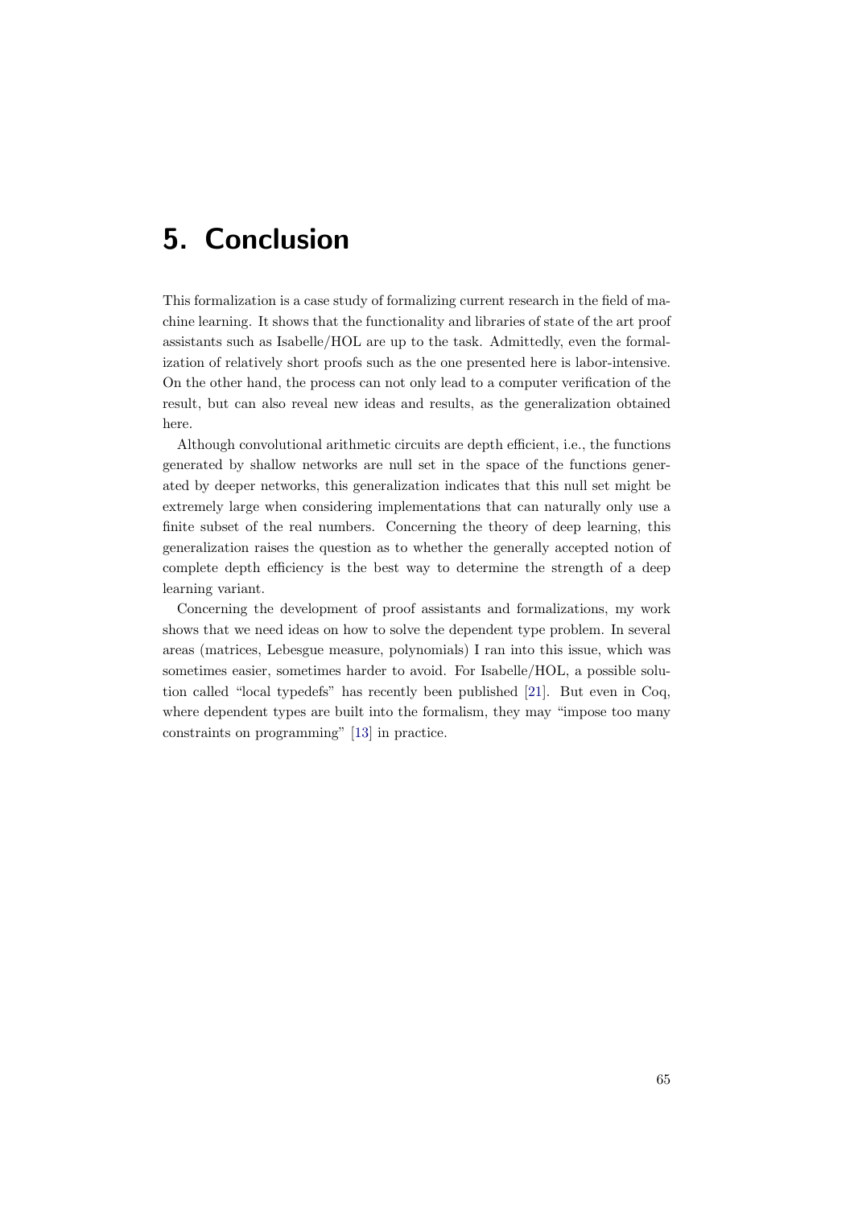# 5. Conclusion

This formalization is a case study of formalizing current research in the field of machine learning. It shows that the functionality and libraries of state of the art proof assistants such as Isabelle/HOL are up to the task. Admittedly, even the formalization of relatively short proofs such as the one presented here is labor-intensive. On the other hand, the process can not only lead to a computer verification of the result, but can also reveal new ideas and results, as the generalization obtained here.

Although convolutional arithmetic circuits are depth efficient, i.e., the functions generated by shallow networks are null set in the space of the functions generated by deeper networks, this generalization indicates that this null set might be extremely large when considering implementations that can naturally only use a finite subset of the real numbers. Concerning the theory of deep learning, this generalization raises the question as to whether the generally accepted notion of complete depth efficiency is the best way to determine the strength of a deep learning variant.

Concerning the development of proof assistants and formalizations, my work shows that we need ideas on how to solve the dependent type problem. In several areas (matrices, Lebesgue measure, polynomials) I ran into this issue, which was sometimes easier, sometimes harder to avoid. For Isabelle/HOL, a possible solution called "local typedefs" has recently been published [21]. But even in Coq, where dependent types are built into the formalism, they may "impose too many constraints on programming" [13] in practice.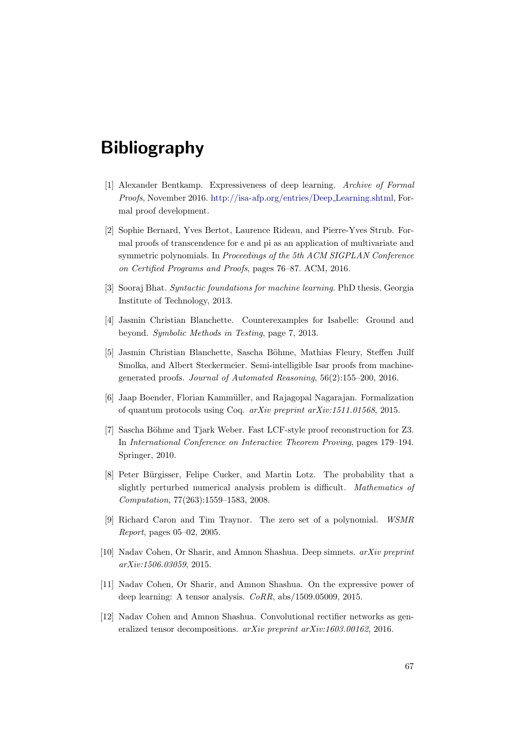# Bibliography

[1] Alexander Bentkamp. Expressiveness of deep learning. *Archive of Formal Proofs*, November 2016. http://isa-afp.org/entries/Deep_Learning.shtml, Formal proof development.

[2] Sophie Bernard, Yves Bertot, Laurence Rideau, and Pierre-Yves Strub. Formal proofs of transcendence for e and pi as an application of multivariate and symmetric polynomials. In *Proceedings of the 5th ACM SIGPLAN Conference on Certified Programs and Proofs*, pages 76–87. ACM, 2016.

[3] Sooraj Bhat. *Syntactic foundations for machine learning*. PhD thesis, Georgia Institute of Technology, 2013.

[4] Jasmin Christian Blanchette. Counterexamples for Isabelle: Ground and beyond. *Symbolic Methods in Testing*, page 7, 2013.

[5] Jasmin Christian Blanchette, Sascha Böhme, Mathias Fleury, Steffen Juilf Smolka, and Albert Steckermeier. Semi-intelligible Isar proofs from machine-generated proofs. *Journal of Automated Reasoning*, 56(2):155–200, 2016.

[6] Jaap Boender, Florian Kammüller, and Rajagopal Nagarajan. Formalization of quantum protocols using Coq. *arXiv preprint arXiv:1511.01568*, 2015.

[7] Sascha Böhme and Tjark Weber. Fast LCF-style proof reconstruction for Z3. In *International Conference on Interactive Theorem Proving*, pages 179–194. Springer, 2010.

[8] Peter Bürgisser, Felipe Cucker, and Martin Lotz. The probability that a slightly perturbed numerical analysis problem is difficult. *Mathematics of Computation*, 77(263):1559–1583, 2008.

[9] Richard Caron and Tim Traynor. The zero set of a polynomial. *WSMR Report*, pages 05–02, 2005.

[10] Nadav Cohen, Or Sharir, and Amnon Shashua. Deep simnets. *arXiv preprint arXiv:1506.03059*, 2015.

[11] Nadav Cohen, Or Sharir, and Amnon Shashua. On the expressive power of deep learning: A tensor analysis. *CoRR*, abs/1509.05009, 2015.

[12] Nadav Cohen and Amnon Shashua. Convolutional rectifier networks as generalized tensor decompositions. *arXiv preprint arXiv:1603.00162*, 2016.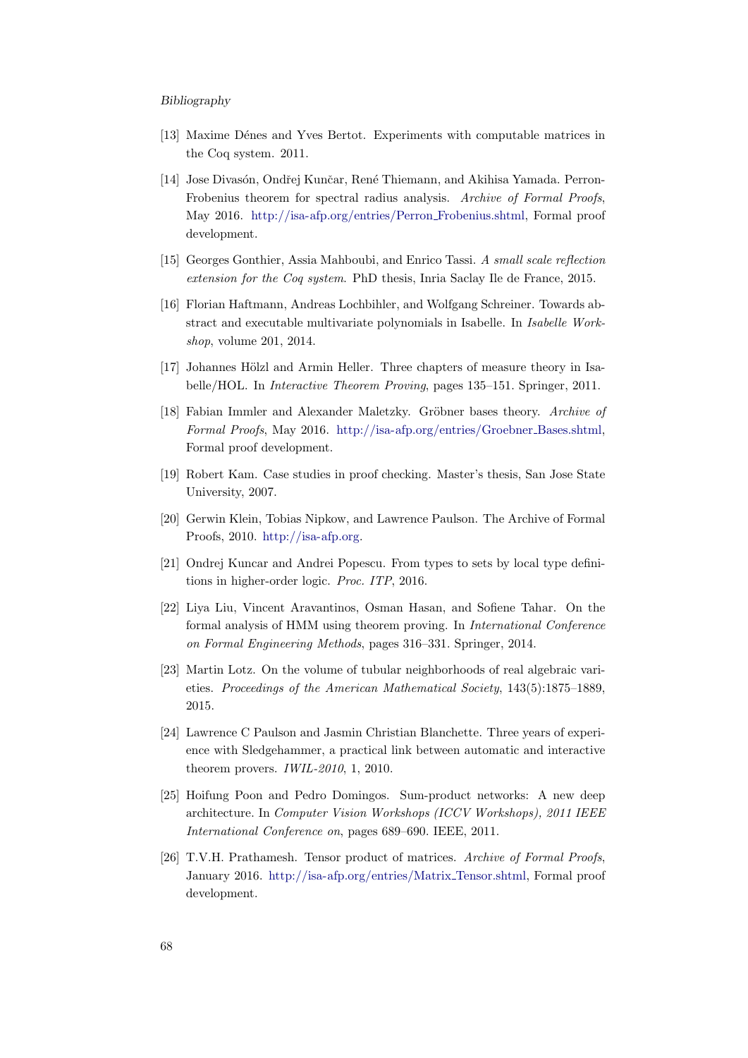[13] Maxime Dénes and Yves Bertot. Experiments with computable matrices in the Coq system. 2011.

[14] Jose Divasón, Ondřej Kunčar, René Thiemann, and Akihisa Yamada. Perron-Frobenius theorem for spectral radius analysis. *Archive of Formal Proofs*, May 2016. http://isa-afp.org/entries/Perron_Frobenius.shtml, Formal proof development.

[15] Georges Gonthier, Assia Mahboubi, and Enrico Tassi. *A small scale reflection extension for the Coq system*. PhD thesis, Inria Saclay Ile de France, 2015.

[16] Florian Haftmann, Andreas Lochbihler, and Wolfgang Schreiner. Towards abstract and executable multivariate polynomials in Isabelle. In *Isabelle Workshop*, volume 201, 2014.

[17] Johannes Hölzl and Armin Heller. Three chapters of measure theory in Isabelle/HOL. In *Interactive Theorem Proving*, pages 135–151. Springer, 2011.

[18] Fabian Immler and Alexander Maletzky. Gröbner bases theory. *Archive of Formal Proofs*, May 2016. http://isa-afp.org/entries/Groebner_Bases.shtml, Formal proof development.

[19] Robert Kam. Case studies in proof checking. Master's thesis, San Jose State University, 2007.

[20] Gerwin Klein, Tobias Nipkow, and Lawrence Paulson. The Archive of Formal Proofs, 2010. http://isa-afp.org.

[21] Ondrej Kuncar and Andrei Popescu. From types to sets by local type definitions in higher-order logic. *Proc. ITP*, 2016.

[22] Liya Liu, Vincent Aravantinos, Osman Hasan, and Sofiene Tahar. On the formal analysis of HMM using theorem proving. In *International Conference on Formal Engineering Methods*, pages 316–331. Springer, 2014.

[23] Martin Lotz. On the volume of tubular neighborhoods of real algebraic varieties. *Proceedings of the American Mathematical Society*, 143(5):1875–1889, 2015.

[24] Lawrence C Paulson and Jasmin Christian Blanchette. Three years of experience with Sledgehammer, a practical link between automatic and interactive theorem provers. *IWIL-2010*, 1, 2010.

[25] Hoifung Poon and Pedro Domingos. Sum-product networks: A new deep architecture. In *Computer Vision Workshops (ICCV Workshops), 2011 IEEE International Conference on*, pages 689–690. IEEE, 2011.

[26] T.V.H. Prathamesh. Tensor product of matrices. *Archive of Formal Proofs*, January 2016. http://isa-afp.org/entries/Matrix_Tensor.shtml, Formal proof development.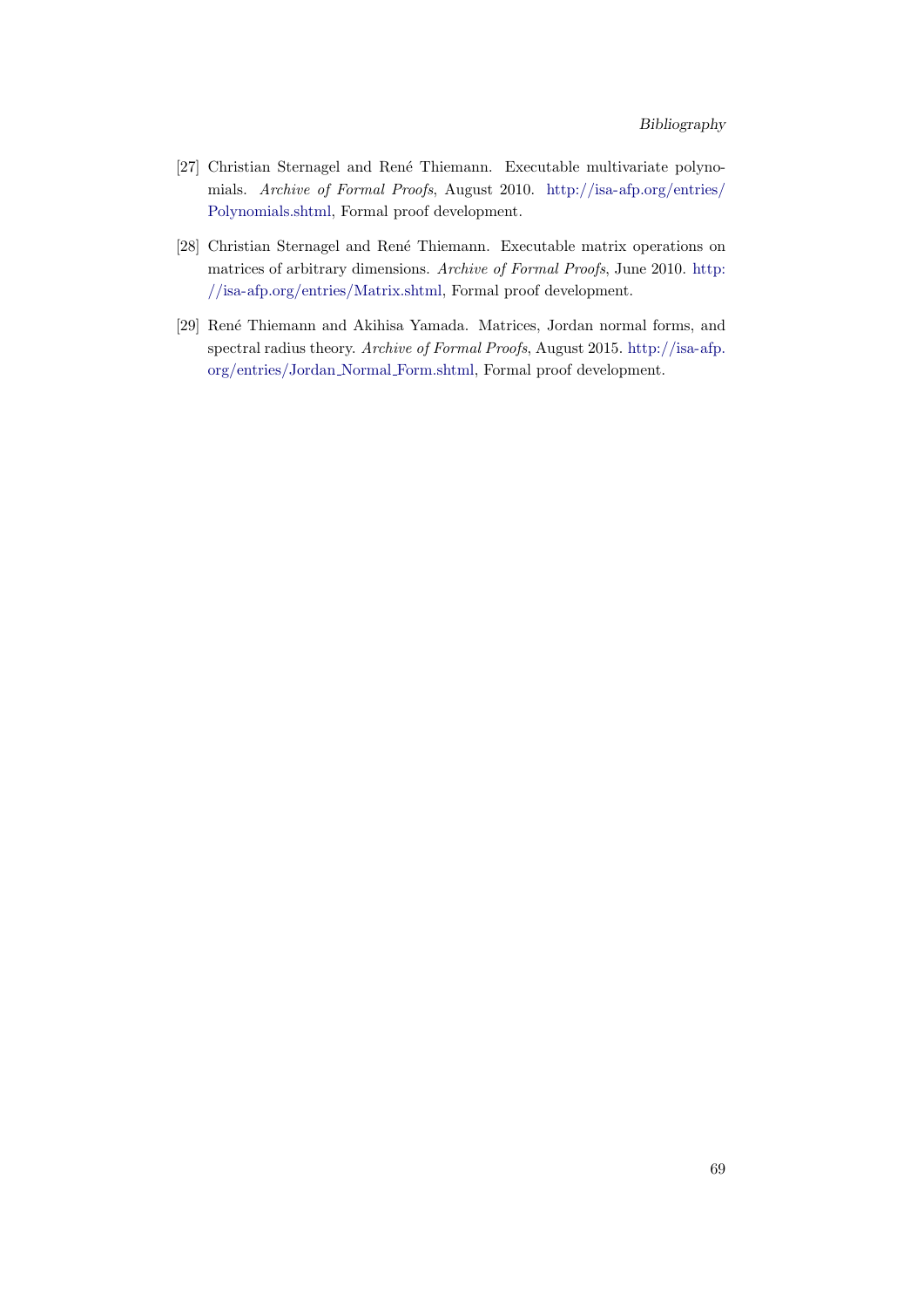[27] Christian Sternagel and René Thiemann. Executable multivariate polynomials. *Archive of Formal Proofs*, August 2010. http://isa-afp.org/entries/Polynomials.shtml, Formal proof development.

[28] Christian Sternagel and René Thiemann. Executable matrix operations on matrices of arbitrary dimensions. *Archive of Formal Proofs*, June 2010. http://isa-afp.org/entries/Matrix.shtml, Formal proof development.

[29] René Thiemann and Akihisa Yamada. Matrices, Jordan normal forms, and spectral radius theory. *Archive of Formal Proofs*, August 2015. http://isa-afp.org/entries/Jordan_Normal_Form.shtml, Formal proof development.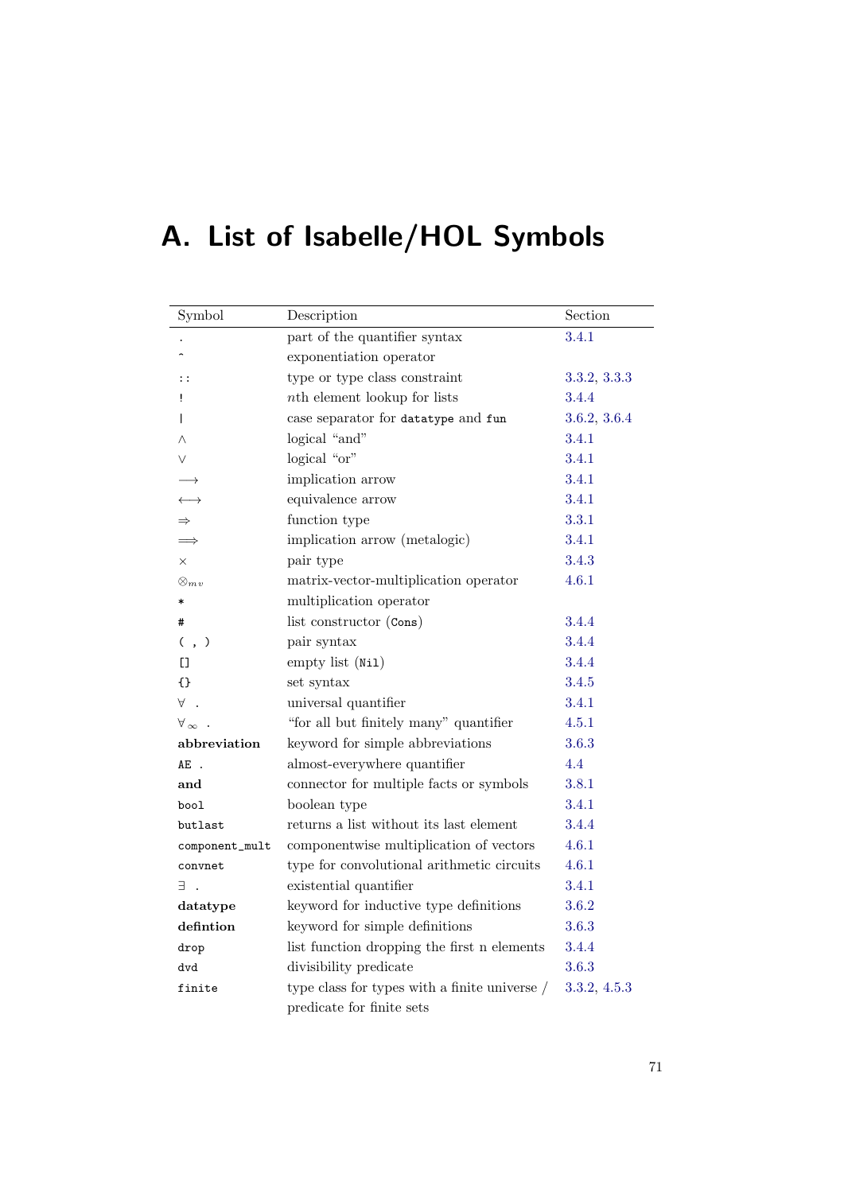# A. List of Isabelle/HOL Symbols

| Symbol | Description | Section |
|---|---|---|
| . | part of the quantifier syntax | 3.4.1 |
| ^ | exponentiation operator | |
| :: | type or type class constraint | 3.3.2, 3.3.3 |
| ! | $n$th element lookup for lists | 3.4.4 |
| \| | case separator for `datatype` and `fun` | 3.6.2, 3.6.4 |
| $\wedge$ | logical "and" | 3.4.1 |
| $\vee$ | logical "or" | 3.4.1 |
| $\longrightarrow$ | implication arrow | 3.4.1 |
| $\longleftrightarrow$ | equivalence arrow | 3.4.1 |
| $\Rightarrow$ | function type | 3.3.1 |
| $\Longrightarrow$ | implication arrow (metalogic) | 3.4.1 |
| $\times$ | pair type | 3.4.3 |
| $\otimes_{mv}$ | matrix-vector-multiplication operator | 4.6.1 |
| * | multiplication operator | |
| # | list constructor (`Cons`) | 3.4.4 |
| ( , ) | pair syntax | 3.4.4 |
| [] | empty list (`Nil`) | 3.4.4 |
| {} | set syntax | 3.4.5 |
| $\forall$ . | universal quantifier | 3.4.1 |
| $\forall_\infty$ . | "for all but finitely many" quantifier | 4.5.1 |
| **abbreviation** | keyword for simple abbreviations | 3.6.3 |
| `AE .` | almost-everywhere quantifier | 4.4 |
| **and** | connector for multiple facts or symbols | 3.8.1 |
| `bool` | boolean type | 3.4.1 |
| `butlast` | returns a list without its last element | 3.4.4 |
| `component_mult` | componentwise multiplication of vectors | 4.6.1 |
| `convnet` | type for convolutional arithmetic circuits | 4.6.1 |
| $\exists$ . | existential quantifier | 3.4.1 |
| **datatype** | keyword for inductive type definitions | 3.6.2 |
| **defintion** | keyword for simple definitions | 3.6.3 |
| `drop` | list function dropping the first n elements | 3.4.4 |
| `dvd` | divisibility predicate | 3.6.3 |
| `finite` | type class for types with a finite universe / predicate for finite sets | 3.3.2, 4.5.3 |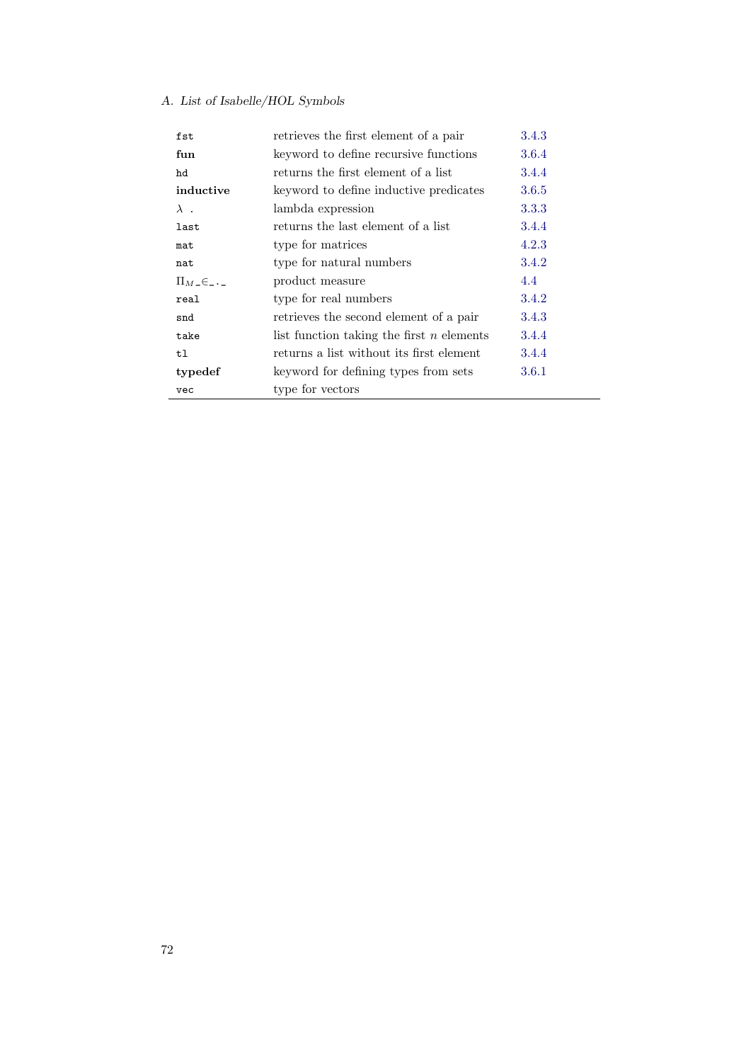| | | |
|---|---|---|
| `fst` | retrieves the first element of a pair | 3.4.3 |
| **fun** | keyword to define recursive functions | 3.6.4 |
| `hd` | returns the first element of a list | 3.4.4 |
| **inductive** | keyword to define inductive predicates | 3.6.5 |
| $\lambda$ . | lambda expression | 3.3.3 |
| `last` | returns the last element of a list | 3.4.4 |
| `mat` | type for matrices | 4.2.3 |
| `nat` | type for natural numbers | 3.4.2 |
| $\Pi_{M\,\_\in\_.\,\_}$ | product measure | 4.4 |
| `real` | type for real numbers | 3.4.2 |
| `snd` | retrieves the second element of a pair | 3.4.3 |
| `take` | list function taking the first $n$ elements | 3.4.4 |
| `tl` | returns a list without its first element | 3.4.4 |
| **typedef** | keyword for defining types from sets | 3.6.1 |
| `vec` | type for vectors | |